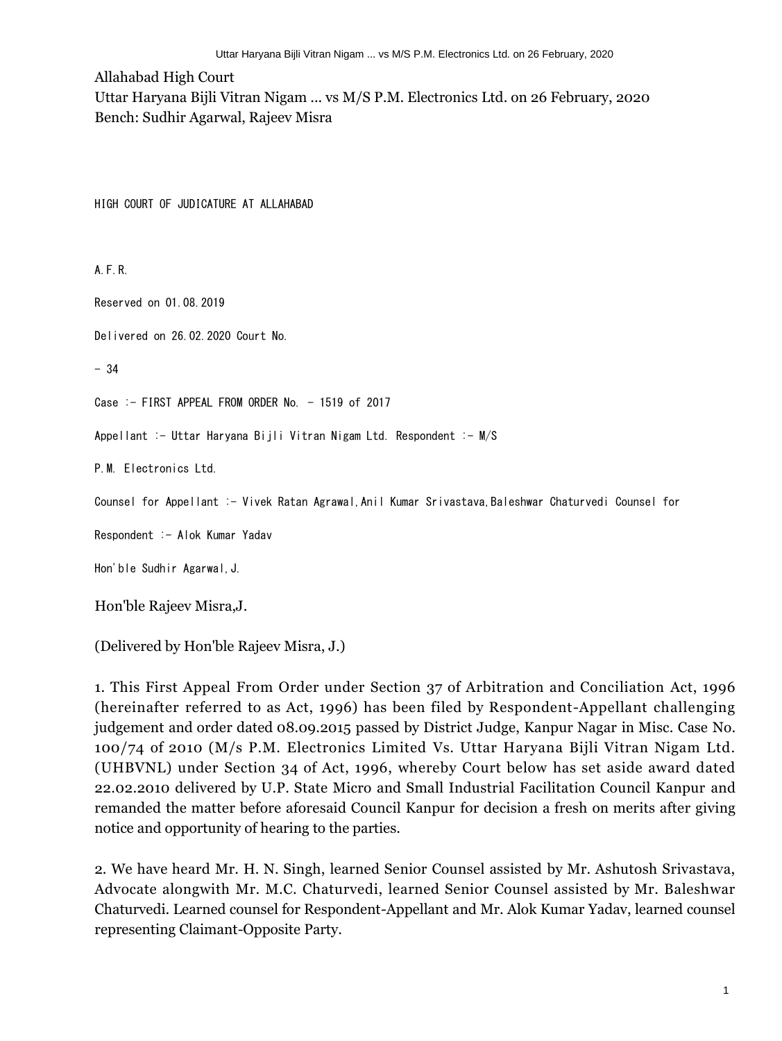Allahabad High Court

Uttar Haryana Bijli Vitran Nigam ... vs M/S P.M. Electronics Ltd. on 26 February, 2020

Bench: Sudhir Agarwal, Rajeev Misra

HIGH COURT OF JUDICATURE AT ALLAHABAD

A.F.R.

Reserved on 01.08.2019

Delivered on 26.02.2020 Court No.

\- 34

Case :- FIRST APPEAL FROM ORDER No. - 1519 of 2017

Appellant :- Uttar Haryana Bijli Vitran Nigam Ltd. Respondent :- M/S

P.M. Electronics Ltd.

Counsel for Appellant :- Vivek Ratan Agrawal,Anil Kumar Srivastava,Baleshwar Chaturvedi Counsel for

Respondent :- Alok Kumar Yadav

Hon'ble Sudhir Agarwal,J.

Hon'ble Rajeev Misra,J.

(Delivered by Hon'ble Rajeev Misra, J.)

1\. This First Appeal From Order under Section 37 of Arbitration and Conciliation Act, 1996 (hereinafter referred to as Act, 1996) has been filed by Respondent-Appellant challenging judgement and order dated 08.09.2015 passed by District Judge, Kanpur Nagar in Misc. Case No. 100/74 of 2010 (M/s P.M. Electronics Limited Vs. Uttar Haryana Bijli Vitran Nigam Ltd. (UHBVNL) under Section 34 of Act, 1996, whereby Court below has set aside award dated 22.02.2010 delivered by U.P. State Micro and Small Industrial Facilitation Council Kanpur and remanded the matter before aforesaid Council Kanpur for decision a fresh on merits after giving notice and opportunity of hearing to the parties.

2\. We have heard Mr. H. N. Singh, learned Senior Counsel assisted by Mr. Ashutosh Srivastava, Advocate alongwith Mr. M.C. Chaturvedi, learned Senior Counsel assisted by Mr. Baleshwar Chaturvedi. Learned counsel for Respondent-Appellant and Mr. Alok Kumar Yadav, learned counsel representing Claimant-Opposite Party.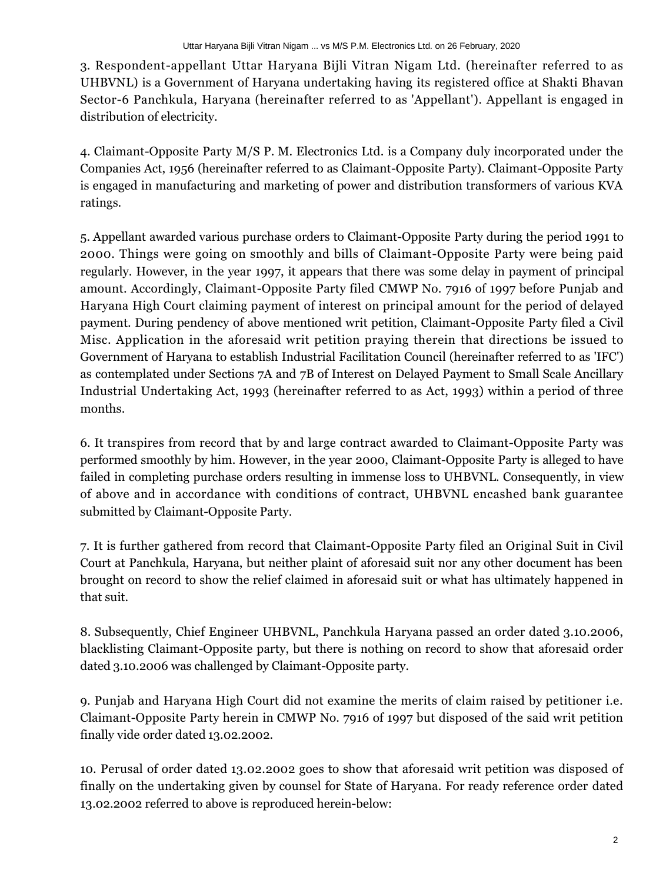3. Respondent-appellant Uttar Haryana Bijli Vitran Nigam Ltd. (hereinafter referred to as UHBVNL) is a Government of Haryana undertaking having its registered office at Shakti Bhavan Sector-6 Panchkula, Haryana (hereinafter referred to as 'Appellant'). Appellant is engaged in distribution of electricity.

4. Claimant-Opposite Party M/S P. M. Electronics Ltd. is a Company duly incorporated under the Companies Act, 1956 (hereinafter referred to as Claimant-Opposite Party). Claimant-Opposite Party is engaged in manufacturing and marketing of power and distribution transformers of various KVA ratings.

5. Appellant awarded various purchase orders to Claimant-Opposite Party during the period 1991 to 2000. Things were going on smoothly and bills of Claimant-Opposite Party were being paid regularly. However, in the year 1997, it appears that there was some delay in payment of principal amount. Accordingly, Claimant-Opposite Party filed CMWP No. 7916 of 1997 before Punjab and Haryana High Court claiming payment of interest on principal amount for the period of delayed payment. During pendency of above mentioned writ petition, Claimant-Opposite Party filed a Civil Misc. Application in the aforesaid writ petition praying therein that directions be issued to Government of Haryana to establish Industrial Facilitation Council (hereinafter referred to as 'IFC') as contemplated under Sections 7A and 7B of Interest on Delayed Payment to Small Scale Ancillary Industrial Undertaking Act, 1993 (hereinafter referred to as Act, 1993) within a period of three months.

6. It transpires from record that by and large contract awarded to Claimant-Opposite Party was performed smoothly by him. However, in the year 2000, Claimant-Opposite Party is alleged to have failed in completing purchase orders resulting in immense loss to UHBVNL. Consequently, in view of above and in accordance with conditions of contract, UHBVNL encashed bank guarantee submitted by Claimant-Opposite Party.

7. It is further gathered from record that Claimant-Opposite Party filed an Original Suit in Civil Court at Panchkula, Haryana, but neither plaint of aforesaid suit nor any other document has been brought on record to show the relief claimed in aforesaid suit or what has ultimately happened in that suit.

8. Subsequently, Chief Engineer UHBVNL, Panchkula Haryana passed an order dated 3.10.2006, blacklisting Claimant-Opposite party, but there is nothing on record to show that aforesaid order dated 3.10.2006 was challenged by Claimant-Opposite party.

9. Punjab and Haryana High Court did not examine the merits of claim raised by petitioner i.e. Claimant-Opposite Party herein in CMWP No. 7916 of 1997 but disposed of the said writ petition finally vide order dated 13.02.2002.

10. Perusal of order dated 13.02.2002 goes to show that aforesaid writ petition was disposed of finally on the undertaking given by counsel for State of Haryana. For ready reference order dated 13.02.2002 referred to above is reproduced herein-below: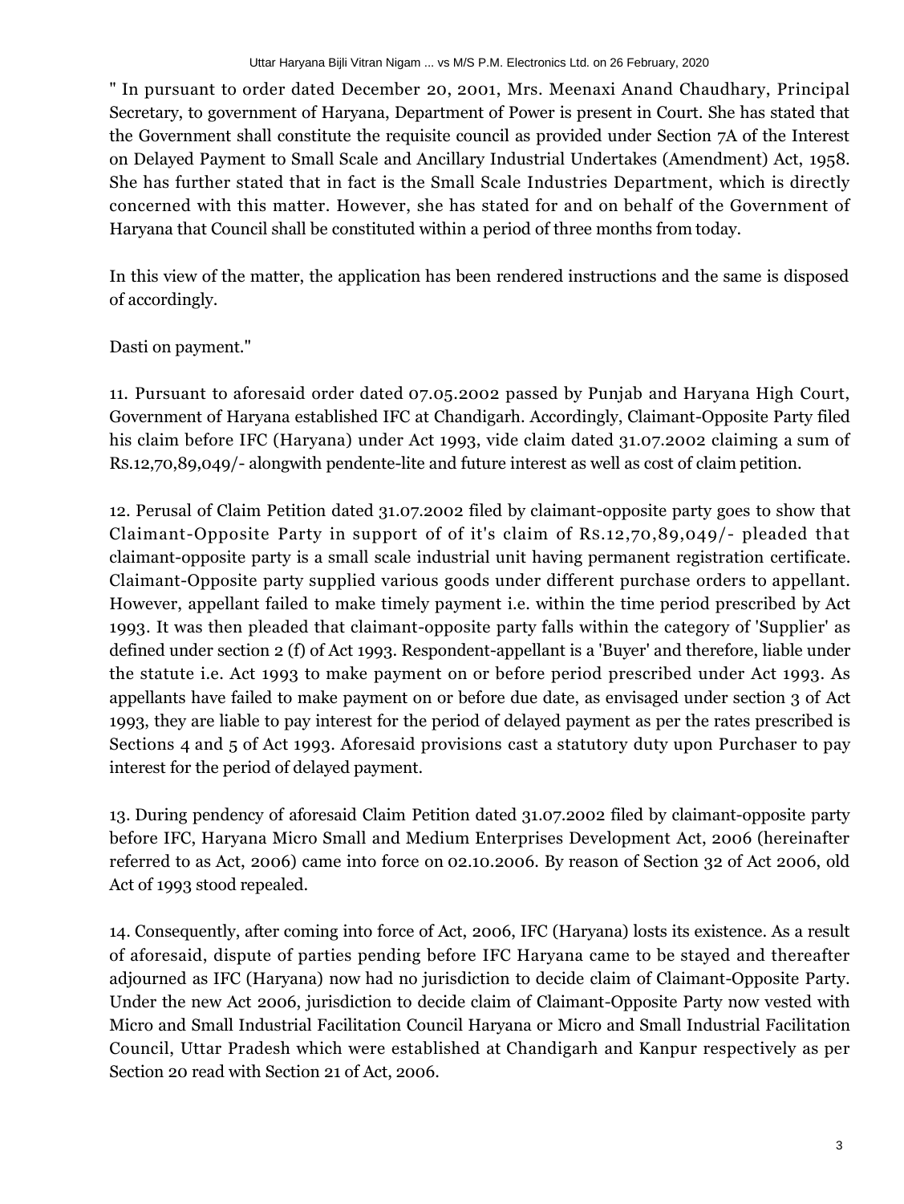" In pursuant to order dated December 20, 2001, Mrs. Meenaxi Anand Chaudhary, Principal Secretary, to government of Haryana, Department of Power is present in Court. She has stated that the Government shall constitute the requisite council as provided under Section 7A of the Interest on Delayed Payment to Small Scale and Ancillary Industrial Undertakes (Amendment) Act, 1958. She has further stated that in fact is the Small Scale Industries Department, which is directly concerned with this matter. However, she has stated for and on behalf of the Government of Haryana that Council shall be constituted within a period of three months from today.

In this view of the matter, the application has been rendered instructions and the same is disposed of accordingly.

Dasti on payment."

11. Pursuant to aforesaid order dated 07.05.2002 passed by Punjab and Haryana High Court, Government of Haryana established IFC at Chandigarh. Accordingly, Claimant-Opposite Party filed his claim before IFC (Haryana) under Act 1993, vide claim dated 31.07.2002 claiming a sum of Rs.12,70,89,049/- alongwith pendente-lite and future interest as well as cost of claim petition.

12. Perusal of Claim Petition dated 31.07.2002 filed by claimant-opposite party goes to show that Claimant-Opposite Party in support of of it's claim of Rs.12,70,89,049/- pleaded that claimant-opposite party is a small scale industrial unit having permanent registration certificate. Claimant-Opposite party supplied various goods under different purchase orders to appellant. However, appellant failed to make timely payment i.e. within the time period prescribed by Act 1993. It was then pleaded that claimant-opposite party falls within the category of 'Supplier' as defined under section 2 (f) of Act 1993. Respondent-appellant is a 'Buyer' and therefore, liable under the statute i.e. Act 1993 to make payment on or before period prescribed under Act 1993. As appellants have failed to make payment on or before due date, as envisaged under section 3 of Act 1993, they are liable to pay interest for the period of delayed payment as per the rates prescribed is Sections 4 and 5 of Act 1993. Aforesaid provisions cast a statutory duty upon Purchaser to pay interest for the period of delayed payment.

13. During pendency of aforesaid Claim Petition dated 31.07.2002 filed by claimant-opposite party before IFC, Haryana Micro Small and Medium Enterprises Development Act, 2006 (hereinafter referred to as Act, 2006) came into force on 02.10.2006. By reason of Section 32 of Act 2006, old Act of 1993 stood repealed.

14. Consequently, after coming into force of Act, 2006, IFC (Haryana) losts its existence. As a result of aforesaid, dispute of parties pending before IFC Haryana came to be stayed and thereafter adjourned as IFC (Haryana) now had no jurisdiction to decide claim of Claimant-Opposite Party. Under the new Act 2006, jurisdiction to decide claim of Claimant-Opposite Party now vested with Micro and Small Industrial Facilitation Council Haryana or Micro and Small Industrial Facilitation Council, Uttar Pradesh which were established at Chandigarh and Kanpur respectively as per Section 20 read with Section 21 of Act, 2006.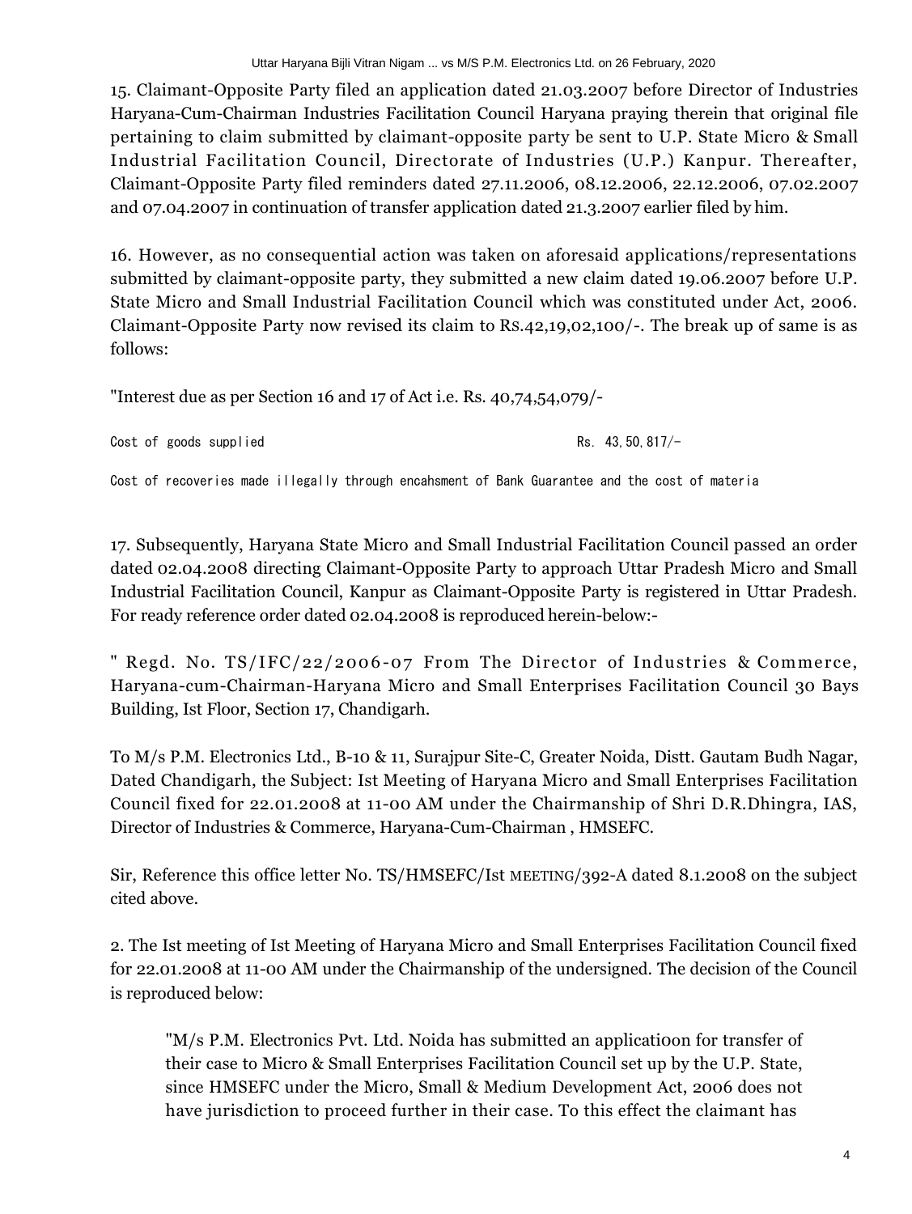15. Claimant-Opposite Party filed an application dated 21.03.2007 before Director of Industries Haryana-Cum-Chairman Industries Facilitation Council Haryana praying therein that original file pertaining to claim submitted by claimant-opposite party be sent to U.P. State Micro & Small Industrial Facilitation Council, Directorate of Industries (U.P.) Kanpur. Thereafter, Claimant-Opposite Party filed reminders dated 27.11.2006, 08.12.2006, 22.12.2006, 07.02.2007 and 07.04.2007 in continuation of transfer application dated 21.3.2007 earlier filed by him.

16. However, as no consequential action was taken on aforesaid applications/representations submitted by claimant-opposite party, they submitted a new claim dated 19.06.2007 before U.P. State Micro and Small Industrial Facilitation Council which was constituted under Act, 2006. Claimant-Opposite Party now revised its claim to Rs.42,19,02,100/-. The break up of same is as follows:

"Interest due as per Section 16 and 17 of Act i.e. Rs. 40,74,54,079/-

```
Cost of goods supplied                                          Rs. 43,50,817/-

Cost of recoveries made illegally through encahsment of Bank Guarantee and the cost of materia
```

17. Subsequently, Haryana State Micro and Small Industrial Facilitation Council passed an order dated 02.04.2008 directing Claimant-Opposite Party to approach Uttar Pradesh Micro and Small Industrial Facilitation Council, Kanpur as Claimant-Opposite Party is registered in Uttar Pradesh. For ready reference order dated 02.04.2008 is reproduced herein-below:-

" Regd. No. TS/IFC/22/2006-07 From The Director of Industries & Commerce, Haryana-cum-Chairman-Haryana Micro and Small Enterprises Facilitation Council 30 Bays Building, Ist Floor, Section 17, Chandigarh.

To M/s P.M. Electronics Ltd., B-10 & 11, Surajpur Site-C, Greater Noida, Distt. Gautam Budh Nagar, Dated Chandigarh, the Subject: Ist Meeting of Haryana Micro and Small Enterprises Facilitation Council fixed for 22.01.2008 at 11-00 AM under the Chairmanship of Shri D.R.Dhingra, IAS, Director of Industries & Commerce, Haryana-Cum-Chairman , HMSEFC.

Sir, Reference this office letter No. TS/HMSEFC/Ist MEETING/392-A dated 8.1.2008 on the subject cited above.

2. The Ist meeting of Ist Meeting of Haryana Micro and Small Enterprises Facilitation Council fixed for 22.01.2008 at 11-00 AM under the Chairmanship of the undersigned. The decision of the Council is reproduced below:

> "M/s P.M. Electronics Pvt. Ltd. Noida has submitted an applicatioon for transfer of their case to Micro & Small Enterprises Facilitation Council set up by the U.P. State, since HMSEFC under the Micro, Small & Medium Development Act, 2006 does not have jurisdiction to proceed further in their case. To this effect the claimant has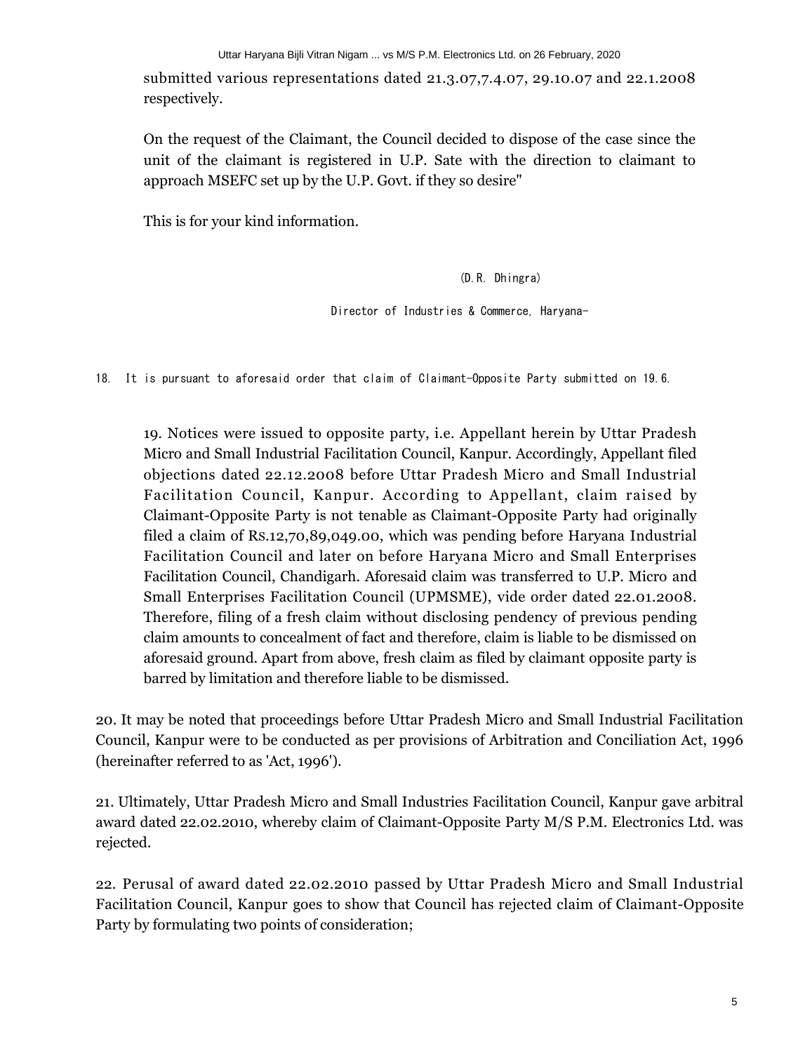submitted various representations dated 21.3.07,7.4.07, 29.10.07 and 22.1.2008 respectively.

On the request of the Claimant, the Council decided to dispose of the case since the unit of the claimant is registered in U.P. Sate with the direction to claimant to approach MSEFC set up by the U.P. Govt. if they so desire"

This is for your kind information.

(D.R. Dhingra)

Director of Industries & Commerce, Haryana-

18. It is pursuant to aforesaid order that claim of Claimant-Opposite Party submitted on 19.6.

19. Notices were issued to opposite party, i.e. Appellant herein by Uttar Pradesh Micro and Small Industrial Facilitation Council, Kanpur. Accordingly, Appellant filed objections dated 22.12.2008 before Uttar Pradesh Micro and Small Industrial Facilitation Council, Kanpur. According to Appellant, claim raised by Claimant-Opposite Party is not tenable as Claimant-Opposite Party had originally filed a claim of RS.12,70,89,049.00, which was pending before Haryana Industrial Facilitation Council and later on before Haryana Micro and Small Enterprises Facilitation Council, Chandigarh. Aforesaid claim was transferred to U.P. Micro and Small Enterprises Facilitation Council (UPMSME), vide order dated 22.01.2008. Therefore, filing of a fresh claim without disclosing pendency of previous pending claim amounts to concealment of fact and therefore, claim is liable to be dismissed on aforesaid ground. Apart from above, fresh claim as filed by claimant opposite party is barred by limitation and therefore liable to be dismissed.

20. It may be noted that proceedings before Uttar Pradesh Micro and Small Industrial Facilitation Council, Kanpur were to be conducted as per provisions of Arbitration and Conciliation Act, 1996 (hereinafter referred to as 'Act, 1996').

21. Ultimately, Uttar Pradesh Micro and Small Industries Facilitation Council, Kanpur gave arbitral award dated 22.02.2010, whereby claim of Claimant-Opposite Party M/S P.M. Electronics Ltd. was rejected.

22. Perusal of award dated 22.02.2010 passed by Uttar Pradesh Micro and Small Industrial Facilitation Council, Kanpur goes to show that Council has rejected claim of Claimant-Opposite Party by formulating two points of consideration;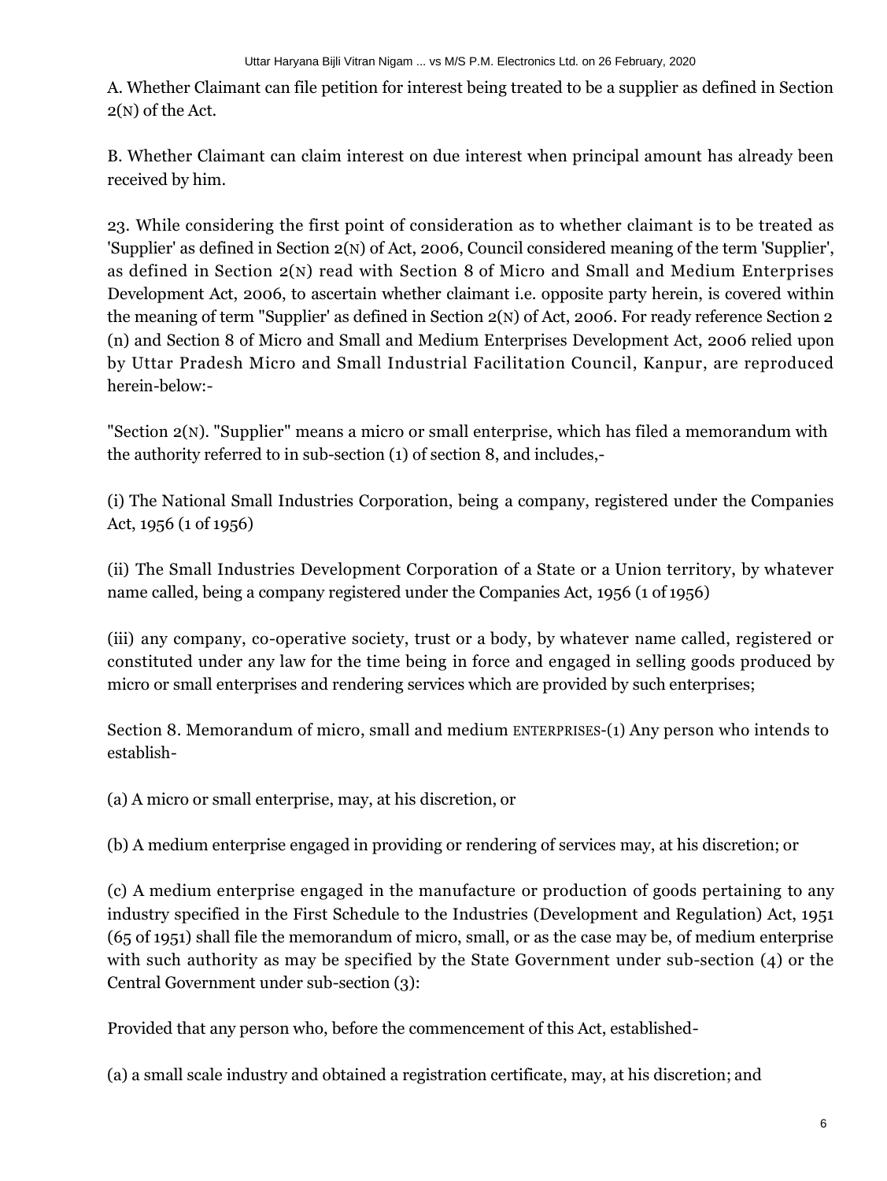A. Whether Claimant can file petition for interest being treated to be a supplier as defined in Section 2(N) of the Act.

B. Whether Claimant can claim interest on due interest when principal amount has already been received by him.

23. While considering the first point of consideration as to whether claimant is to be treated as 'Supplier' as defined in Section 2(N) of Act, 2006, Council considered meaning of the term 'Supplier', as defined in Section 2(N) read with Section 8 of Micro and Small and Medium Enterprises Development Act, 2006, to ascertain whether claimant i.e. opposite party herein, is covered within the meaning of term "Supplier' as defined in Section 2(N) of Act, 2006. For ready reference Section 2 (n) and Section 8 of Micro and Small and Medium Enterprises Development Act, 2006 relied upon by Uttar Pradesh Micro and Small Industrial Facilitation Council, Kanpur, are reproduced herein-below:-

"Section 2(N). "Supplier" means a micro or small enterprise, which has filed a memorandum with the authority referred to in sub-section (1) of section 8, and includes,-

(i) The National Small Industries Corporation, being a company, registered under the Companies Act, 1956 (1 of 1956)

(ii) The Small Industries Development Corporation of a State or a Union territory, by whatever name called, being a company registered under the Companies Act, 1956 (1 of 1956)

(iii) any company, co-operative society, trust or a body, by whatever name called, registered or constituted under any law for the time being in force and engaged in selling goods produced by micro or small enterprises and rendering services which are provided by such enterprises;

Section 8. Memorandum of micro, small and medium ENTERPRISES-(1) Any person who intends to establish-

(a) A micro or small enterprise, may, at his discretion, or

(b) A medium enterprise engaged in providing or rendering of services may, at his discretion; or

(c) A medium enterprise engaged in the manufacture or production of goods pertaining to any industry specified in the First Schedule to the Industries (Development and Regulation) Act, 1951 (65 of 1951) shall file the memorandum of micro, small, or as the case may be, of medium enterprise with such authority as may be specified by the State Government under sub-section (4) or the Central Government under sub-section (3):

Provided that any person who, before the commencement of this Act, established-

(a) a small scale industry and obtained a registration certificate, may, at his discretion; and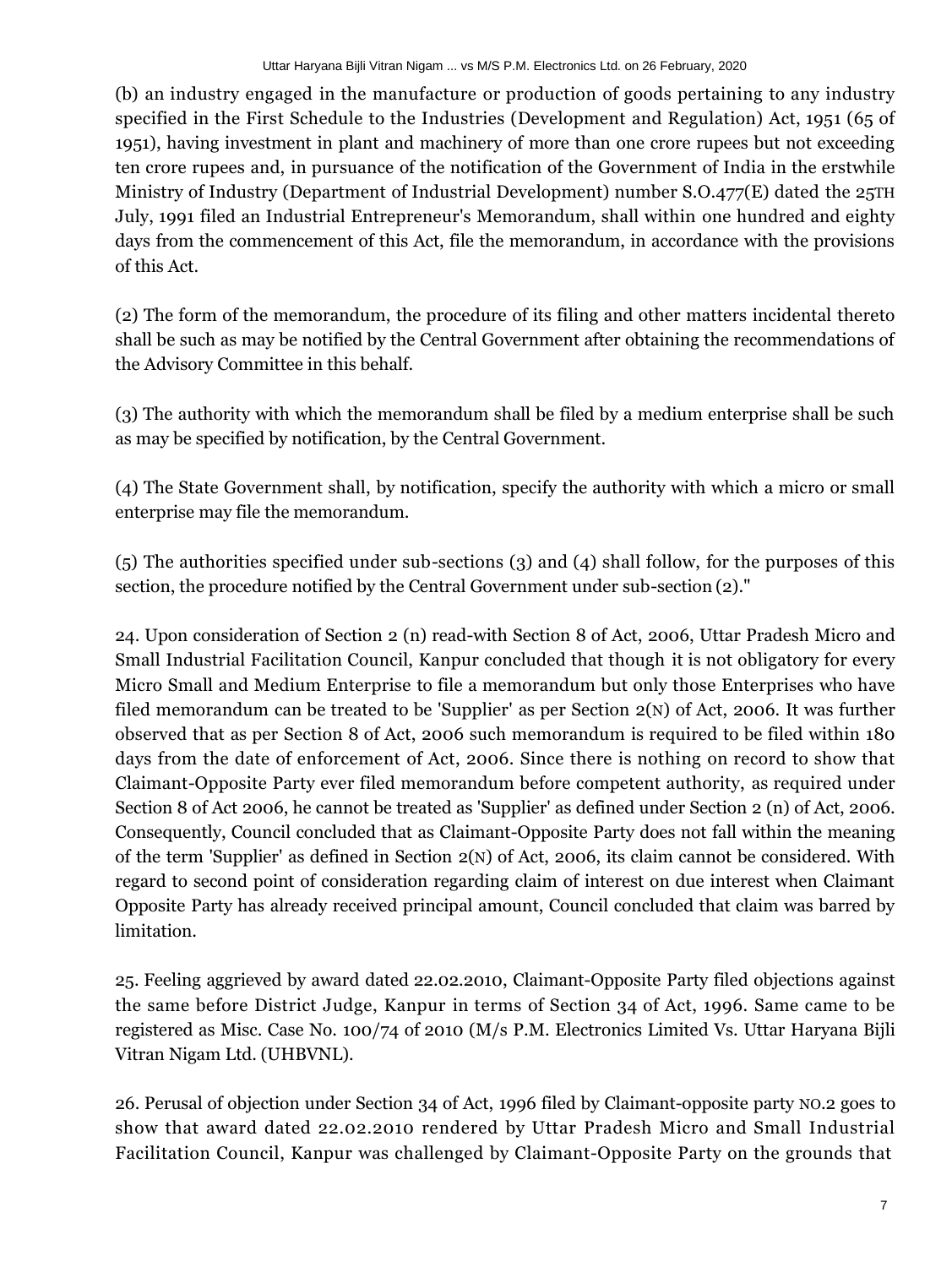(b) an industry engaged in the manufacture or production of goods pertaining to any industry specified in the First Schedule to the Industries (Development and Regulation) Act, 1951 (65 of 1951), having investment in plant and machinery of more than one crore rupees but not exceeding ten crore rupees and, in pursuance of the notification of the Government of India in the erstwhile Ministry of Industry (Department of Industrial Development) number S.O.477(E) dated the 25TH July, 1991 filed an Industrial Entrepreneur's Memorandum, shall within one hundred and eighty days from the commencement of this Act, file the memorandum, in accordance with the provisions of this Act.

(2) The form of the memorandum, the procedure of its filing and other matters incidental thereto shall be such as may be notified by the Central Government after obtaining the recommendations of the Advisory Committee in this behalf.

(3) The authority with which the memorandum shall be filed by a medium enterprise shall be such as may be specified by notification, by the Central Government.

(4) The State Government shall, by notification, specify the authority with which a micro or small enterprise may file the memorandum.

(5) The authorities specified under sub-sections (3) and (4) shall follow, for the purposes of this section, the procedure notified by the Central Government under sub-section (2)."

24. Upon consideration of Section 2 (n) read-with Section 8 of Act, 2006, Uttar Pradesh Micro and Small Industrial Facilitation Council, Kanpur concluded that though it is not obligatory for every Micro Small and Medium Enterprise to file a memorandum but only those Enterprises who have filed memorandum can be treated to be 'Supplier' as per Section 2(N) of Act, 2006. It was further observed that as per Section 8 of Act, 2006 such memorandum is required to be filed within 180 days from the date of enforcement of Act, 2006. Since there is nothing on record to show that Claimant-Opposite Party ever filed memorandum before competent authority, as required under Section 8 of Act 2006, he cannot be treated as 'Supplier' as defined under Section 2 (n) of Act, 2006. Consequently, Council concluded that as Claimant-Opposite Party does not fall within the meaning of the term 'Supplier' as defined in Section 2(N) of Act, 2006, its claim cannot be considered. With regard to second point of consideration regarding claim of interest on due interest when Claimant Opposite Party has already received principal amount, Council concluded that claim was barred by limitation.

25. Feeling aggrieved by award dated 22.02.2010, Claimant-Opposite Party filed objections against the same before District Judge, Kanpur in terms of Section 34 of Act, 1996. Same came to be registered as Misc. Case No. 100/74 of 2010 (M/s P.M. Electronics Limited Vs. Uttar Haryana Bijli Vitran Nigam Ltd. (UHBVNL).

26. Perusal of objection under Section 34 of Act, 1996 filed by Claimant-opposite party NO.2 goes to show that award dated 22.02.2010 rendered by Uttar Pradesh Micro and Small Industrial Facilitation Council, Kanpur was challenged by Claimant-Opposite Party on the grounds that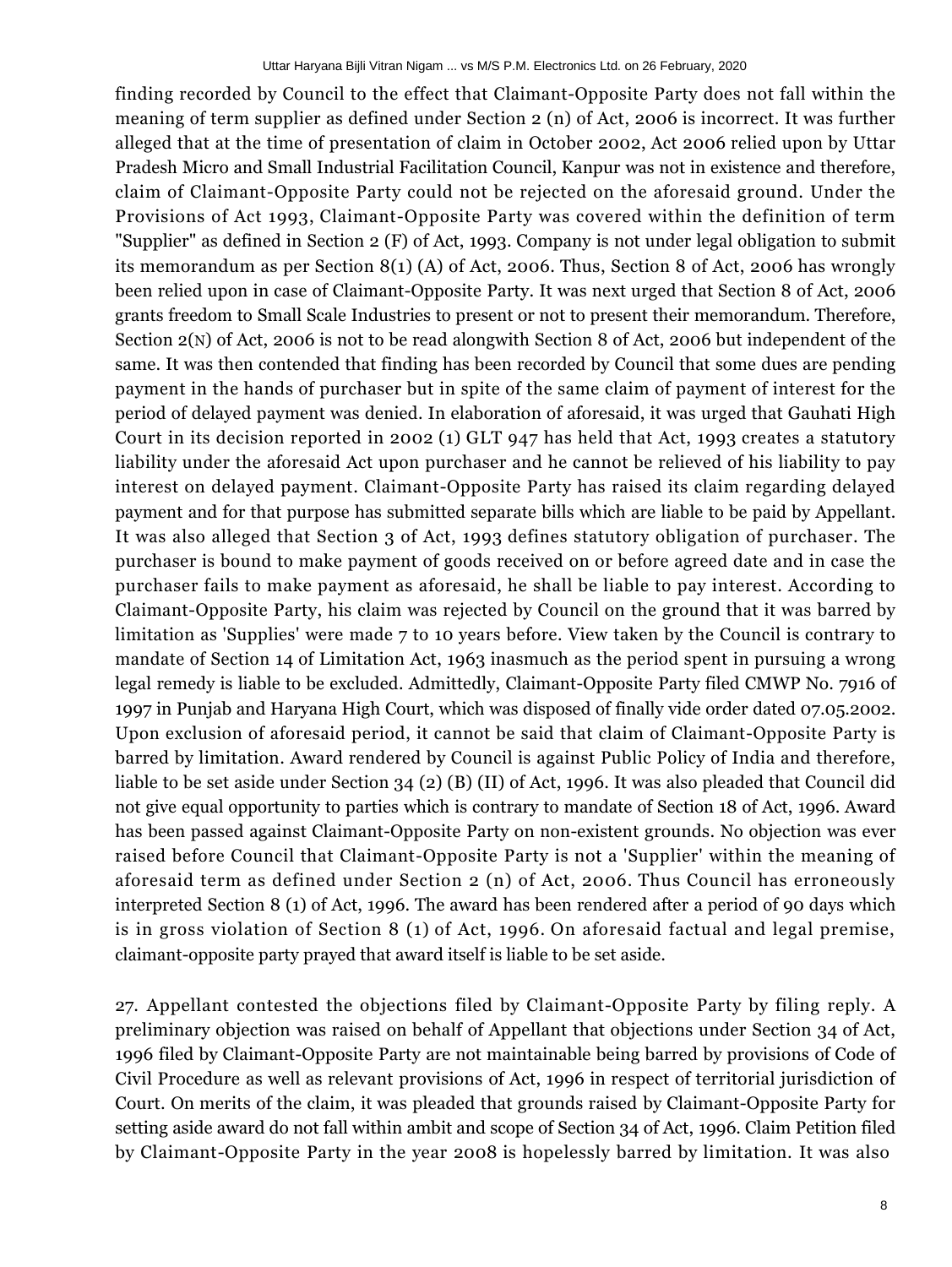finding recorded by Council to the effect that Claimant-Opposite Party does not fall within the meaning of term supplier as defined under Section 2 (n) of Act, 2006 is incorrect. It was further alleged that at the time of presentation of claim in October 2002, Act 2006 relied upon by Uttar Pradesh Micro and Small Industrial Facilitation Council, Kanpur was not in existence and therefore, claim of Claimant-Opposite Party could not be rejected on the aforesaid ground. Under the Provisions of Act 1993, Claimant-Opposite Party was covered within the definition of term "Supplier" as defined in Section 2 (F) of Act, 1993. Company is not under legal obligation to submit its memorandum as per Section 8(1) (A) of Act, 2006. Thus, Section 8 of Act, 2006 has wrongly been relied upon in case of Claimant-Opposite Party. It was next urged that Section 8 of Act, 2006 grants freedom to Small Scale Industries to present or not to present their memorandum. Therefore, Section 2(N) of Act, 2006 is not to be read alongwith Section 8 of Act, 2006 but independent of the same. It was then contended that finding has been recorded by Council that some dues are pending payment in the hands of purchaser but in spite of the same claim of payment of interest for the period of delayed payment was denied. In elaboration of aforesaid, it was urged that Gauhati High Court in its decision reported in 2002 (1) GLT 947 has held that Act, 1993 creates a statutory liability under the aforesaid Act upon purchaser and he cannot be relieved of his liability to pay interest on delayed payment. Claimant-Opposite Party has raised its claim regarding delayed payment and for that purpose has submitted separate bills which are liable to be paid by Appellant. It was also alleged that Section 3 of Act, 1993 defines statutory obligation of purchaser. The purchaser is bound to make payment of goods received on or before agreed date and in case the purchaser fails to make payment as aforesaid, he shall be liable to pay interest. According to Claimant-Opposite Party, his claim was rejected by Council on the ground that it was barred by limitation as 'Supplies' were made 7 to 10 years before. View taken by the Council is contrary to mandate of Section 14 of Limitation Act, 1963 inasmuch as the period spent in pursuing a wrong legal remedy is liable to be excluded. Admittedly, Claimant-Opposite Party filed CMWP No. 7916 of 1997 in Punjab and Haryana High Court, which was disposed of finally vide order dated 07.05.2002. Upon exclusion of aforesaid period, it cannot be said that claim of Claimant-Opposite Party is barred by limitation. Award rendered by Council is against Public Policy of India and therefore, liable to be set aside under Section 34 (2) (B) (II) of Act, 1996. It was also pleaded that Council did not give equal opportunity to parties which is contrary to mandate of Section 18 of Act, 1996. Award has been passed against Claimant-Opposite Party on non-existent grounds. No objection was ever raised before Council that Claimant-Opposite Party is not a 'Supplier' within the meaning of aforesaid term as defined under Section 2 (n) of Act, 2006. Thus Council has erroneously interpreted Section 8 (1) of Act, 1996. The award has been rendered after a period of 90 days which is in gross violation of Section 8 (1) of Act, 1996. On aforesaid factual and legal premise, claimant-opposite party prayed that award itself is liable to be set aside.

27. Appellant contested the objections filed by Claimant-Opposite Party by filing reply. A preliminary objection was raised on behalf of Appellant that objections under Section 34 of Act, 1996 filed by Claimant-Opposite Party are not maintainable being barred by provisions of Code of Civil Procedure as well as relevant provisions of Act, 1996 in respect of territorial jurisdiction of Court. On merits of the claim, it was pleaded that grounds raised by Claimant-Opposite Party for setting aside award do not fall within ambit and scope of Section 34 of Act, 1996. Claim Petition filed by Claimant-Opposite Party in the year 2008 is hopelessly barred by limitation. It was also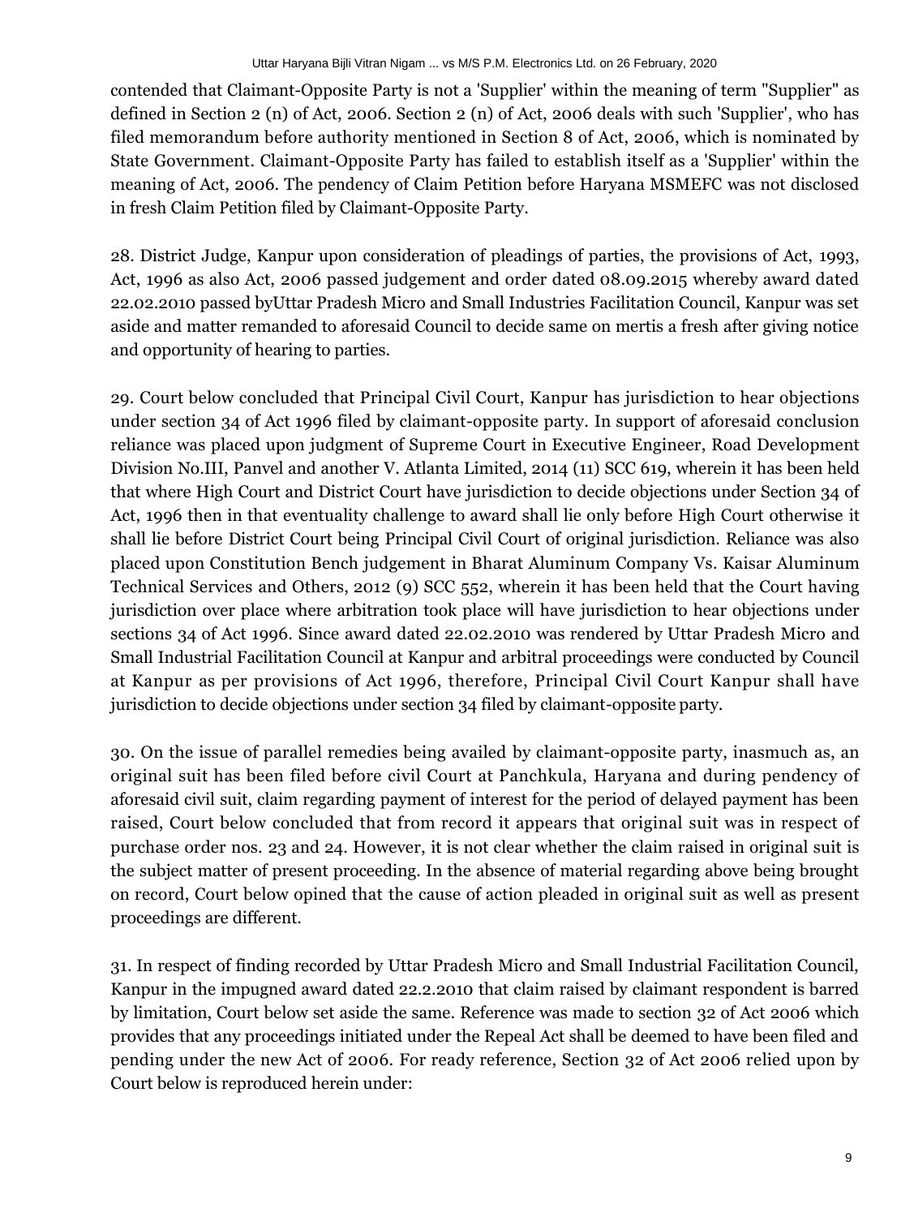contended that Claimant-Opposite Party is not a 'Supplier' within the meaning of term "Supplier" as defined in Section 2 (n) of Act, 2006. Section 2 (n) of Act, 2006 deals with such 'Supplier', who has filed memorandum before authority mentioned in Section 8 of Act, 2006, which is nominated by State Government. Claimant-Opposite Party has failed to establish itself as a 'Supplier' within the meaning of Act, 2006. The pendency of Claim Petition before Haryana MSMEFC was not disclosed in fresh Claim Petition filed by Claimant-Opposite Party.

28. District Judge, Kanpur upon consideration of pleadings of parties, the provisions of Act, 1993, Act, 1996 as also Act, 2006 passed judgement and order dated 08.09.2015 whereby award dated 22.02.2010 passed byUttar Pradesh Micro and Small Industries Facilitation Council, Kanpur was set aside and matter remanded to aforesaid Council to decide same on mertis a fresh after giving notice and opportunity of hearing to parties.

29. Court below concluded that Principal Civil Court, Kanpur has jurisdiction to hear objections under section 34 of Act 1996 filed by claimant-opposite party. In support of aforesaid conclusion reliance was placed upon judgment of Supreme Court in Executive Engineer, Road Development Division No.III, Panvel and another V. Atlanta Limited, 2014 (11) SCC 619, wherein it has been held that where High Court and District Court have jurisdiction to decide objections under Section 34 of Act, 1996 then in that eventuality challenge to award shall lie only before High Court otherwise it shall lie before District Court being Principal Civil Court of original jurisdiction. Reliance was also placed upon Constitution Bench judgement in Bharat Aluminum Company Vs. Kaisar Aluminum Technical Services and Others, 2012 (9) SCC 552, wherein it has been held that the Court having jurisdiction over place where arbitration took place will have jurisdiction to hear objections under sections 34 of Act 1996. Since award dated 22.02.2010 was rendered by Uttar Pradesh Micro and Small Industrial Facilitation Council at Kanpur and arbitral proceedings were conducted by Council at Kanpur as per provisions of Act 1996, therefore, Principal Civil Court Kanpur shall have jurisdiction to decide objections under section 34 filed by claimant-opposite party.

30. On the issue of parallel remedies being availed by claimant-opposite party, inasmuch as, an original suit has been filed before civil Court at Panchkula, Haryana and during pendency of aforesaid civil suit, claim regarding payment of interest for the period of delayed payment has been raised, Court below concluded that from record it appears that original suit was in respect of purchase order nos. 23 and 24. However, it is not clear whether the claim raised in original suit is the subject matter of present proceeding. In the absence of material regarding above being brought on record, Court below opined that the cause of action pleaded in original suit as well as present proceedings are different.

31. In respect of finding recorded by Uttar Pradesh Micro and Small Industrial Facilitation Council, Kanpur in the impugned award dated 22.2.2010 that claim raised by claimant respondent is barred by limitation, Court below set aside the same. Reference was made to section 32 of Act 2006 which provides that any proceedings initiated under the Repeal Act shall be deemed to have been filed and pending under the new Act of 2006. For ready reference, Section 32 of Act 2006 relied upon by Court below is reproduced herein under: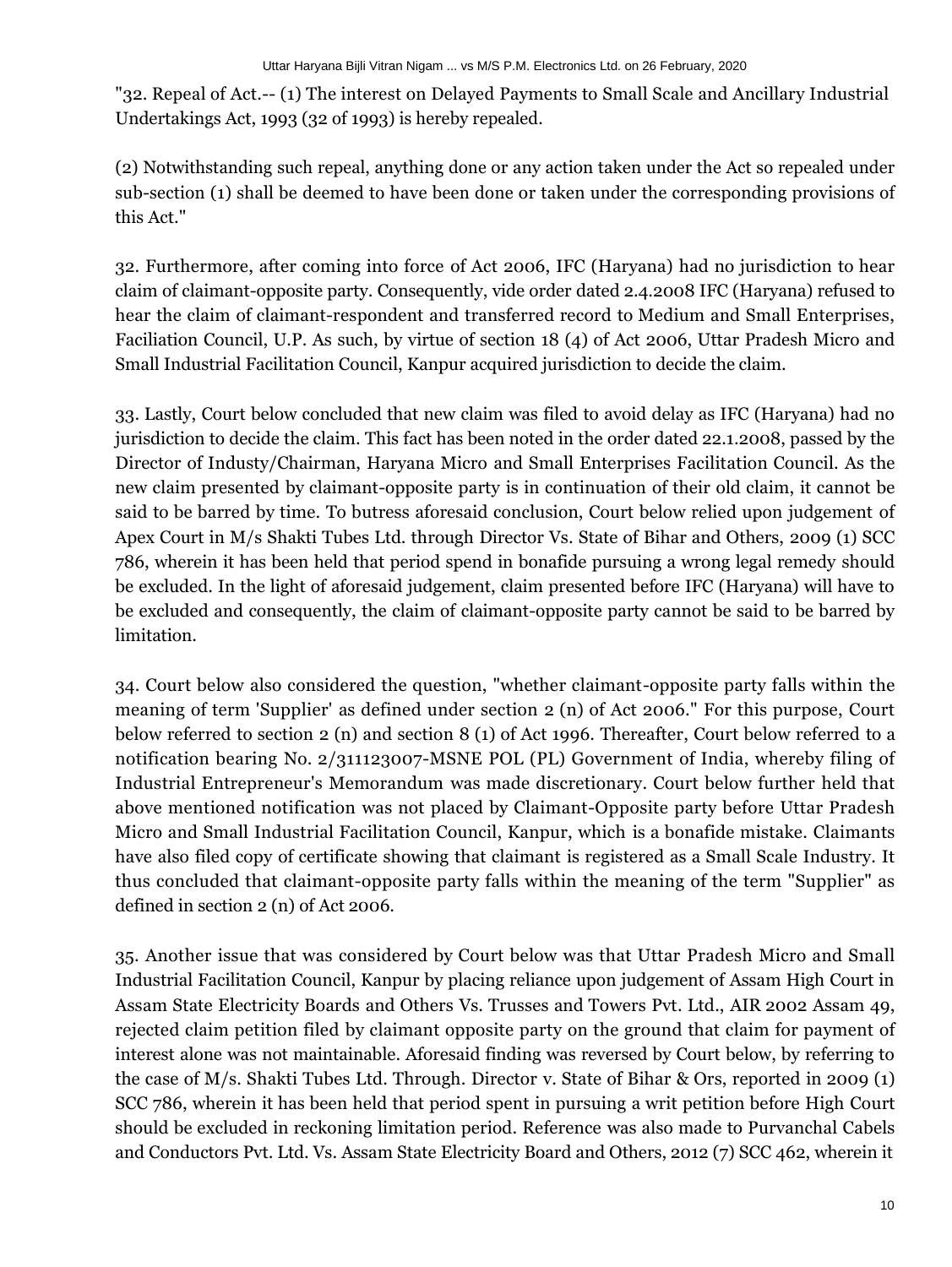"32. Repeal of Act.-- (1) The interest on Delayed Payments to Small Scale and Ancillary Industrial Undertakings Act, 1993 (32 of 1993) is hereby repealed.

(2) Notwithstanding such repeal, anything done or any action taken under the Act so repealed under sub-section (1) shall be deemed to have been done or taken under the corresponding provisions of this Act."

32. Furthermore, after coming into force of Act 2006, IFC (Haryana) had no jurisdiction to hear claim of claimant-opposite party. Consequently, vide order dated 2.4.2008 IFC (Haryana) refused to hear the claim of claimant-respondent and transferred record to Medium and Small Enterprises, Faciliation Council, U.P. As such, by virtue of section 18 (4) of Act 2006, Uttar Pradesh Micro and Small Industrial Facilitation Council, Kanpur acquired jurisdiction to decide the claim.

33. Lastly, Court below concluded that new claim was filed to avoid delay as IFC (Haryana) had no jurisdiction to decide the claim. This fact has been noted in the order dated 22.1.2008, passed by the Director of Industy/Chairman, Haryana Micro and Small Enterprises Facilitation Council. As the new claim presented by claimant-opposite party is in continuation of their old claim, it cannot be said to be barred by time. To butress aforesaid conclusion, Court below relied upon judgement of Apex Court in M/s Shakti Tubes Ltd. through Director Vs. State of Bihar and Others, 2009 (1) SCC 786, wherein it has been held that period spend in bonafide pursuing a wrong legal remedy should be excluded. In the light of aforesaid judgement, claim presented before IFC (Haryana) will have to be excluded and consequently, the claim of claimant-opposite party cannot be said to be barred by limitation.

34. Court below also considered the question, "whether claimant-opposite party falls within the meaning of term 'Supplier' as defined under section 2 (n) of Act 2006." For this purpose, Court below referred to section 2 (n) and section 8 (1) of Act 1996. Thereafter, Court below referred to a notification bearing No. 2/311123007-MSNE POL (PL) Government of India, whereby filing of Industrial Entrepreneur's Memorandum was made discretionary. Court below further held that above mentioned notification was not placed by Claimant-Opposite party before Uttar Pradesh Micro and Small Industrial Facilitation Council, Kanpur, which is a bonafide mistake. Claimants have also filed copy of certificate showing that claimant is registered as a Small Scale Industry. It thus concluded that claimant-opposite party falls within the meaning of the term "Supplier" as defined in section 2 (n) of Act 2006.

35. Another issue that was considered by Court below was that Uttar Pradesh Micro and Small Industrial Facilitation Council, Kanpur by placing reliance upon judgement of Assam High Court in Assam State Electricity Boards and Others Vs. Trusses and Towers Pvt. Ltd., AIR 2002 Assam 49, rejected claim petition filed by claimant opposite party on the ground that claim for payment of interest alone was not maintainable. Aforesaid finding was reversed by Court below, by referring to the case of M/s. Shakti Tubes Ltd. Through. Director v. State of Bihar & Ors, reported in 2009 (1) SCC 786, wherein it has been held that period spent in pursuing a writ petition before High Court should be excluded in reckoning limitation period. Reference was also made to Purvanchal Cabels and Conductors Pvt. Ltd. Vs. Assam State Electricity Board and Others, 2012 (7) SCC 462, wherein it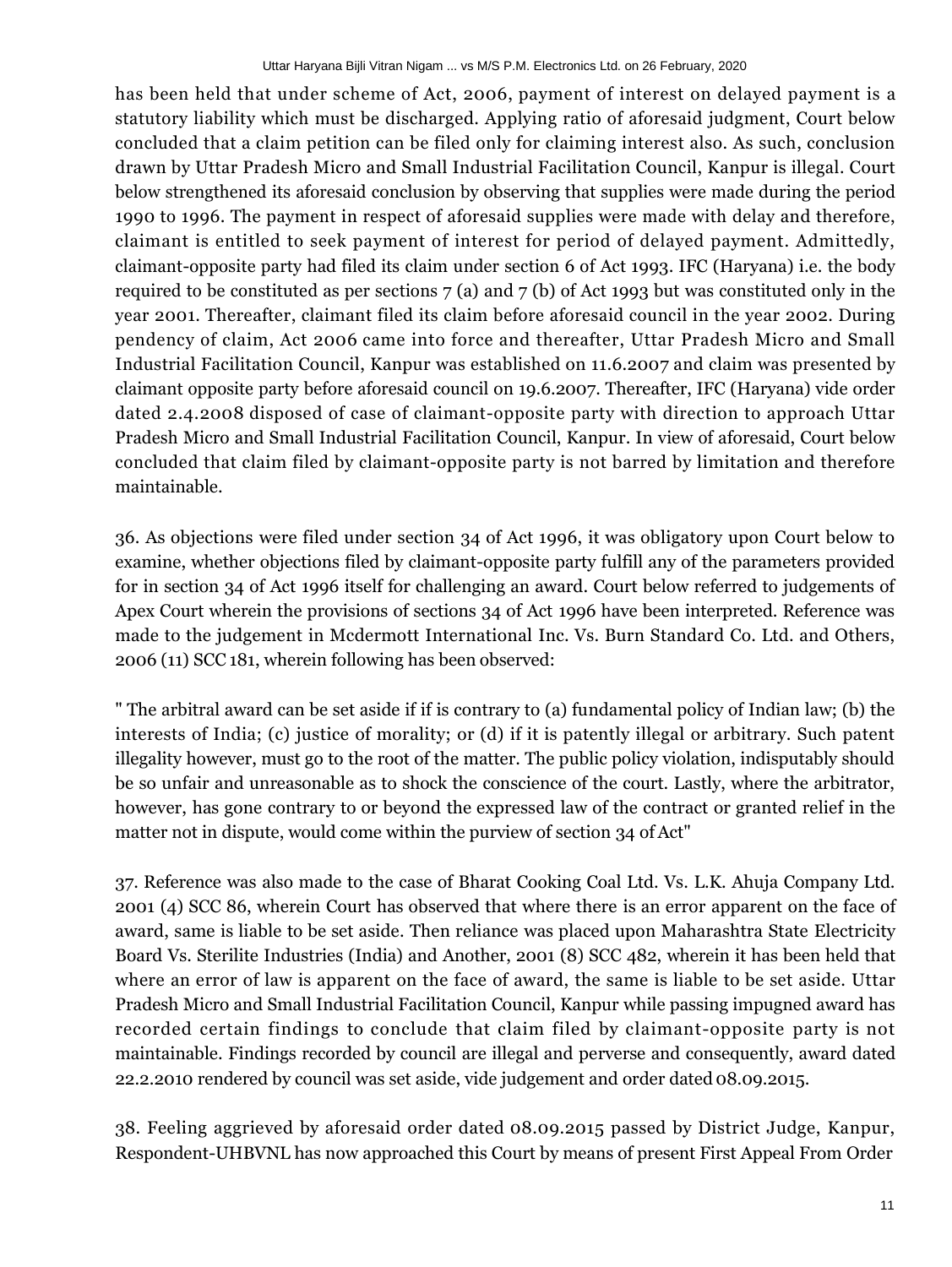has been held that under scheme of Act, 2006, payment of interest on delayed payment is a statutory liability which must be discharged. Applying ratio of aforesaid judgment, Court below concluded that a claim petition can be filed only for claiming interest also. As such, conclusion drawn by Uttar Pradesh Micro and Small Industrial Facilitation Council, Kanpur is illegal. Court below strengthened its aforesaid conclusion by observing that supplies were made during the period 1990 to 1996. The payment in respect of aforesaid supplies were made with delay and therefore, claimant is entitled to seek payment of interest for period of delayed payment. Admittedly, claimant-opposite party had filed its claim under section 6 of Act 1993. IFC (Haryana) i.e. the body required to be constituted as per sections 7 (a) and 7 (b) of Act 1993 but was constituted only in the year 2001. Thereafter, claimant filed its claim before aforesaid council in the year 2002. During pendency of claim, Act 2006 came into force and thereafter, Uttar Pradesh Micro and Small Industrial Facilitation Council, Kanpur was established on 11.6.2007 and claim was presented by claimant opposite party before aforesaid council on 19.6.2007. Thereafter, IFC (Haryana) vide order dated 2.4.2008 disposed of case of claimant-opposite party with direction to approach Uttar Pradesh Micro and Small Industrial Facilitation Council, Kanpur. In view of aforesaid, Court below concluded that claim filed by claimant-opposite party is not barred by limitation and therefore maintainable.

36. As objections were filed under section 34 of Act 1996, it was obligatory upon Court below to examine, whether objections filed by claimant-opposite party fulfill any of the parameters provided for in section 34 of Act 1996 itself for challenging an award. Court below referred to judgements of Apex Court wherein the provisions of sections 34 of Act 1996 have been interpreted. Reference was made to the judgement in Mcdermott International Inc. Vs. Burn Standard Co. Ltd. and Others, 2006 (11) SCC 181, wherein following has been observed:

" The arbitral award can be set aside if if is contrary to (a) fundamental policy of Indian law; (b) the interests of India; (c) justice of morality; or (d) if it is patently illegal or arbitrary. Such patent illegality however, must go to the root of the matter. The public policy violation, indisputably should be so unfair and unreasonable as to shock the conscience of the court. Lastly, where the arbitrator, however, has gone contrary to or beyond the expressed law of the contract or granted relief in the matter not in dispute, would come within the purview of section 34 of Act"

37. Reference was also made to the case of Bharat Cooking Coal Ltd. Vs. L.K. Ahuja Company Ltd. 2001 (4) SCC 86, wherein Court has observed that where there is an error apparent on the face of award, same is liable to be set aside. Then reliance was placed upon Maharashtra State Electricity Board Vs. Sterilite Industries (India) and Another, 2001 (8) SCC 482, wherein it has been held that where an error of law is apparent on the face of award, the same is liable to be set aside. Uttar Pradesh Micro and Small Industrial Facilitation Council, Kanpur while passing impugned award has recorded certain findings to conclude that claim filed by claimant-opposite party is not maintainable. Findings recorded by council are illegal and perverse and consequently, award dated 22.2.2010 rendered by council was set aside, vide judgement and order dated 08.09.2015.

38. Feeling aggrieved by aforesaid order dated 08.09.2015 passed by District Judge, Kanpur, Respondent-UHBVNL has now approached this Court by means of present First Appeal From Order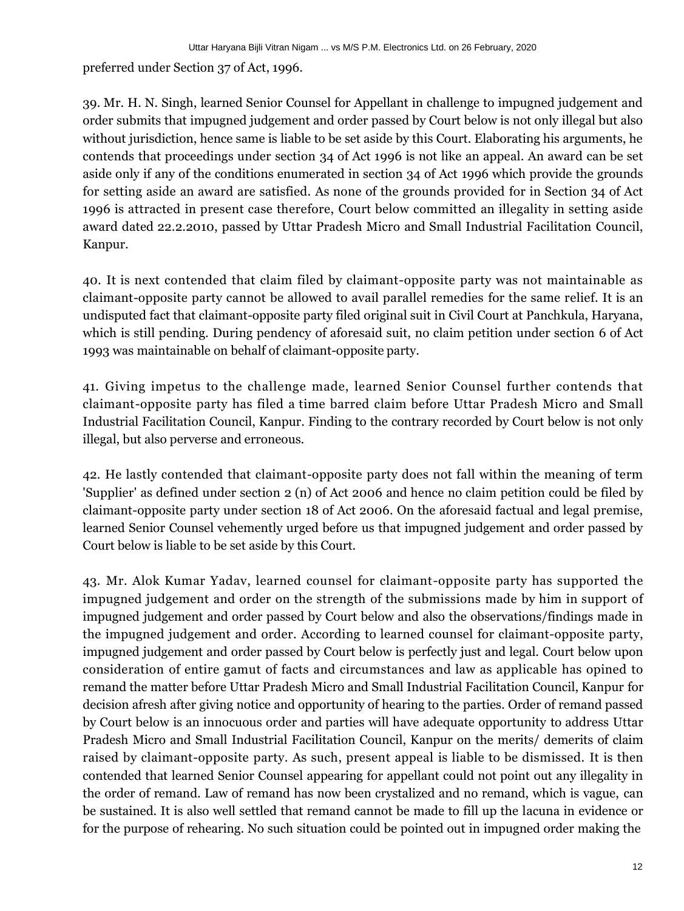preferred under Section 37 of Act, 1996.

39. Mr. H. N. Singh, learned Senior Counsel for Appellant in challenge to impugned judgement and order submits that impugned judgement and order passed by Court below is not only illegal but also without jurisdiction, hence same is liable to be set aside by this Court. Elaborating his arguments, he contends that proceedings under section 34 of Act 1996 is not like an appeal. An award can be set aside only if any of the conditions enumerated in section 34 of Act 1996 which provide the grounds for setting aside an award are satisfied. As none of the grounds provided for in Section 34 of Act 1996 is attracted in present case therefore, Court below committed an illegality in setting aside award dated 22.2.2010, passed by Uttar Pradesh Micro and Small Industrial Facilitation Council, Kanpur.

40. It is next contended that claim filed by claimant-opposite party was not maintainable as claimant-opposite party cannot be allowed to avail parallel remedies for the same relief. It is an undisputed fact that claimant-opposite party filed original suit in Civil Court at Panchkula, Haryana, which is still pending. During pendency of aforesaid suit, no claim petition under section 6 of Act 1993 was maintainable on behalf of claimant-opposite party.

41. Giving impetus to the challenge made, learned Senior Counsel further contends that claimant-opposite party has filed a time barred claim before Uttar Pradesh Micro and Small Industrial Facilitation Council, Kanpur. Finding to the contrary recorded by Court below is not only illegal, but also perverse and erroneous.

42. He lastly contended that claimant-opposite party does not fall within the meaning of term 'Supplier' as defined under section 2 (n) of Act 2006 and hence no claim petition could be filed by claimant-opposite party under section 18 of Act 2006. On the aforesaid factual and legal premise, learned Senior Counsel vehemently urged before us that impugned judgement and order passed by Court below is liable to be set aside by this Court.

43. Mr. Alok Kumar Yadav, learned counsel for claimant-opposite party has supported the impugned judgement and order on the strength of the submissions made by him in support of impugned judgement and order passed by Court below and also the observations/findings made in the impugned judgement and order. According to learned counsel for claimant-opposite party, impugned judgement and order passed by Court below is perfectly just and legal. Court below upon consideration of entire gamut of facts and circumstances and law as applicable has opined to remand the matter before Uttar Pradesh Micro and Small Industrial Facilitation Council, Kanpur for decision afresh after giving notice and opportunity of hearing to the parties. Order of remand passed by Court below is an innocuous order and parties will have adequate opportunity to address Uttar Pradesh Micro and Small Industrial Facilitation Council, Kanpur on the merits/ demerits of claim raised by claimant-opposite party. As such, present appeal is liable to be dismissed. It is then contended that learned Senior Counsel appearing for appellant could not point out any illegality in the order of remand. Law of remand has now been crystalized and no remand, which is vague, can be sustained. It is also well settled that remand cannot be made to fill up the lacuna in evidence or for the purpose of rehearing. No such situation could be pointed out in impugned order making the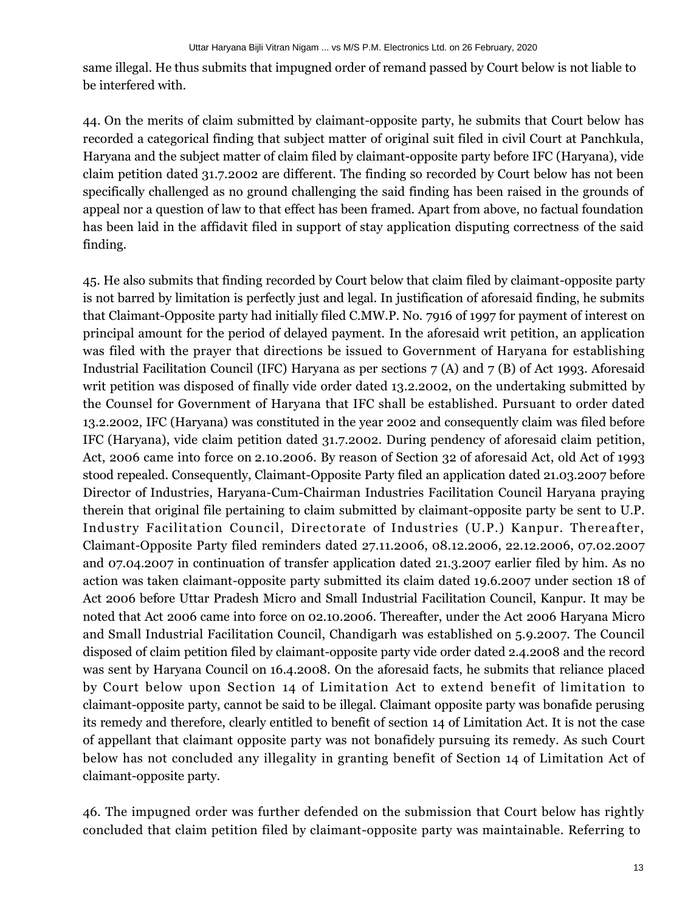same illegal. He thus submits that impugned order of remand passed by Court below is not liable to be interfered with.

44. On the merits of claim submitted by claimant-opposite party, he submits that Court below has recorded a categorical finding that subject matter of original suit filed in civil Court at Panchkula, Haryana and the subject matter of claim filed by claimant-opposite party before IFC (Haryana), vide claim petition dated 31.7.2002 are different. The finding so recorded by Court below has not been specifically challenged as no ground challenging the said finding has been raised in the grounds of appeal nor a question of law to that effect has been framed. Apart from above, no factual foundation has been laid in the affidavit filed in support of stay application disputing correctness of the said finding.

45. He also submits that finding recorded by Court below that claim filed by claimant-opposite party is not barred by limitation is perfectly just and legal. In justification of aforesaid finding, he submits that Claimant-Opposite party had initially filed C.MW.P. No. 7916 of 1997 for payment of interest on principal amount for the period of delayed payment. In the aforesaid writ petition, an application was filed with the prayer that directions be issued to Government of Haryana for establishing Industrial Facilitation Council (IFC) Haryana as per sections 7 (A) and 7 (B) of Act 1993. Aforesaid writ petition was disposed of finally vide order dated 13.2.2002, on the undertaking submitted by the Counsel for Government of Haryana that IFC shall be established. Pursuant to order dated 13.2.2002, IFC (Haryana) was constituted in the year 2002 and consequently claim was filed before IFC (Haryana), vide claim petition dated 31.7.2002. During pendency of aforesaid claim petition, Act, 2006 came into force on 2.10.2006. By reason of Section 32 of aforesaid Act, old Act of 1993 stood repealed. Consequently, Claimant-Opposite Party filed an application dated 21.03.2007 before Director of Industries, Haryana-Cum-Chairman Industries Facilitation Council Haryana praying therein that original file pertaining to claim submitted by claimant-opposite party be sent to U.P. Industry Facilitation Council, Directorate of Industries (U.P.) Kanpur. Thereafter, Claimant-Opposite Party filed reminders dated 27.11.2006, 08.12.2006, 22.12.2006, 07.02.2007 and 07.04.2007 in continuation of transfer application dated 21.3.2007 earlier filed by him. As no action was taken claimant-opposite party submitted its claim dated 19.6.2007 under section 18 of Act 2006 before Uttar Pradesh Micro and Small Industrial Facilitation Council, Kanpur. It may be noted that Act 2006 came into force on 02.10.2006. Thereafter, under the Act 2006 Haryana Micro and Small Industrial Facilitation Council, Chandigarh was established on 5.9.2007. The Council disposed of claim petition filed by claimant-opposite party vide order dated 2.4.2008 and the record was sent by Haryana Council on 16.4.2008. On the aforesaid facts, he submits that reliance placed by Court below upon Section 14 of Limitation Act to extend benefit of limitation to claimant-opposite party, cannot be said to be illegal. Claimant opposite party was bonafide perusing its remedy and therefore, clearly entitled to benefit of section 14 of Limitation Act. It is not the case of appellant that claimant opposite party was not bonafidely pursuing its remedy. As such Court below has not concluded any illegality in granting benefit of Section 14 of Limitation Act of claimant-opposite party.

46. The impugned order was further defended on the submission that Court below has rightly concluded that claim petition filed by claimant-opposite party was maintainable. Referring to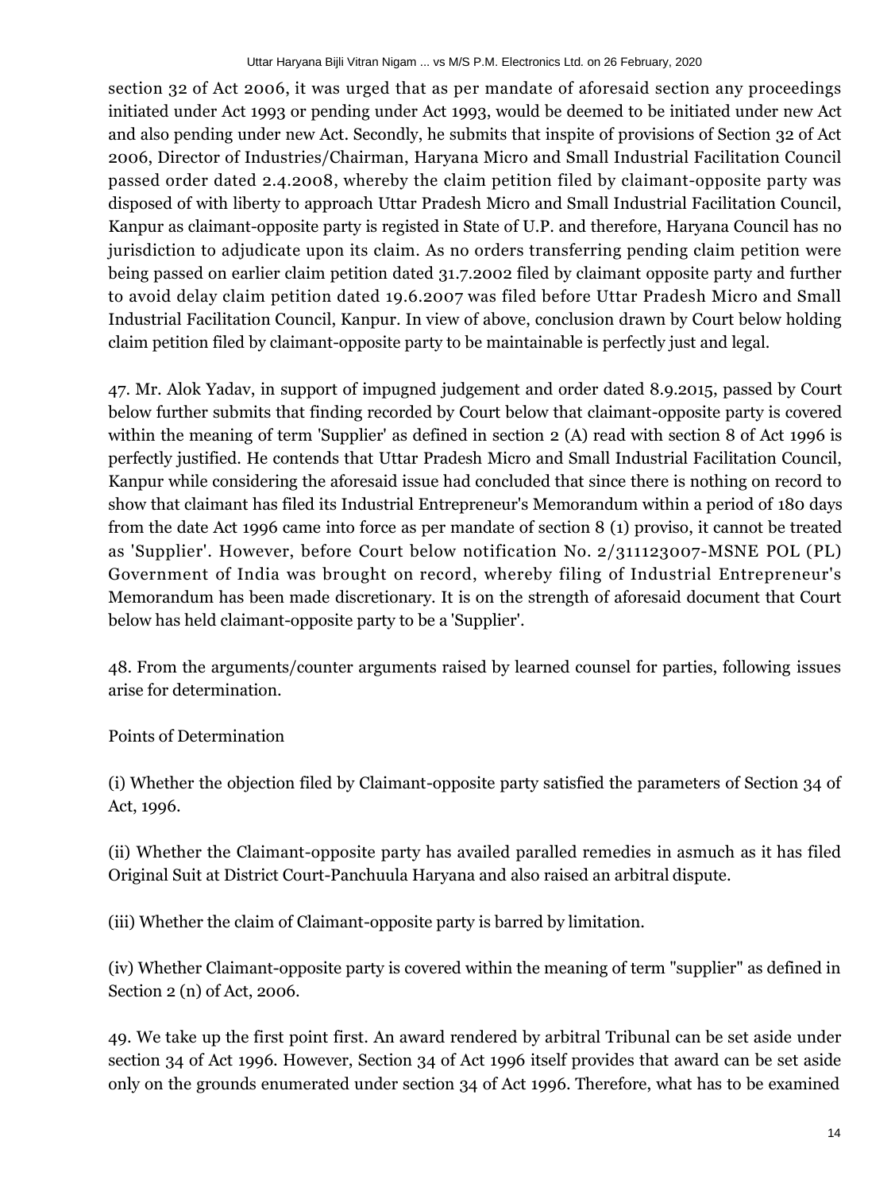section 32 of Act 2006, it was urged that as per mandate of aforesaid section any proceedings initiated under Act 1993 or pending under Act 1993, would be deemed to be initiated under new Act and also pending under new Act. Secondly, he submits that inspite of provisions of Section 32 of Act 2006, Director of Industries/Chairman, Haryana Micro and Small Industrial Facilitation Council passed order dated 2.4.2008, whereby the claim petition filed by claimant-opposite party was disposed of with liberty to approach Uttar Pradesh Micro and Small Industrial Facilitation Council, Kanpur as claimant-opposite party is registed in State of U.P. and therefore, Haryana Council has no jurisdiction to adjudicate upon its claim. As no orders transferring pending claim petition were being passed on earlier claim petition dated 31.7.2002 filed by claimant opposite party and further to avoid delay claim petition dated 19.6.2007 was filed before Uttar Pradesh Micro and Small Industrial Facilitation Council, Kanpur. In view of above, conclusion drawn by Court below holding claim petition filed by claimant-opposite party to be maintainable is perfectly just and legal.

47. Mr. Alok Yadav, in support of impugned judgement and order dated 8.9.2015, passed by Court below further submits that finding recorded by Court below that claimant-opposite party is covered within the meaning of term 'Supplier' as defined in section 2 (A) read with section 8 of Act 1996 is perfectly justified. He contends that Uttar Pradesh Micro and Small Industrial Facilitation Council, Kanpur while considering the aforesaid issue had concluded that since there is nothing on record to show that claimant has filed its Industrial Entrepreneur's Memorandum within a period of 180 days from the date Act 1996 came into force as per mandate of section 8 (1) proviso, it cannot be treated as 'Supplier'. However, before Court below notification No. 2/311123007-MSNE POL (PL) Government of India was brought on record, whereby filing of Industrial Entrepreneur's Memorandum has been made discretionary. It is on the strength of aforesaid document that Court below has held claimant-opposite party to be a 'Supplier'.

48. From the arguments/counter arguments raised by learned counsel for parties, following issues arise for determination.

Points of Determination

(i) Whether the objection filed by Claimant-opposite party satisfied the parameters of Section 34 of Act, 1996.

(ii) Whether the Claimant-opposite party has availed paralled remedies in asmuch as it has filed Original Suit at District Court-Panchuula Haryana and also raised an arbitral dispute.

(iii) Whether the claim of Claimant-opposite party is barred by limitation.

(iv) Whether Claimant-opposite party is covered within the meaning of term "supplier" as defined in Section 2 (n) of Act, 2006.

49. We take up the first point first. An award rendered by arbitral Tribunal can be set aside under section 34 of Act 1996. However, Section 34 of Act 1996 itself provides that award can be set aside only on the grounds enumerated under section 34 of Act 1996. Therefore, what has to be examined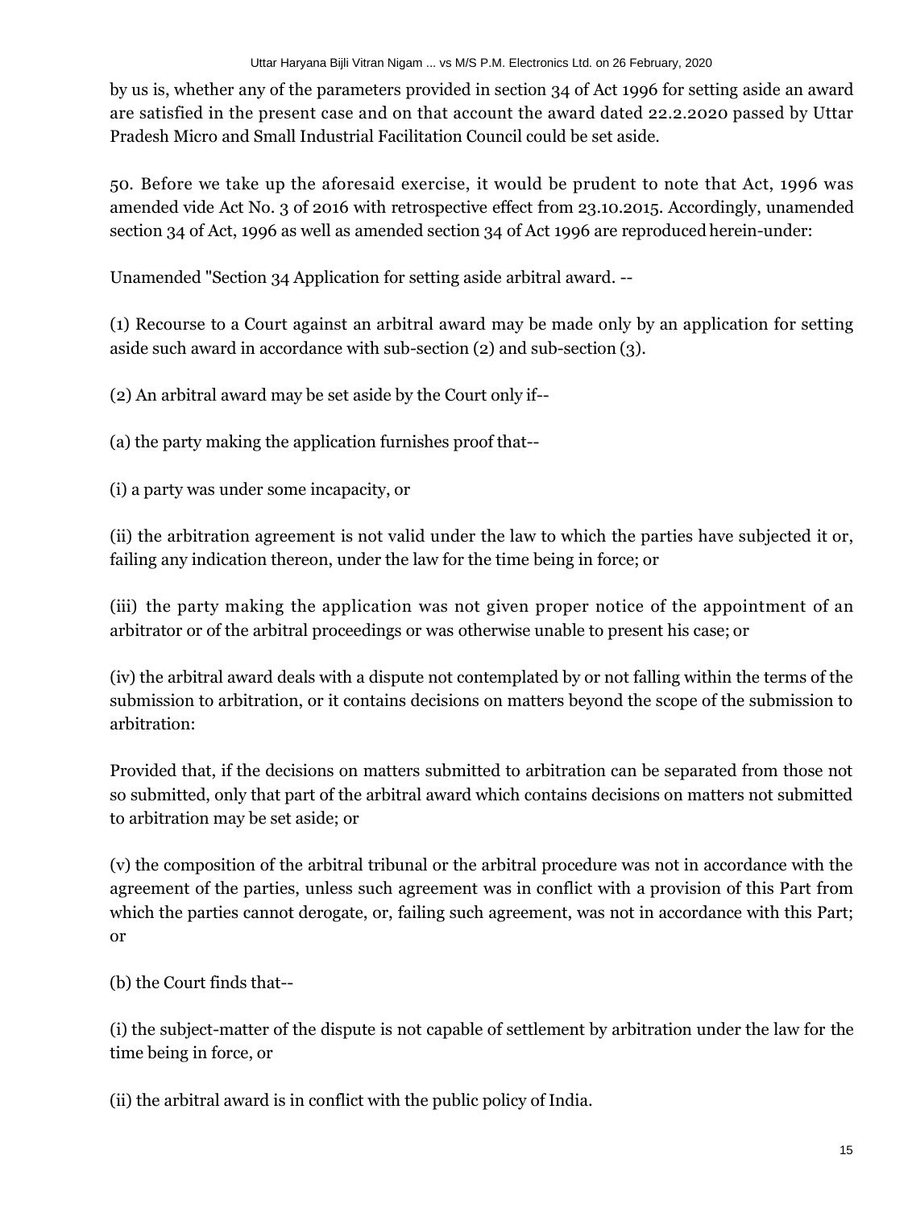by us is, whether any of the parameters provided in section 34 of Act 1996 for setting aside an award are satisfied in the present case and on that account the award dated 22.2.2020 passed by Uttar Pradesh Micro and Small Industrial Facilitation Council could be set aside.

50. Before we take up the aforesaid exercise, it would be prudent to note that Act, 1996 was amended vide Act No. 3 of 2016 with retrospective effect from 23.10.2015. Accordingly, unamended section 34 of Act, 1996 as well as amended section 34 of Act 1996 are reproduced herein-under:

Unamended "Section 34 Application for setting aside arbitral award. --

(1) Recourse to a Court against an arbitral award may be made only by an application for setting aside such award in accordance with sub-section (2) and sub-section (3).

(2) An arbitral award may be set aside by the Court only if--

(a) the party making the application furnishes proof that--

(i) a party was under some incapacity, or

(ii) the arbitration agreement is not valid under the law to which the parties have subjected it or, failing any indication thereon, under the law for the time being in force; or

(iii) the party making the application was not given proper notice of the appointment of an arbitrator or of the arbitral proceedings or was otherwise unable to present his case; or

(iv) the arbitral award deals with a dispute not contemplated by or not falling within the terms of the submission to arbitration, or it contains decisions on matters beyond the scope of the submission to arbitration:

Provided that, if the decisions on matters submitted to arbitration can be separated from those not so submitted, only that part of the arbitral award which contains decisions on matters not submitted to arbitration may be set aside; or

(v) the composition of the arbitral tribunal or the arbitral procedure was not in accordance with the agreement of the parties, unless such agreement was in conflict with a provision of this Part from which the parties cannot derogate, or, failing such agreement, was not in accordance with this Part; or

(b) the Court finds that--

(i) the subject-matter of the dispute is not capable of settlement by arbitration under the law for the time being in force, or

(ii) the arbitral award is in conflict with the public policy of India.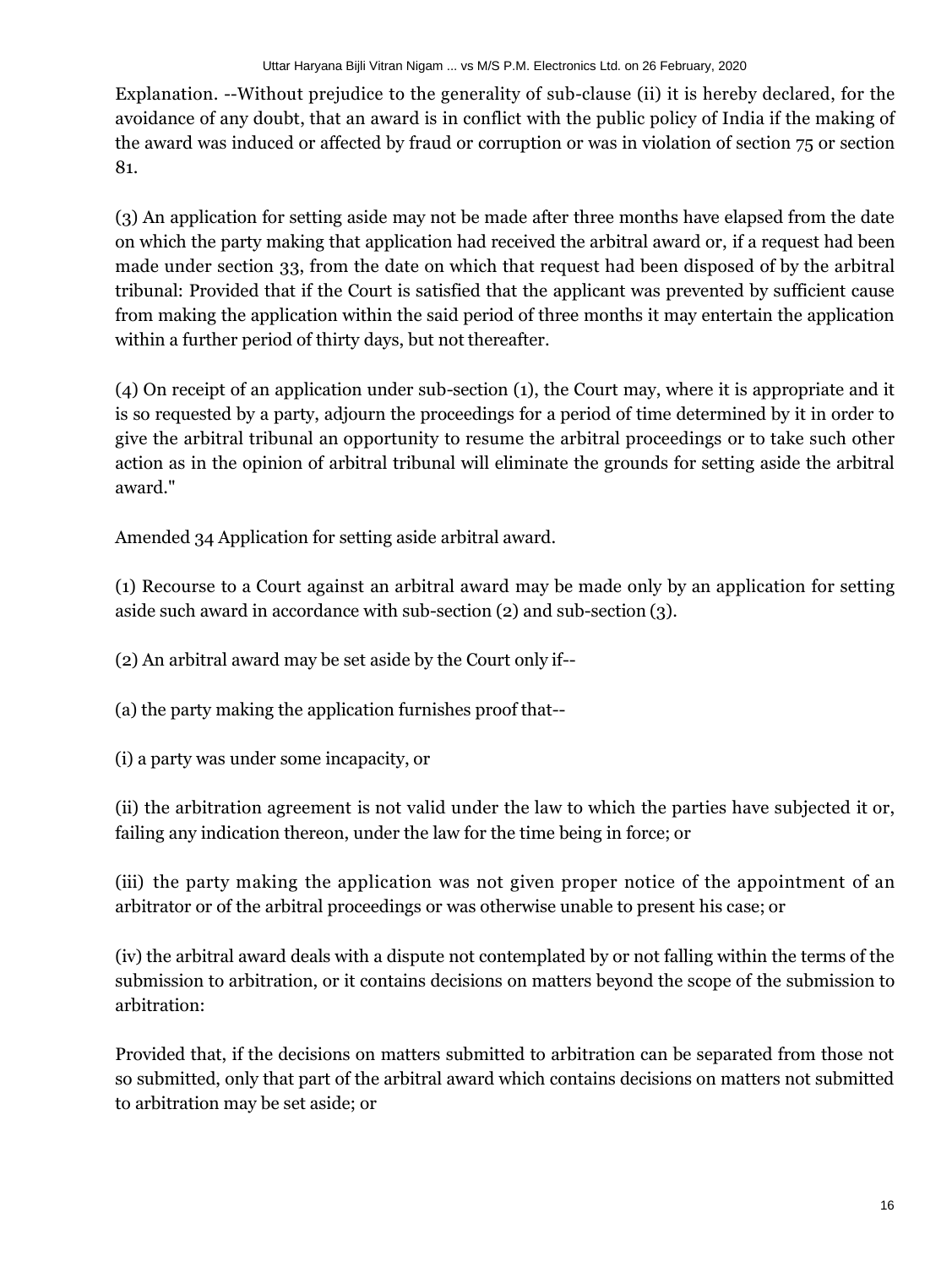Explanation. --Without prejudice to the generality of sub-clause (ii) it is hereby declared, for the avoidance of any doubt, that an award is in conflict with the public policy of India if the making of the award was induced or affected by fraud or corruption or was in violation of section 75 or section 81.

(3) An application for setting aside may not be made after three months have elapsed from the date on which the party making that application had received the arbitral award or, if a request had been made under section 33, from the date on which that request had been disposed of by the arbitral tribunal: Provided that if the Court is satisfied that the applicant was prevented by sufficient cause from making the application within the said period of three months it may entertain the application within a further period of thirty days, but not thereafter.

(4) On receipt of an application under sub-section (1), the Court may, where it is appropriate and it is so requested by a party, adjourn the proceedings for a period of time determined by it in order to give the arbitral tribunal an opportunity to resume the arbitral proceedings or to take such other action as in the opinion of arbitral tribunal will eliminate the grounds for setting aside the arbitral award."

Amended 34 Application for setting aside arbitral award.

(1) Recourse to a Court against an arbitral award may be made only by an application for setting aside such award in accordance with sub-section (2) and sub-section (3).

(2) An arbitral award may be set aside by the Court only if--

(a) the party making the application furnishes proof that--

(i) a party was under some incapacity, or

(ii) the arbitration agreement is not valid under the law to which the parties have subjected it or, failing any indication thereon, under the law for the time being in force; or

(iii) the party making the application was not given proper notice of the appointment of an arbitrator or of the arbitral proceedings or was otherwise unable to present his case; or

(iv) the arbitral award deals with a dispute not contemplated by or not falling within the terms of the submission to arbitration, or it contains decisions on matters beyond the scope of the submission to arbitration:

Provided that, if the decisions on matters submitted to arbitration can be separated from those not so submitted, only that part of the arbitral award which contains decisions on matters not submitted to arbitration may be set aside; or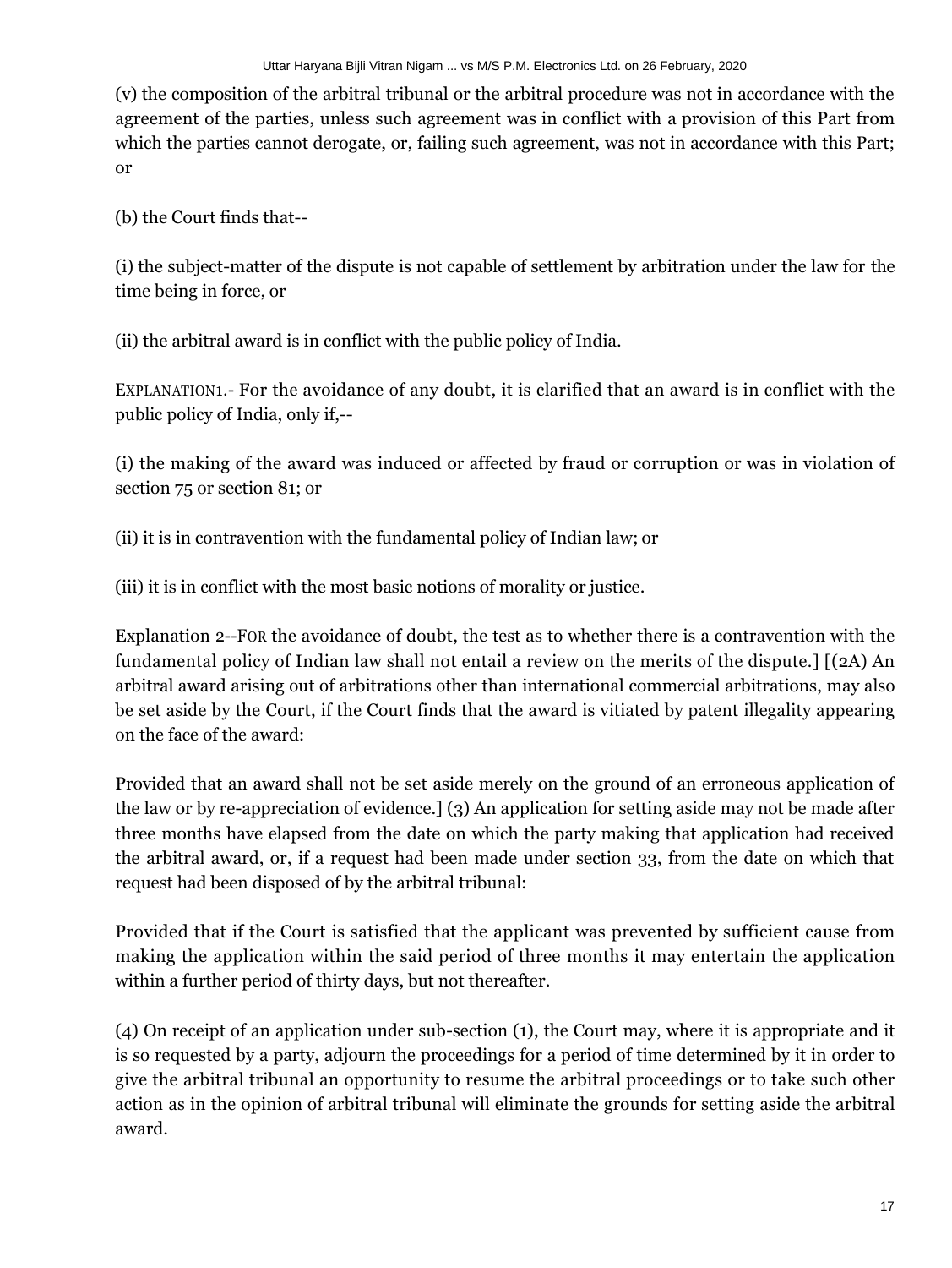(v) the composition of the arbitral tribunal or the arbitral procedure was not in accordance with the agreement of the parties, unless such agreement was in conflict with a provision of this Part from which the parties cannot derogate, or, failing such agreement, was not in accordance with this Part; or

(b) the Court finds that--

(i) the subject-matter of the dispute is not capable of settlement by arbitration under the law for the time being in force, or

(ii) the arbitral award is in conflict with the public policy of India.

EXPLANATION1.- For the avoidance of any doubt, it is clarified that an award is in conflict with the public policy of India, only if,--

(i) the making of the award was induced or affected by fraud or corruption or was in violation of section 75 or section 81; or

(ii) it is in contravention with the fundamental policy of Indian law; or

(iii) it is in conflict with the most basic notions of morality or justice.

Explanation 2--FOR the avoidance of doubt, the test as to whether there is a contravention with the fundamental policy of Indian law shall not entail a review on the merits of the dispute.] [(2A) An arbitral award arising out of arbitrations other than international commercial arbitrations, may also be set aside by the Court, if the Court finds that the award is vitiated by patent illegality appearing on the face of the award:

Provided that an award shall not be set aside merely on the ground of an erroneous application of the law or by re-appreciation of evidence.] (3) An application for setting aside may not be made after three months have elapsed from the date on which the party making that application had received the arbitral award, or, if a request had been made under section 33, from the date on which that request had been disposed of by the arbitral tribunal:

Provided that if the Court is satisfied that the applicant was prevented by sufficient cause from making the application within the said period of three months it may entertain the application within a further period of thirty days, but not thereafter.

(4) On receipt of an application under sub-section (1), the Court may, where it is appropriate and it is so requested by a party, adjourn the proceedings for a period of time determined by it in order to give the arbitral tribunal an opportunity to resume the arbitral proceedings or to take such other action as in the opinion of arbitral tribunal will eliminate the grounds for setting aside the arbitral award.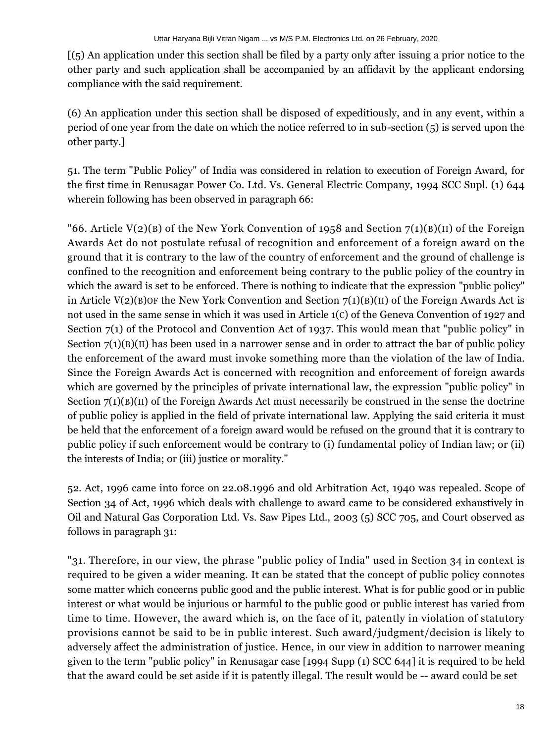[(5) An application under this section shall be filed by a party only after issuing a prior notice to the other party and such application shall be accompanied by an affidavit by the applicant endorsing compliance with the said requirement.

(6) An application under this section shall be disposed of expeditiously, and in any event, within a period of one year from the date on which the notice referred to in sub-section (5) is served upon the other party.]

51. The term "Public Policy" of India was considered in relation to execution of Foreign Award, for the first time in Renusagar Power Co. Ltd. Vs. General Electric Company, 1994 SCC Supl. (1) 644 wherein following has been observed in paragraph 66:

"66. Article V(2)(B) of the New York Convention of 1958 and Section 7(1)(B)(II) of the Foreign Awards Act do not postulate refusal of recognition and enforcement of a foreign award on the ground that it is contrary to the law of the country of enforcement and the ground of challenge is confined to the recognition and enforcement being contrary to the public policy of the country in which the award is set to be enforced. There is nothing to indicate that the expression "public policy" in Article V(2)(B)OF the New York Convention and Section 7(1)(B)(II) of the Foreign Awards Act is not used in the same sense in which it was used in Article 1(C) of the Geneva Convention of 1927 and Section 7(1) of the Protocol and Convention Act of 1937. This would mean that "public policy" in Section 7(1)(B)(II) has been used in a narrower sense and in order to attract the bar of public policy the enforcement of the award must invoke something more than the violation of the law of India. Since the Foreign Awards Act is concerned with recognition and enforcement of foreign awards which are governed by the principles of private international law, the expression "public policy" in Section 7(1)(B)(II) of the Foreign Awards Act must necessarily be construed in the sense the doctrine of public policy is applied in the field of private international law. Applying the said criteria it must be held that the enforcement of a foreign award would be refused on the ground that it is contrary to public policy if such enforcement would be contrary to (i) fundamental policy of Indian law; or (ii) the interests of India; or (iii) justice or morality."

52. Act, 1996 came into force on 22.08.1996 and old Arbitration Act, 1940 was repealed. Scope of Section 34 of Act, 1996 which deals with challenge to award came to be considered exhaustively in Oil and Natural Gas Corporation Ltd. Vs. Saw Pipes Ltd., 2003 (5) SCC 705, and Court observed as follows in paragraph 31:

"31. Therefore, in our view, the phrase "public policy of India" used in Section 34 in context is required to be given a wider meaning. It can be stated that the concept of public policy connotes some matter which concerns public good and the public interest. What is for public good or in public interest or what would be injurious or harmful to the public good or public interest has varied from time to time. However, the award which is, on the face of it, patently in violation of statutory provisions cannot be said to be in public interest. Such award/judgment/decision is likely to adversely affect the administration of justice. Hence, in our view in addition to narrower meaning given to the term "public policy" in Renusagar case [1994 Supp (1) SCC 644] it is required to be held that the award could be set aside if it is patently illegal. The result would be -- award could be set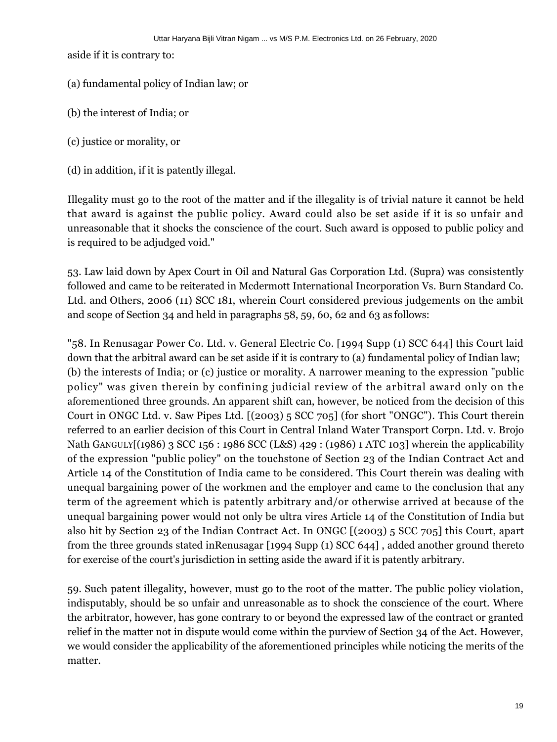aside if it is contrary to:

(a) fundamental policy of Indian law; or

(b) the interest of India; or

(c) justice or morality, or

(d) in addition, if it is patently illegal.

Illegality must go to the root of the matter and if the illegality is of trivial nature it cannot be held that award is against the public policy. Award could also be set aside if it is so unfair and unreasonable that it shocks the conscience of the court. Such award is opposed to public policy and is required to be adjudged void."

53. Law laid down by Apex Court in Oil and Natural Gas Corporation Ltd. (Supra) was consistently followed and came to be reiterated in Mcdermott International Incorporation Vs. Burn Standard Co. Ltd. and Others, 2006 (11) SCC 181, wherein Court considered previous judgements on the ambit and scope of Section 34 and held in paragraphs 58, 59, 60, 62 and 63 as follows:

"58. In Renusagar Power Co. Ltd. v. General Electric Co. [1994 Supp (1) SCC 644] this Court laid down that the arbitral award can be set aside if it is contrary to (a) fundamental policy of Indian law; (b) the interests of India; or (c) justice or morality. A narrower meaning to the expression "public policy" was given therein by confining judicial review of the arbitral award only on the aforementioned three grounds. An apparent shift can, however, be noticed from the decision of this Court in ONGC Ltd. v. Saw Pipes Ltd. [(2003) 5 SCC 705] (for short "ONGC"). This Court therein referred to an earlier decision of this Court in Central Inland Water Transport Corpn. Ltd. v. Brojo Nath GANGULY[(1986) 3 SCC 156 : 1986 SCC (L&S) 429 : (1986) 1 ATC 103] wherein the applicability of the expression "public policy" on the touchstone of Section 23 of the Indian Contract Act and Article 14 of the Constitution of India came to be considered. This Court therein was dealing with unequal bargaining power of the workmen and the employer and came to the conclusion that any term of the agreement which is patently arbitrary and/or otherwise arrived at because of the unequal bargaining power would not only be ultra vires Article 14 of the Constitution of India but also hit by Section 23 of the Indian Contract Act. In ONGC [(2003) 5 SCC 705] this Court, apart from the three grounds stated inRenusagar [1994 Supp (1) SCC 644] , added another ground thereto for exercise of the court's jurisdiction in setting aside the award if it is patently arbitrary.

59. Such patent illegality, however, must go to the root of the matter. The public policy violation, indisputably, should be so unfair and unreasonable as to shock the conscience of the court. Where the arbitrator, however, has gone contrary to or beyond the expressed law of the contract or granted relief in the matter not in dispute would come within the purview of Section 34 of the Act. However, we would consider the applicability of the aforementioned principles while noticing the merits of the matter.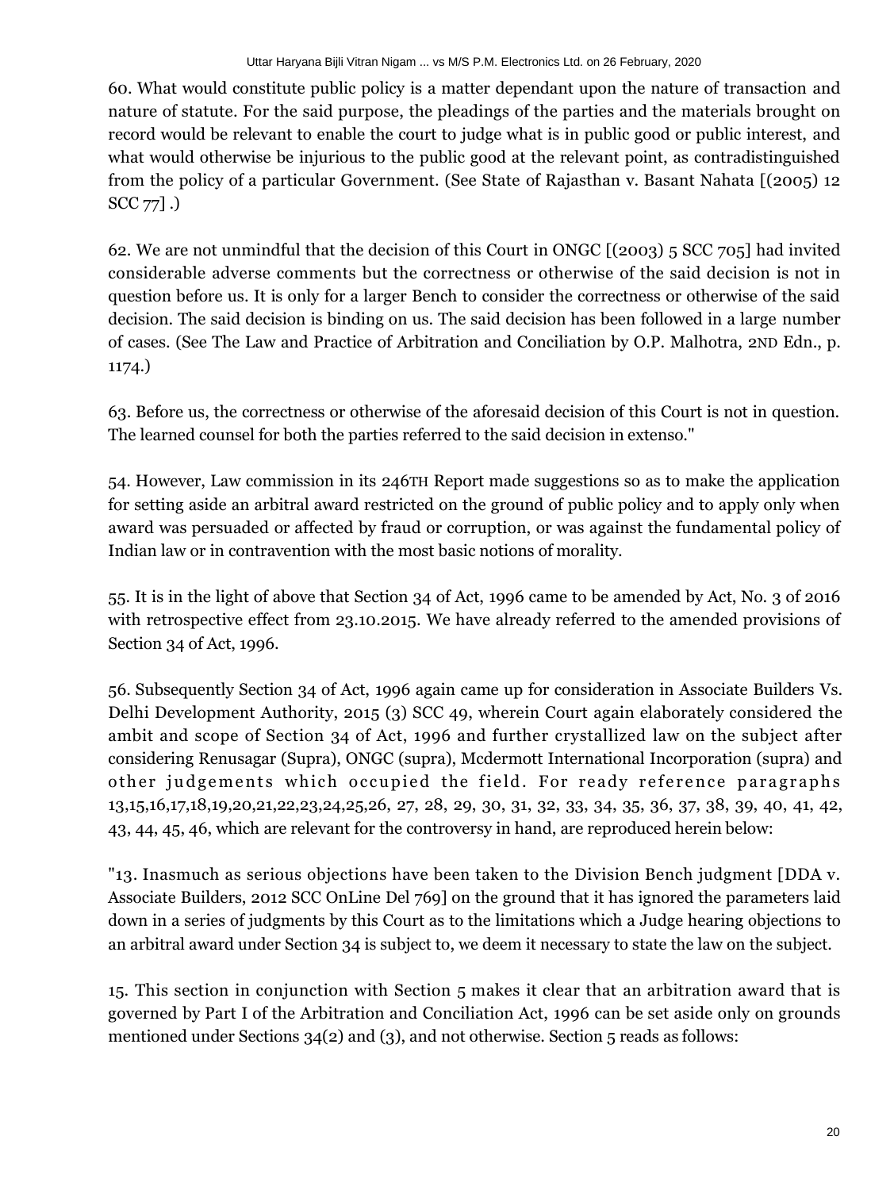60. What would constitute public policy is a matter dependant upon the nature of transaction and nature of statute. For the said purpose, the pleadings of the parties and the materials brought on record would be relevant to enable the court to judge what is in public good or public interest, and what would otherwise be injurious to the public good at the relevant point, as contradistinguished from the policy of a particular Government. (See State of Rajasthan v. Basant Nahata [(2005) 12 SCC 77] .)

62. We are not unmindful that the decision of this Court in ONGC [(2003) 5 SCC 705] had invited considerable adverse comments but the correctness or otherwise of the said decision is not in question before us. It is only for a larger Bench to consider the correctness or otherwise of the said decision. The said decision is binding on us. The said decision has been followed in a large number of cases. (See The Law and Practice of Arbitration and Conciliation by O.P. Malhotra, 2ND Edn., p. 1174.)

63. Before us, the correctness or otherwise of the aforesaid decision of this Court is not in question. The learned counsel for both the parties referred to the said decision in extenso."

54. However, Law commission in its 246TH Report made suggestions so as to make the application for setting aside an arbitral award restricted on the ground of public policy and to apply only when award was persuaded or affected by fraud or corruption, or was against the fundamental policy of Indian law or in contravention with the most basic notions of morality.

55. It is in the light of above that Section 34 of Act, 1996 came to be amended by Act, No. 3 of 2016 with retrospective effect from 23.10.2015. We have already referred to the amended provisions of Section 34 of Act, 1996.

56. Subsequently Section 34 of Act, 1996 again came up for consideration in Associate Builders Vs. Delhi Development Authority, 2015 (3) SCC 49, wherein Court again elaborately considered the ambit and scope of Section 34 of Act, 1996 and further crystallized law on the subject after considering Renusagar (Supra), ONGC (supra), Mcdermott International Incorporation (supra) and other judgements which occupied the field. For ready reference paragraphs 13,15,16,17,18,19,20,21,22,23,24,25,26, 27, 28, 29, 30, 31, 32, 33, 34, 35, 36, 37, 38, 39, 40, 41, 42, 43, 44, 45, 46, which are relevant for the controversy in hand, are reproduced herein below:

"13. Inasmuch as serious objections have been taken to the Division Bench judgment [DDA v. Associate Builders, 2012 SCC OnLine Del 769] on the ground that it has ignored the parameters laid down in a series of judgments by this Court as to the limitations which a Judge hearing objections to an arbitral award under Section 34 is subject to, we deem it necessary to state the law on the subject.

15. This section in conjunction with Section 5 makes it clear that an arbitration award that is governed by Part I of the Arbitration and Conciliation Act, 1996 can be set aside only on grounds mentioned under Sections 34(2) and (3), and not otherwise. Section 5 reads as follows: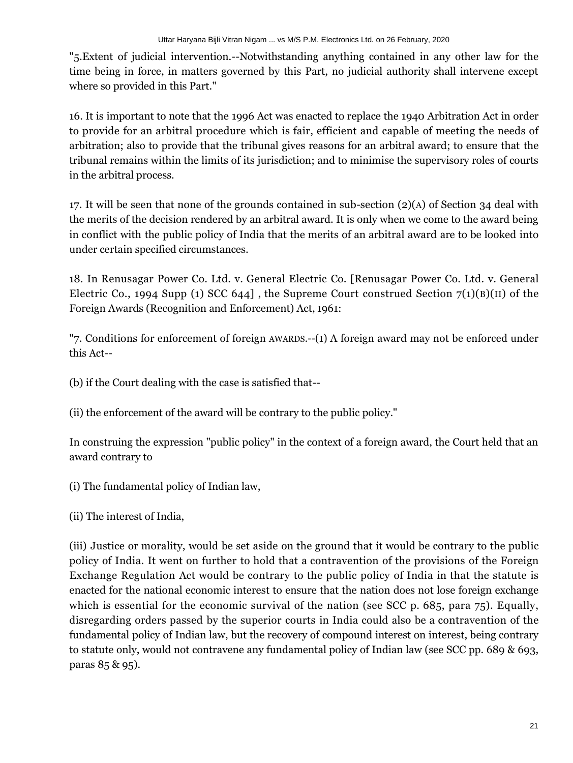"5.Extent of judicial intervention.--Notwithstanding anything contained in any other law for the time being in force, in matters governed by this Part, no judicial authority shall intervene except where so provided in this Part."

16. It is important to note that the 1996 Act was enacted to replace the 1940 Arbitration Act in order to provide for an arbitral procedure which is fair, efficient and capable of meeting the needs of arbitration; also to provide that the tribunal gives reasons for an arbitral award; to ensure that the tribunal remains within the limits of its jurisdiction; and to minimise the supervisory roles of courts in the arbitral process.

17. It will be seen that none of the grounds contained in sub-section (2)(A) of Section 34 deal with the merits of the decision rendered by an arbitral award. It is only when we come to the award being in conflict with the public policy of India that the merits of an arbitral award are to be looked into under certain specified circumstances.

18. In Renusagar Power Co. Ltd. v. General Electric Co. [Renusagar Power Co. Ltd. v. General Electric Co., 1994 Supp (1) SCC 644] , the Supreme Court construed Section 7(1)(B)(II) of the Foreign Awards (Recognition and Enforcement) Act, 1961:

"7. Conditions for enforcement of foreign AWARDS.--(1) A foreign award may not be enforced under this Act--

(b) if the Court dealing with the case is satisfied that--

(ii) the enforcement of the award will be contrary to the public policy."

In construing the expression "public policy" in the context of a foreign award, the Court held that an award contrary to

(i) The fundamental policy of Indian law,

(ii) The interest of India,

(iii) Justice or morality, would be set aside on the ground that it would be contrary to the public policy of India. It went on further to hold that a contravention of the provisions of the Foreign Exchange Regulation Act would be contrary to the public policy of India in that the statute is enacted for the national economic interest to ensure that the nation does not lose foreign exchange which is essential for the economic survival of the nation (see SCC p. 685, para 75). Equally, disregarding orders passed by the superior courts in India could also be a contravention of the fundamental policy of Indian law, but the recovery of compound interest on interest, being contrary to statute only, would not contravene any fundamental policy of Indian law (see SCC pp. 689 & 693, paras 85 & 95).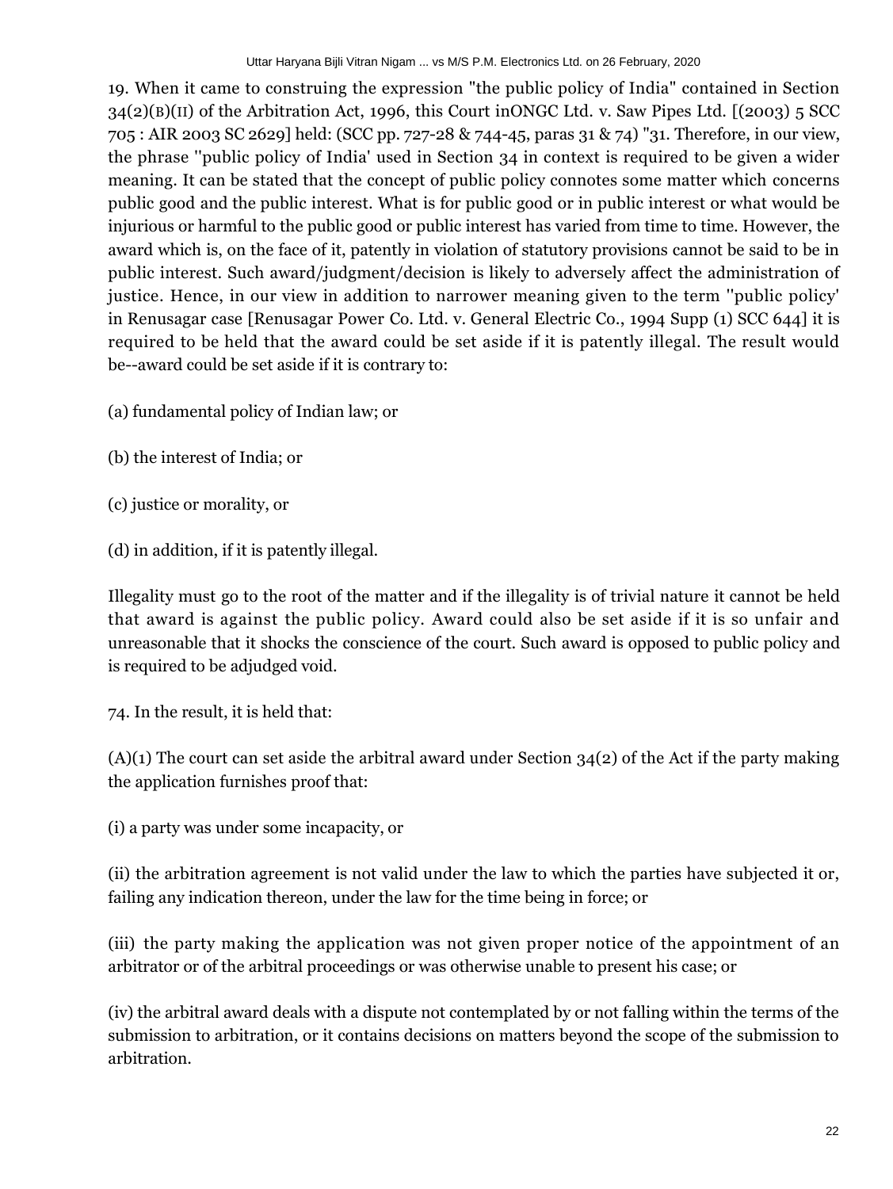19. When it came to construing the expression "the public policy of India" contained in Section 34(2)(B)(II) of the Arbitration Act, 1996, this Court inONGC Ltd. v. Saw Pipes Ltd. [(2003) 5 SCC 705 : AIR 2003 SC 2629] held: (SCC pp. 727-28 & 744-45, paras 31 & 74) "31. Therefore, in our view, the phrase ''public policy of India' used in Section 34 in context is required to be given a wider meaning. It can be stated that the concept of public policy connotes some matter which concerns public good and the public interest. What is for public good or in public interest or what would be injurious or harmful to the public good or public interest has varied from time to time. However, the award which is, on the face of it, patently in violation of statutory provisions cannot be said to be in public interest. Such award/judgment/decision is likely to adversely affect the administration of justice. Hence, in our view in addition to narrower meaning given to the term ''public policy' in Renusagar case [Renusagar Power Co. Ltd. v. General Electric Co., 1994 Supp (1) SCC 644] it is required to be held that the award could be set aside if it is patently illegal. The result would be--award could be set aside if it is contrary to:

(a) fundamental policy of Indian law; or

(b) the interest of India; or

(c) justice or morality, or

(d) in addition, if it is patently illegal.

Illegality must go to the root of the matter and if the illegality is of trivial nature it cannot be held that award is against the public policy. Award could also be set aside if it is so unfair and unreasonable that it shocks the conscience of the court. Such award is opposed to public policy and is required to be adjudged void.

74. In the result, it is held that:

(A)(1) The court can set aside the arbitral award under Section 34(2) of the Act if the party making the application furnishes proof that:

(i) a party was under some incapacity, or

(ii) the arbitration agreement is not valid under the law to which the parties have subjected it or, failing any indication thereon, under the law for the time being in force; or

(iii) the party making the application was not given proper notice of the appointment of an arbitrator or of the arbitral proceedings or was otherwise unable to present his case; or

(iv) the arbitral award deals with a dispute not contemplated by or not falling within the terms of the submission to arbitration, or it contains decisions on matters beyond the scope of the submission to arbitration.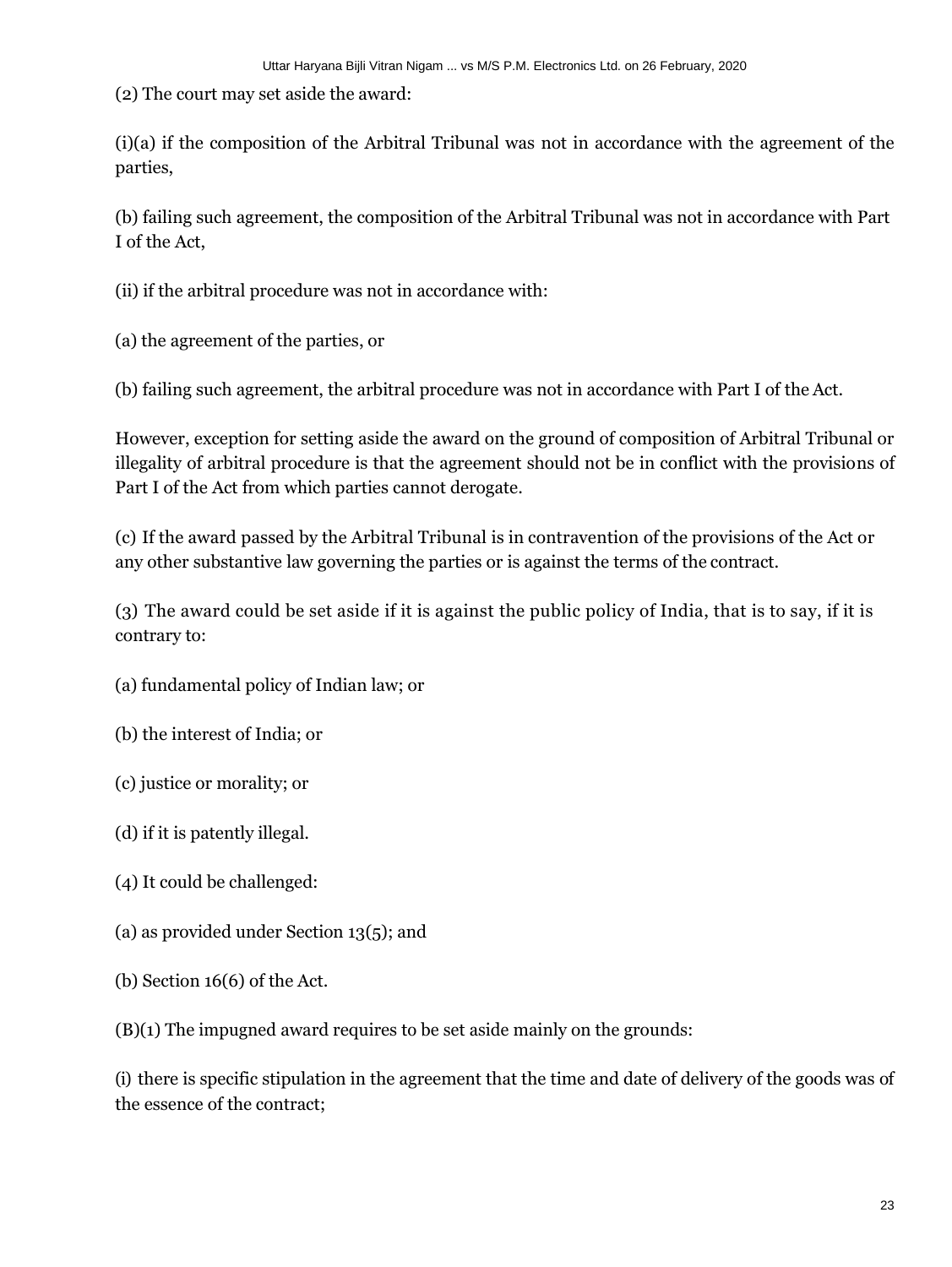(2) The court may set aside the award:

(i)(a) if the composition of the Arbitral Tribunal was not in accordance with the agreement of the parties,

(b) failing such agreement, the composition of the Arbitral Tribunal was not in accordance with Part I of the Act,

(ii) if the arbitral procedure was not in accordance with:

(a) the agreement of the parties, or

(b) failing such agreement, the arbitral procedure was not in accordance with Part I of the Act.

However, exception for setting aside the award on the ground of composition of Arbitral Tribunal or illegality of arbitral procedure is that the agreement should not be in conflict with the provisions of Part I of the Act from which parties cannot derogate.

(c) If the award passed by the Arbitral Tribunal is in contravention of the provisions of the Act or any other substantive law governing the parties or is against the terms of the contract.

(3) The award could be set aside if it is against the public policy of India, that is to say, if it is contrary to:

(a) fundamental policy of Indian law; or

(b) the interest of India; or

(c) justice or morality; or

(d) if it is patently illegal.

(4) It could be challenged:

(a) as provided under Section 13(5); and

(b) Section 16(6) of the Act.

(B)(1) The impugned award requires to be set aside mainly on the grounds:

(i) there is specific stipulation in the agreement that the time and date of delivery of the goods was of the essence of the contract;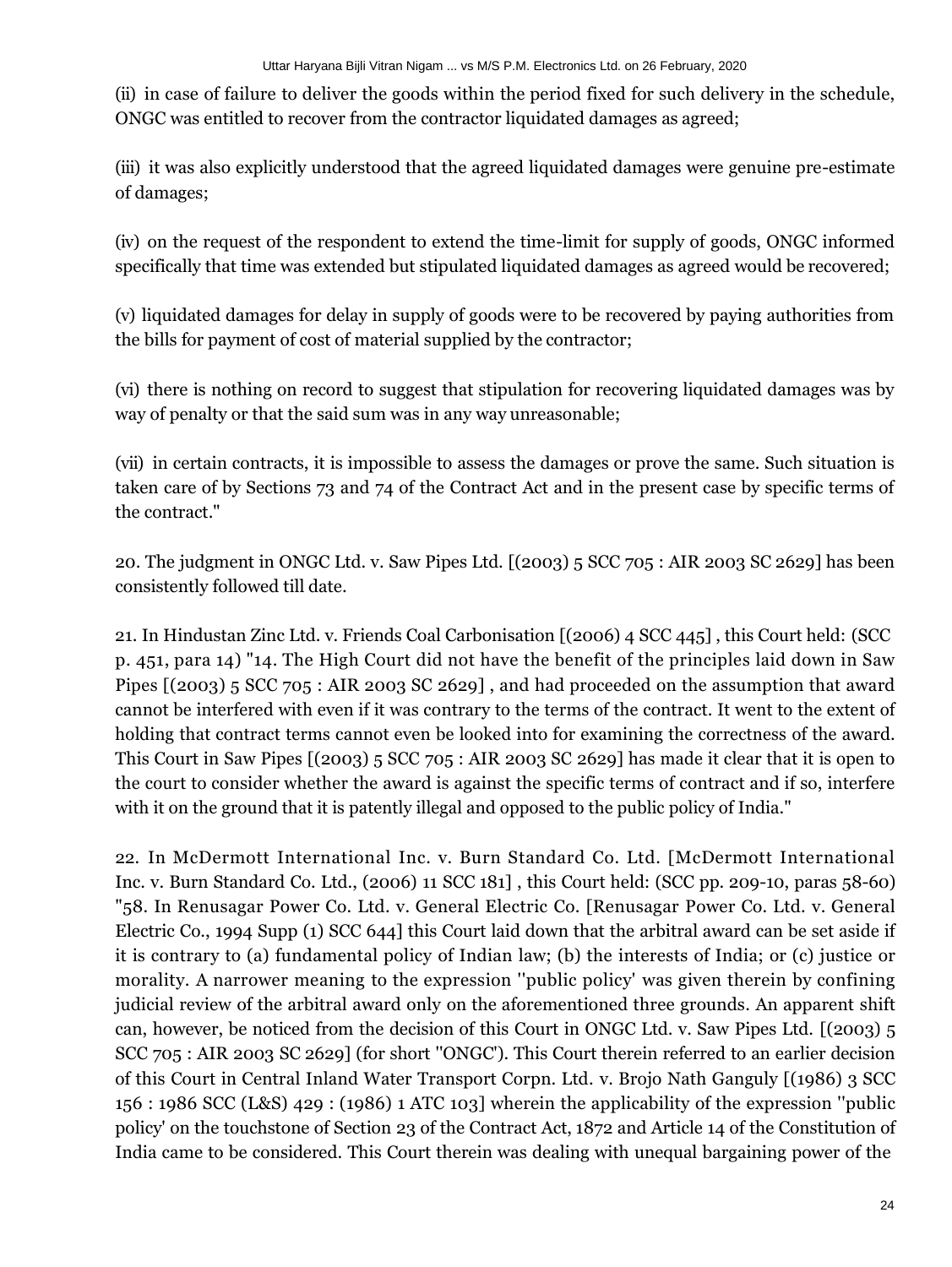(ii) in case of failure to deliver the goods within the period fixed for such delivery in the schedule, ONGC was entitled to recover from the contractor liquidated damages as agreed;

(iii) it was also explicitly understood that the agreed liquidated damages were genuine pre-estimate of damages;

(iv) on the request of the respondent to extend the time-limit for supply of goods, ONGC informed specifically that time was extended but stipulated liquidated damages as agreed would be recovered;

(v) liquidated damages for delay in supply of goods were to be recovered by paying authorities from the bills for payment of cost of material supplied by the contractor;

(vi) there is nothing on record to suggest that stipulation for recovering liquidated damages was by way of penalty or that the said sum was in any way unreasonable;

(vii) in certain contracts, it is impossible to assess the damages or prove the same. Such situation is taken care of by Sections 73 and 74 of the Contract Act and in the present case by specific terms of the contract."

20. The judgment in ONGC Ltd. v. Saw Pipes Ltd. [(2003) 5 SCC 705 : AIR 2003 SC 2629] has been consistently followed till date.

21. In Hindustan Zinc Ltd. v. Friends Coal Carbonisation [(2006) 4 SCC 445] , this Court held: (SCC p. 451, para 14) "14. The High Court did not have the benefit of the principles laid down in Saw Pipes [(2003) 5 SCC 705 : AIR 2003 SC 2629] , and had proceeded on the assumption that award cannot be interfered with even if it was contrary to the terms of the contract. It went to the extent of holding that contract terms cannot even be looked into for examining the correctness of the award. This Court in Saw Pipes [(2003) 5 SCC 705 : AIR 2003 SC 2629] has made it clear that it is open to the court to consider whether the award is against the specific terms of contract and if so, interfere with it on the ground that it is patently illegal and opposed to the public policy of India."

22. In McDermott International Inc. v. Burn Standard Co. Ltd. [McDermott International Inc. v. Burn Standard Co. Ltd., (2006) 11 SCC 181] , this Court held: (SCC pp. 209-10, paras 58-60) "58. In Renusagar Power Co. Ltd. v. General Electric Co. [Renusagar Power Co. Ltd. v. General Electric Co., 1994 Supp (1) SCC 644] this Court laid down that the arbitral award can be set aside if it is contrary to (a) fundamental policy of Indian law; (b) the interests of India; or (c) justice or morality. A narrower meaning to the expression ''public policy' was given therein by confining judicial review of the arbitral award only on the aforementioned three grounds. An apparent shift can, however, be noticed from the decision of this Court in ONGC Ltd. v. Saw Pipes Ltd. [(2003) 5 SCC 705 : AIR 2003 SC 2629] (for short ''ONGC'). This Court therein referred to an earlier decision of this Court in Central Inland Water Transport Corpn. Ltd. v. Brojo Nath Ganguly [(1986) 3 SCC 156 : 1986 SCC (L&S) 429 : (1986) 1 ATC 103] wherein the applicability of the expression ''public policy' on the touchstone of Section 23 of the Contract Act, 1872 and Article 14 of the Constitution of India came to be considered. This Court therein was dealing with unequal bargaining power of the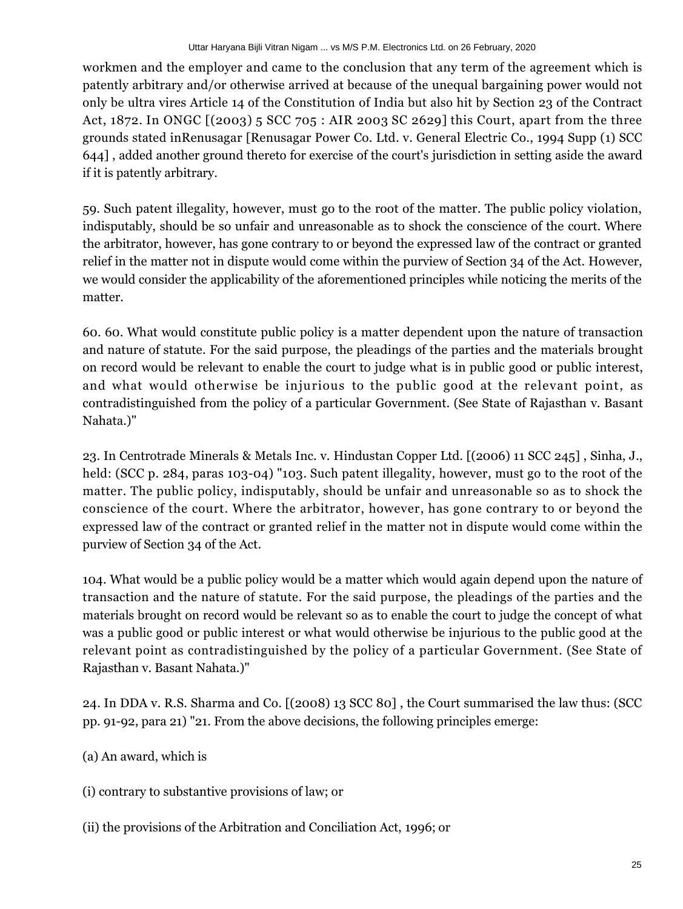workmen and the employer and came to the conclusion that any term of the agreement which is patently arbitrary and/or otherwise arrived at because of the unequal bargaining power would not only be ultra vires Article 14 of the Constitution of India but also hit by Section 23 of the Contract Act, 1872. In ONGC [(2003) 5 SCC 705 : AIR 2003 SC 2629] this Court, apart from the three grounds stated inRenusagar [Renusagar Power Co. Ltd. v. General Electric Co., 1994 Supp (1) SCC 644] , added another ground thereto for exercise of the court's jurisdiction in setting aside the award if it is patently arbitrary.

59. Such patent illegality, however, must go to the root of the matter. The public policy violation, indisputably, should be so unfair and unreasonable as to shock the conscience of the court. Where the arbitrator, however, has gone contrary to or beyond the expressed law of the contract or granted relief in the matter not in dispute would come within the purview of Section 34 of the Act. However, we would consider the applicability of the aforementioned principles while noticing the merits of the matter.

60. 60. What would constitute public policy is a matter dependent upon the nature of transaction and nature of statute. For the said purpose, the pleadings of the parties and the materials brought on record would be relevant to enable the court to judge what is in public good or public interest, and what would otherwise be injurious to the public good at the relevant point, as contradistinguished from the policy of a particular Government. (See State of Rajasthan v. Basant Nahata.)"

23. In Centrotrade Minerals & Metals Inc. v. Hindustan Copper Ltd. [(2006) 11 SCC 245] , Sinha, J., held: (SCC p. 284, paras 103-04) "103. Such patent illegality, however, must go to the root of the matter. The public policy, indisputably, should be unfair and unreasonable so as to shock the conscience of the court. Where the arbitrator, however, has gone contrary to or beyond the expressed law of the contract or granted relief in the matter not in dispute would come within the purview of Section 34 of the Act.

104. What would be a public policy would be a matter which would again depend upon the nature of transaction and the nature of statute. For the said purpose, the pleadings of the parties and the materials brought on record would be relevant so as to enable the court to judge the concept of what was a public good or public interest or what would otherwise be injurious to the public good at the relevant point as contradistinguished by the policy of a particular Government. (See State of Rajasthan v. Basant Nahata.)"

24. In DDA v. R.S. Sharma and Co. [(2008) 13 SCC 80] , the Court summarised the law thus: (SCC pp. 91-92, para 21) "21. From the above decisions, the following principles emerge:

(a) An award, which is

(i) contrary to substantive provisions of law; or

(ii) the provisions of the Arbitration and Conciliation Act, 1996; or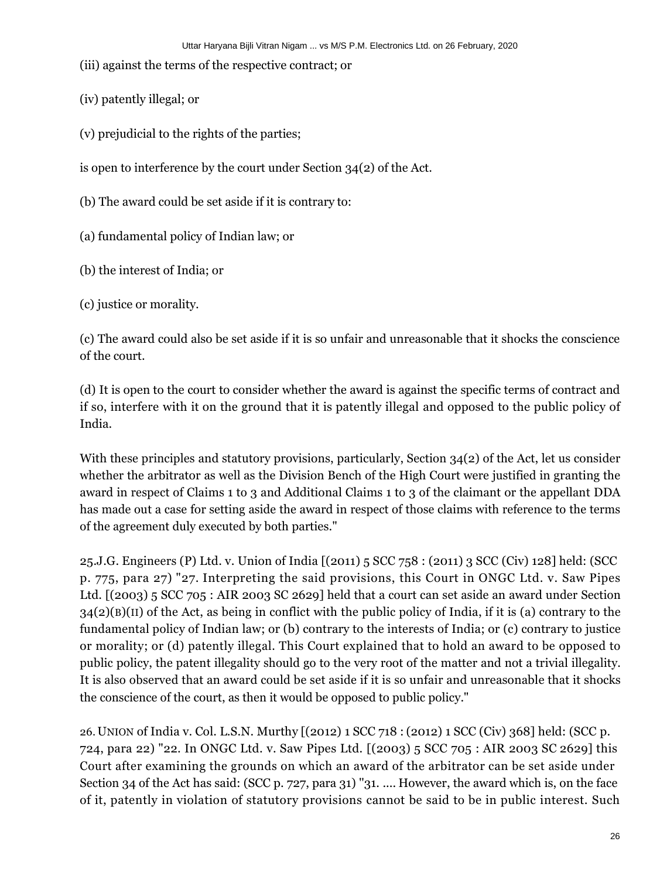(iii) against the terms of the respective contract; or

(iv) patently illegal; or

(v) prejudicial to the rights of the parties;

is open to interference by the court under Section 34(2) of the Act.

(b) The award could be set aside if it is contrary to:

(a) fundamental policy of Indian law; or

(b) the interest of India; or

(c) justice or morality.

(c) The award could also be set aside if it is so unfair and unreasonable that it shocks the conscience of the court.

(d) It is open to the court to consider whether the award is against the specific terms of contract and if so, interfere with it on the ground that it is patently illegal and opposed to the public policy of India.

With these principles and statutory provisions, particularly, Section 34(2) of the Act, let us consider whether the arbitrator as well as the Division Bench of the High Court were justified in granting the award in respect of Claims 1 to 3 and Additional Claims 1 to 3 of the claimant or the appellant DDA has made out a case for setting aside the award in respect of those claims with reference to the terms of the agreement duly executed by both parties."

25.J.G. Engineers (P) Ltd. v. Union of India [(2011) 5 SCC 758 : (2011) 3 SCC (Civ) 128] held: (SCC p. 775, para 27) "27. Interpreting the said provisions, this Court in ONGC Ltd. v. Saw Pipes Ltd. [(2003) 5 SCC 705 : AIR 2003 SC 2629] held that a court can set aside an award under Section 34(2)(B)(II) of the Act, as being in conflict with the public policy of India, if it is (a) contrary to the fundamental policy of Indian law; or (b) contrary to the interests of India; or (c) contrary to justice or morality; or (d) patently illegal. This Court explained that to hold an award to be opposed to public policy, the patent illegality should go to the very root of the matter and not a trivial illegality. It is also observed that an award could be set aside if it is so unfair and unreasonable that it shocks the conscience of the court, as then it would be opposed to public policy."

26. UNION of India v. Col. L.S.N. Murthy [(2012) 1 SCC 718 : (2012) 1 SCC (Civ) 368] held: (SCC p. 724, para 22) "22. In ONGC Ltd. v. Saw Pipes Ltd. [(2003) 5 SCC 705 : AIR 2003 SC 2629] this Court after examining the grounds on which an award of the arbitrator can be set aside under Section 34 of the Act has said: (SCC p. 727, para 31) "31. .... However, the award which is, on the face of it, patently in violation of statutory provisions cannot be said to be in public interest. Such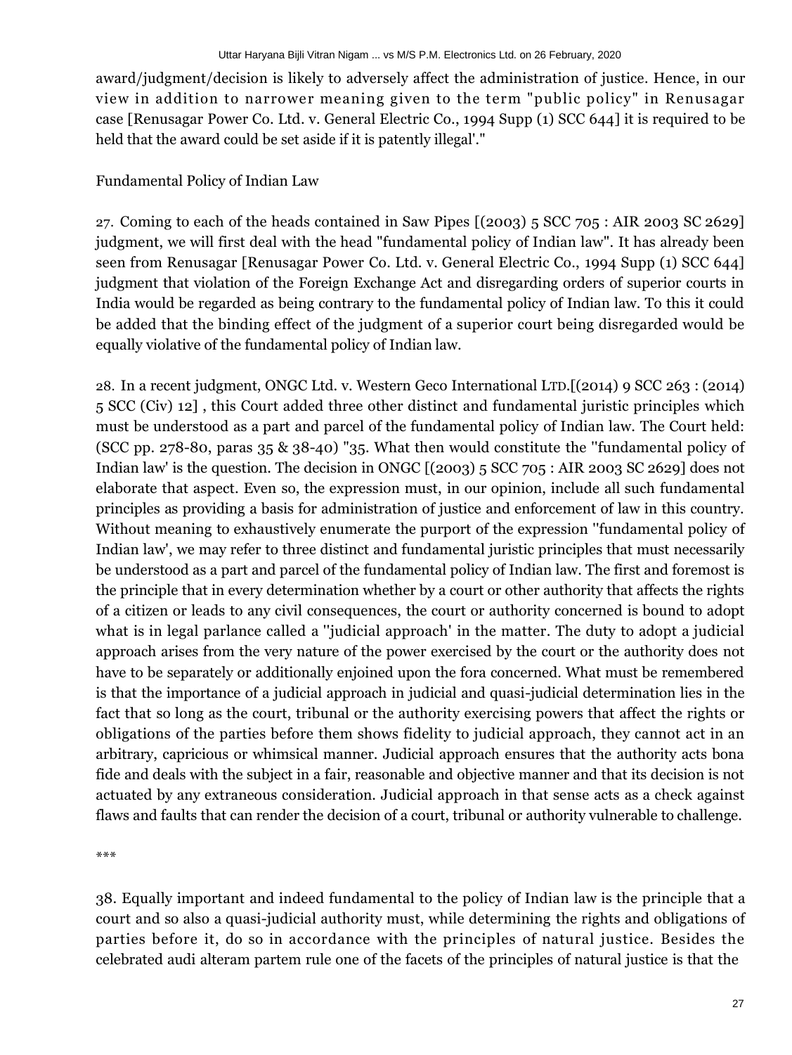award/judgment/decision is likely to adversely affect the administration of justice. Hence, in our view in addition to narrower meaning given to the term "public policy" in Renusagar case [Renusagar Power Co. Ltd. v. General Electric Co., 1994 Supp (1) SCC 644] it is required to be held that the award could be set aside if it is patently illegal'."

Fundamental Policy of Indian Law

27. Coming to each of the heads contained in Saw Pipes [(2003) 5 SCC 705 : AIR 2003 SC 2629] judgment, we will first deal with the head "fundamental policy of Indian law". It has already been seen from Renusagar [Renusagar Power Co. Ltd. v. General Electric Co., 1994 Supp (1) SCC 644] judgment that violation of the Foreign Exchange Act and disregarding orders of superior courts in India would be regarded as being contrary to the fundamental policy of Indian law. To this it could be added that the binding effect of the judgment of a superior court being disregarded would be equally violative of the fundamental policy of Indian law.

28. In a recent judgment, ONGC Ltd. v. Western Geco International LTD.[(2014) 9 SCC 263 : (2014) 5 SCC (Civ) 12] , this Court added three other distinct and fundamental juristic principles which must be understood as a part and parcel of the fundamental policy of Indian law. The Court held: (SCC pp. 278-80, paras 35 & 38-40) "35. What then would constitute the ''fundamental policy of Indian law' is the question. The decision in ONGC [(2003) 5 SCC 705 : AIR 2003 SC 2629] does not elaborate that aspect. Even so, the expression must, in our opinion, include all such fundamental principles as providing a basis for administration of justice and enforcement of law in this country. Without meaning to exhaustively enumerate the purport of the expression ''fundamental policy of Indian law', we may refer to three distinct and fundamental juristic principles that must necessarily be understood as a part and parcel of the fundamental policy of Indian law. The first and foremost is the principle that in every determination whether by a court or other authority that affects the rights of a citizen or leads to any civil consequences, the court or authority concerned is bound to adopt what is in legal parlance called a ''judicial approach' in the matter. The duty to adopt a judicial approach arises from the very nature of the power exercised by the court or the authority does not have to be separately or additionally enjoined upon the fora concerned. What must be remembered is that the importance of a judicial approach in judicial and quasi-judicial determination lies in the fact that so long as the court, tribunal or the authority exercising powers that affect the rights or obligations of the parties before them shows fidelity to judicial approach, they cannot act in an arbitrary, capricious or whimsical manner. Judicial approach ensures that the authority acts bona fide and deals with the subject in a fair, reasonable and objective manner and that its decision is not actuated by any extraneous consideration. Judicial approach in that sense acts as a check against flaws and faults that can render the decision of a court, tribunal or authority vulnerable to challenge.

***

38. Equally important and indeed fundamental to the policy of Indian law is the principle that a court and so also a quasi-judicial authority must, while determining the rights and obligations of parties before it, do so in accordance with the principles of natural justice. Besides the celebrated audi alteram partem rule one of the facets of the principles of natural justice is that the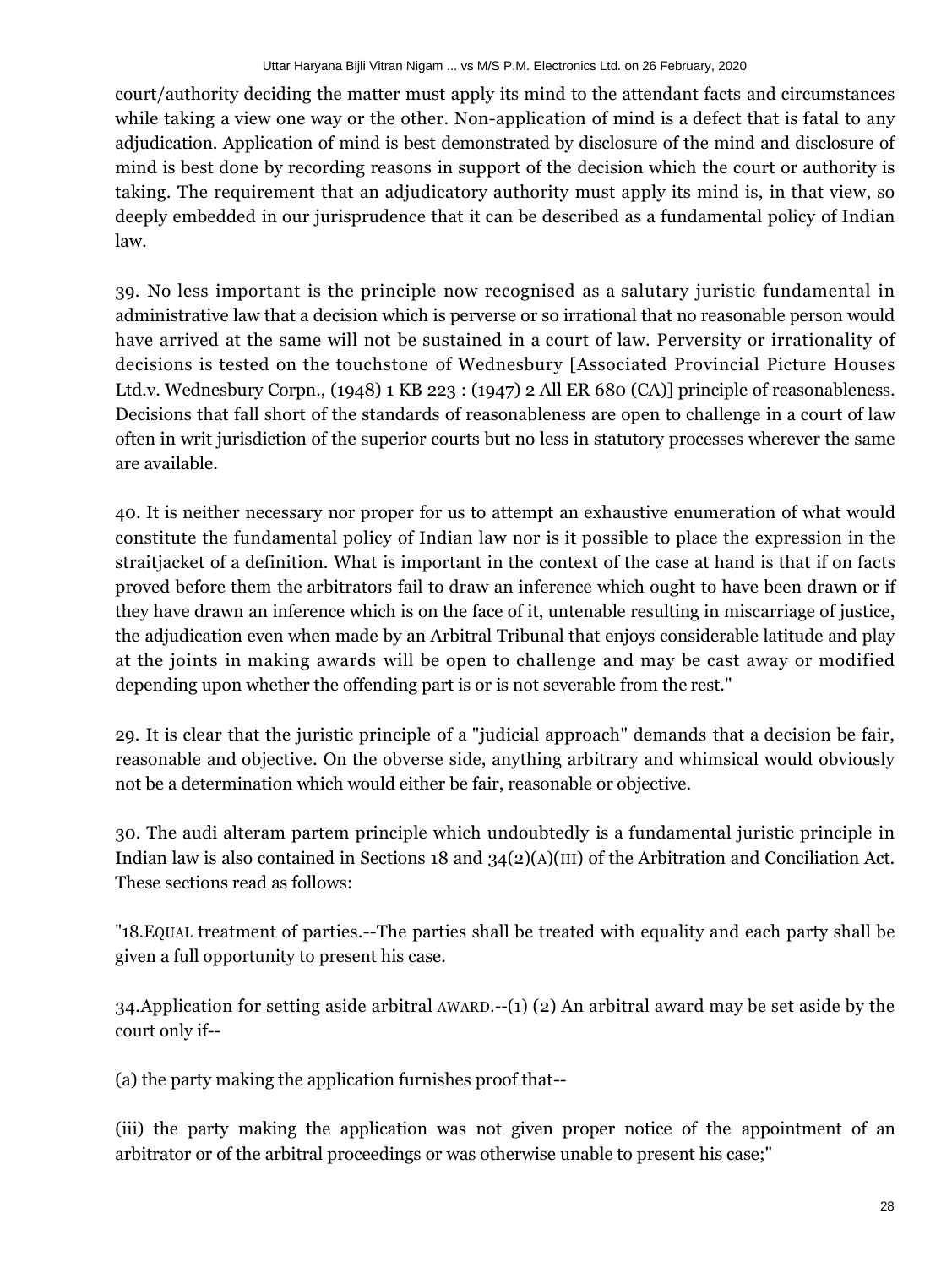court/authority deciding the matter must apply its mind to the attendant facts and circumstances while taking a view one way or the other. Non-application of mind is a defect that is fatal to any adjudication. Application of mind is best demonstrated by disclosure of the mind and disclosure of mind is best done by recording reasons in support of the decision which the court or authority is taking. The requirement that an adjudicatory authority must apply its mind is, in that view, so deeply embedded in our jurisprudence that it can be described as a fundamental policy of Indian law.

39. No less important is the principle now recognised as a salutary juristic fundamental in administrative law that a decision which is perverse or so irrational that no reasonable person would have arrived at the same will not be sustained in a court of law. Perversity or irrationality of decisions is tested on the touchstone of Wednesbury [Associated Provincial Picture Houses Ltd.v. Wednesbury Corpn., (1948) 1 KB 223 : (1947) 2 All ER 680 (CA)] principle of reasonableness. Decisions that fall short of the standards of reasonableness are open to challenge in a court of law often in writ jurisdiction of the superior courts but no less in statutory processes wherever the same are available.

40. It is neither necessary nor proper for us to attempt an exhaustive enumeration of what would constitute the fundamental policy of Indian law nor is it possible to place the expression in the straitjacket of a definition. What is important in the context of the case at hand is that if on facts proved before them the arbitrators fail to draw an inference which ought to have been drawn or if they have drawn an inference which is on the face of it, untenable resulting in miscarriage of justice, the adjudication even when made by an Arbitral Tribunal that enjoys considerable latitude and play at the joints in making awards will be open to challenge and may be cast away or modified depending upon whether the offending part is or is not severable from the rest."

29. It is clear that the juristic principle of a "judicial approach" demands that a decision be fair, reasonable and objective. On the obverse side, anything arbitrary and whimsical would obviously not be a determination which would either be fair, reasonable or objective.

30. The audi alteram partem principle which undoubtedly is a fundamental juristic principle in Indian law is also contained in Sections 18 and 34(2)(A)(III) of the Arbitration and Conciliation Act. These sections read as follows:

"18.EQUAL treatment of parties.--The parties shall be treated with equality and each party shall be given a full opportunity to present his case.

34.Application for setting aside arbitral AWARD.--(1) (2) An arbitral award may be set aside by the court only if--

(a) the party making the application furnishes proof that--

(iii) the party making the application was not given proper notice of the appointment of an arbitrator or of the arbitral proceedings or was otherwise unable to present his case;"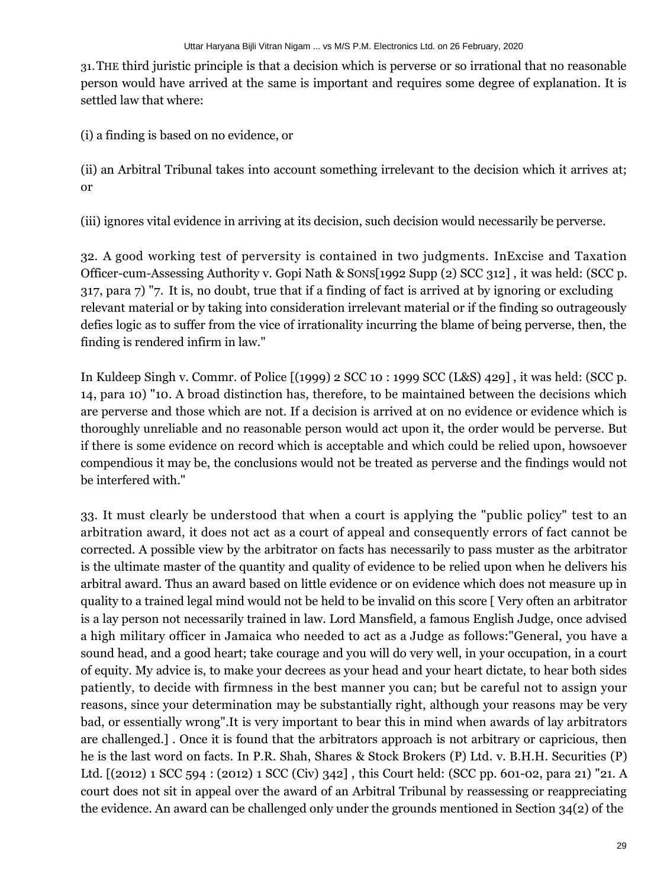31. THE third juristic principle is that a decision which is perverse or so irrational that no reasonable person would have arrived at the same is important and requires some degree of explanation. It is settled law that where:

(i) a finding is based on no evidence, or

(ii) an Arbitral Tribunal takes into account something irrelevant to the decision which it arrives at; or

(iii) ignores vital evidence in arriving at its decision, such decision would necessarily be perverse.

32. A good working test of perversity is contained in two judgments. InExcise and Taxation Officer-cum-Assessing Authority v. Gopi Nath & SONS[1992 Supp (2) SCC 312] , it was held: (SCC p. 317, para 7) "7. It is, no doubt, true that if a finding of fact is arrived at by ignoring or excluding relevant material or by taking into consideration irrelevant material or if the finding so outrageously defies logic as to suffer from the vice of irrationality incurring the blame of being perverse, then, the finding is rendered infirm in law."

In Kuldeep Singh v. Commr. of Police [(1999) 2 SCC 10 : 1999 SCC (L&S) 429] , it was held: (SCC p. 14, para 10) "10. A broad distinction has, therefore, to be maintained between the decisions which are perverse and those which are not. If a decision is arrived at on no evidence or evidence which is thoroughly unreliable and no reasonable person would act upon it, the order would be perverse. But if there is some evidence on record which is acceptable and which could be relied upon, howsoever compendious it may be, the conclusions would not be treated as perverse and the findings would not be interfered with."

33. It must clearly be understood that when a court is applying the "public policy" test to an arbitration award, it does not act as a court of appeal and consequently errors of fact cannot be corrected. A possible view by the arbitrator on facts has necessarily to pass muster as the arbitrator is the ultimate master of the quantity and quality of evidence to be relied upon when he delivers his arbitral award. Thus an award based on little evidence or on evidence which does not measure up in quality to a trained legal mind would not be held to be invalid on this score [ Very often an arbitrator is a lay person not necessarily trained in law. Lord Mansfield, a famous English Judge, once advised a high military officer in Jamaica who needed to act as a Judge as follows:"General, you have a sound head, and a good heart; take courage and you will do very well, in your occupation, in a court of equity. My advice is, to make your decrees as your head and your heart dictate, to hear both sides patiently, to decide with firmness in the best manner you can; but be careful not to assign your reasons, since your determination may be substantially right, although your reasons may be very bad, or essentially wrong".It is very important to bear this in mind when awards of lay arbitrators are challenged.] . Once it is found that the arbitrators approach is not arbitrary or capricious, then he is the last word on facts. In P.R. Shah, Shares & Stock Brokers (P) Ltd. v. B.H.H. Securities (P) Ltd. [(2012) 1 SCC 594 : (2012) 1 SCC (Civ) 342] , this Court held: (SCC pp. 601-02, para 21) "21. A court does not sit in appeal over the award of an Arbitral Tribunal by reassessing or reappreciating the evidence. An award can be challenged only under the grounds mentioned in Section 34(2) of the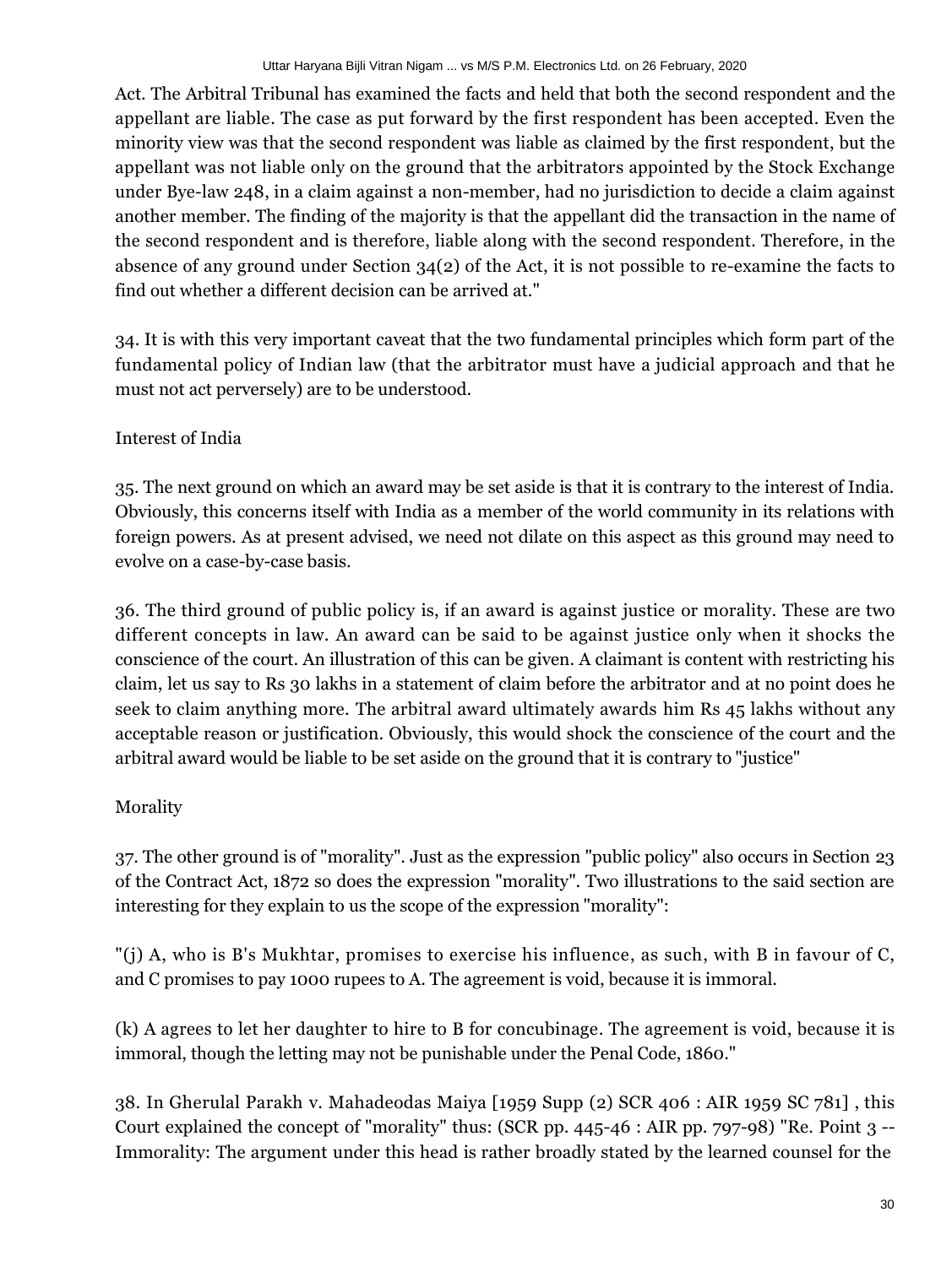Act. The Arbitral Tribunal has examined the facts and held that both the second respondent and the appellant are liable. The case as put forward by the first respondent has been accepted. Even the minority view was that the second respondent was liable as claimed by the first respondent, but the appellant was not liable only on the ground that the arbitrators appointed by the Stock Exchange under Bye-law 248, in a claim against a non-member, had no jurisdiction to decide a claim against another member. The finding of the majority is that the appellant did the transaction in the name of the second respondent and is therefore, liable along with the second respondent. Therefore, in the absence of any ground under Section 34(2) of the Act, it is not possible to re-examine the facts to find out whether a different decision can be arrived at."

34. It is with this very important caveat that the two fundamental principles which form part of the fundamental policy of Indian law (that the arbitrator must have a judicial approach and that he must not act perversely) are to be understood.

Interest of India

35. The next ground on which an award may be set aside is that it is contrary to the interest of India. Obviously, this concerns itself with India as a member of the world community in its relations with foreign powers. As at present advised, we need not dilate on this aspect as this ground may need to evolve on a case-by-case basis.

36. The third ground of public policy is, if an award is against justice or morality. These are two different concepts in law. An award can be said to be against justice only when it shocks the conscience of the court. An illustration of this can be given. A claimant is content with restricting his claim, let us say to Rs 30 lakhs in a statement of claim before the arbitrator and at no point does he seek to claim anything more. The arbitral award ultimately awards him Rs 45 lakhs without any acceptable reason or justification. Obviously, this would shock the conscience of the court and the arbitral award would be liable to be set aside on the ground that it is contrary to "justice"

Morality

37. The other ground is of "morality". Just as the expression "public policy" also occurs in Section 23 of the Contract Act, 1872 so does the expression "morality". Two illustrations to the said section are interesting for they explain to us the scope of the expression "morality":

"(j) A, who is B's Mukhtar, promises to exercise his influence, as such, with B in favour of C, and C promises to pay 1000 rupees to A. The agreement is void, because it is immoral.

(k) A agrees to let her daughter to hire to B for concubinage. The agreement is void, because it is immoral, though the letting may not be punishable under the Penal Code, 1860."

38. In Gherulal Parakh v. Mahadeodas Maiya [1959 Supp (2) SCR 406 : AIR 1959 SC 781] , this Court explained the concept of "morality" thus: (SCR pp. 445-46 : AIR pp. 797-98) "Re. Point 3 -- Immorality: The argument under this head is rather broadly stated by the learned counsel for the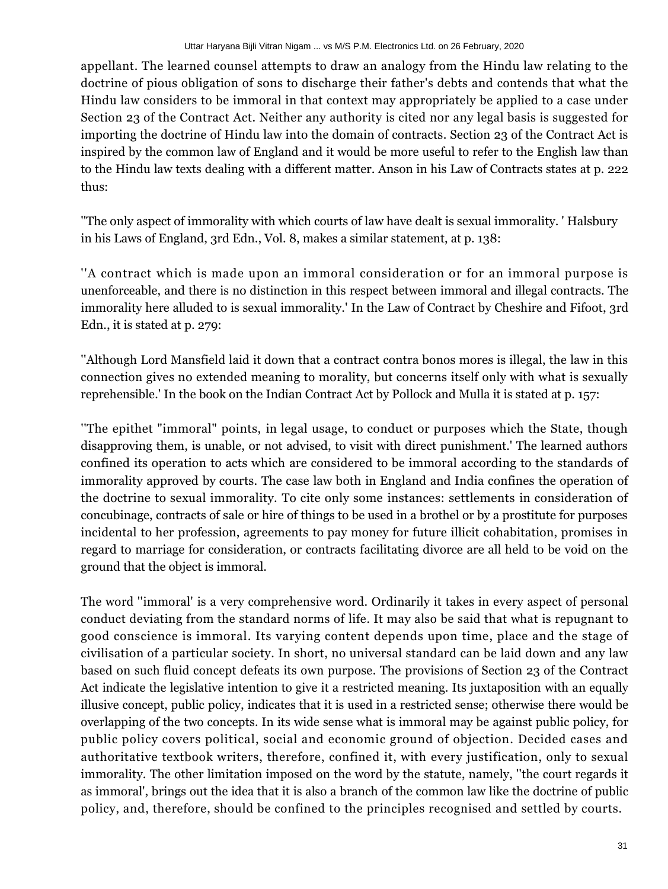appellant. The learned counsel attempts to draw an analogy from the Hindu law relating to the doctrine of pious obligation of sons to discharge their father's debts and contends that what the Hindu law considers to be immoral in that context may appropriately be applied to a case under Section 23 of the Contract Act. Neither any authority is cited nor any legal basis is suggested for importing the doctrine of Hindu law into the domain of contracts. Section 23 of the Contract Act is inspired by the common law of England and it would be more useful to refer to the English law than to the Hindu law texts dealing with a different matter. Anson in his Law of Contracts states at p. 222 thus:

''The only aspect of immorality with which courts of law have dealt is sexual immorality. ' Halsbury in his Laws of England, 3rd Edn., Vol. 8, makes a similar statement, at p. 138:

''A contract which is made upon an immoral consideration or for an immoral purpose is unenforceable, and there is no distinction in this respect between immoral and illegal contracts. The immorality here alluded to is sexual immorality.' In the Law of Contract by Cheshire and Fifoot, 3rd Edn., it is stated at p. 279:

''Although Lord Mansfield laid it down that a contract contra bonos mores is illegal, the law in this connection gives no extended meaning to morality, but concerns itself only with what is sexually reprehensible.' In the book on the Indian Contract Act by Pollock and Mulla it is stated at p. 157:

''The epithet "immoral" points, in legal usage, to conduct or purposes which the State, though disapproving them, is unable, or not advised, to visit with direct punishment.' The learned authors confined its operation to acts which are considered to be immoral according to the standards of immorality approved by courts. The case law both in England and India confines the operation of the doctrine to sexual immorality. To cite only some instances: settlements in consideration of concubinage, contracts of sale or hire of things to be used in a brothel or by a prostitute for purposes incidental to her profession, agreements to pay money for future illicit cohabitation, promises in regard to marriage for consideration, or contracts facilitating divorce are all held to be void on the ground that the object is immoral.

The word ''immoral' is a very comprehensive word. Ordinarily it takes in every aspect of personal conduct deviating from the standard norms of life. It may also be said that what is repugnant to good conscience is immoral. Its varying content depends upon time, place and the stage of civilisation of a particular society. In short, no universal standard can be laid down and any law based on such fluid concept defeats its own purpose. The provisions of Section 23 of the Contract Act indicate the legislative intention to give it a restricted meaning. Its juxtaposition with an equally illusive concept, public policy, indicates that it is used in a restricted sense; otherwise there would be overlapping of the two concepts. In its wide sense what is immoral may be against public policy, for public policy covers political, social and economic ground of objection. Decided cases and authoritative textbook writers, therefore, confined it, with every justification, only to sexual immorality. The other limitation imposed on the word by the statute, namely, ''the court regards it as immoral', brings out the idea that it is also a branch of the common law like the doctrine of public policy, and, therefore, should be confined to the principles recognised and settled by courts.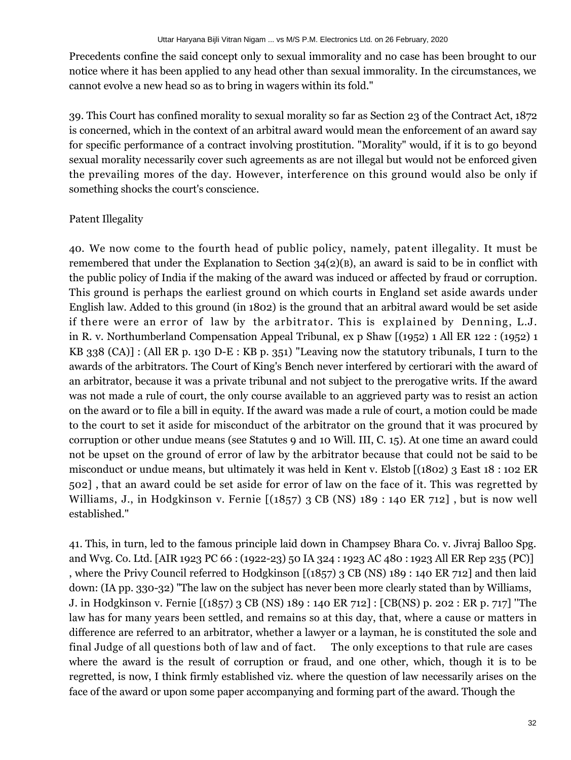Precedents confine the said concept only to sexual immorality and no case has been brought to our notice where it has been applied to any head other than sexual immorality. In the circumstances, we cannot evolve a new head so as to bring in wagers within its fold."

39. This Court has confined morality to sexual morality so far as Section 23 of the Contract Act, 1872 is concerned, which in the context of an arbitral award would mean the enforcement of an award say for specific performance of a contract involving prostitution. "Morality" would, if it is to go beyond sexual morality necessarily cover such agreements as are not illegal but would not be enforced given the prevailing mores of the day. However, interference on this ground would also be only if something shocks the court's conscience.

Patent Illegality

40. We now come to the fourth head of public policy, namely, patent illegality. It must be remembered that under the Explanation to Section 34(2)(B), an award is said to be in conflict with the public policy of India if the making of the award was induced or affected by fraud or corruption. This ground is perhaps the earliest ground on which courts in England set aside awards under English law. Added to this ground (in 1802) is the ground that an arbitral award would be set aside if there were an error of law by the arbitrator. This is explained by Denning, L.J. in R. v. Northumberland Compensation Appeal Tribunal, ex p Shaw [(1952) 1 All ER 122 : (1952) 1 KB 338 (CA)] : (All ER p. 130 D-E : KB p. 351) "Leaving now the statutory tribunals, I turn to the awards of the arbitrators. The Court of King's Bench never interfered by certiorari with the award of an arbitrator, because it was a private tribunal and not subject to the prerogative writs. If the award was not made a rule of court, the only course available to an aggrieved party was to resist an action on the award or to file a bill in equity. If the award was made a rule of court, a motion could be made to the court to set it aside for misconduct of the arbitrator on the ground that it was procured by corruption or other undue means (see Statutes 9 and 10 Will. III, C. 15). At one time an award could not be upset on the ground of error of law by the arbitrator because that could not be said to be misconduct or undue means, but ultimately it was held in Kent v. Elstob [(1802) 3 East 18 : 102 ER 502] , that an award could be set aside for error of law on the face of it. This was regretted by Williams, J., in Hodgkinson v. Fernie [(1857) 3 CB (NS) 189 : 140 ER 712] , but is now well established."

41. This, in turn, led to the famous principle laid down in Champsey Bhara Co. v. Jivraj Balloo Spg. and Wvg. Co. Ltd. [AIR 1923 PC 66 : (1922-23) 50 IA 324 : 1923 AC 480 : 1923 All ER Rep 235 (PC)] , where the Privy Council referred to Hodgkinson [(1857) 3 CB (NS) 189 : 140 ER 712] and then laid down: (IA pp. 330-32) "The law on the subject has never been more clearly stated than by Williams, J. in Hodgkinson v. Fernie [(1857) 3 CB (NS) 189 : 140 ER 712] : [CB(NS) p. 202 : ER p. 717] "The law has for many years been settled, and remains so at this day, that, where a cause or matters in difference are referred to an arbitrator, whether a lawyer or a layman, he is constituted the sole and final Judge of all questions both of law and of fact. The only exceptions to that rule are cases where the award is the result of corruption or fraud, and one other, which, though it is to be regretted, is now, I think firmly established viz. where the question of law necessarily arises on the face of the award or upon some paper accompanying and forming part of the award. Though the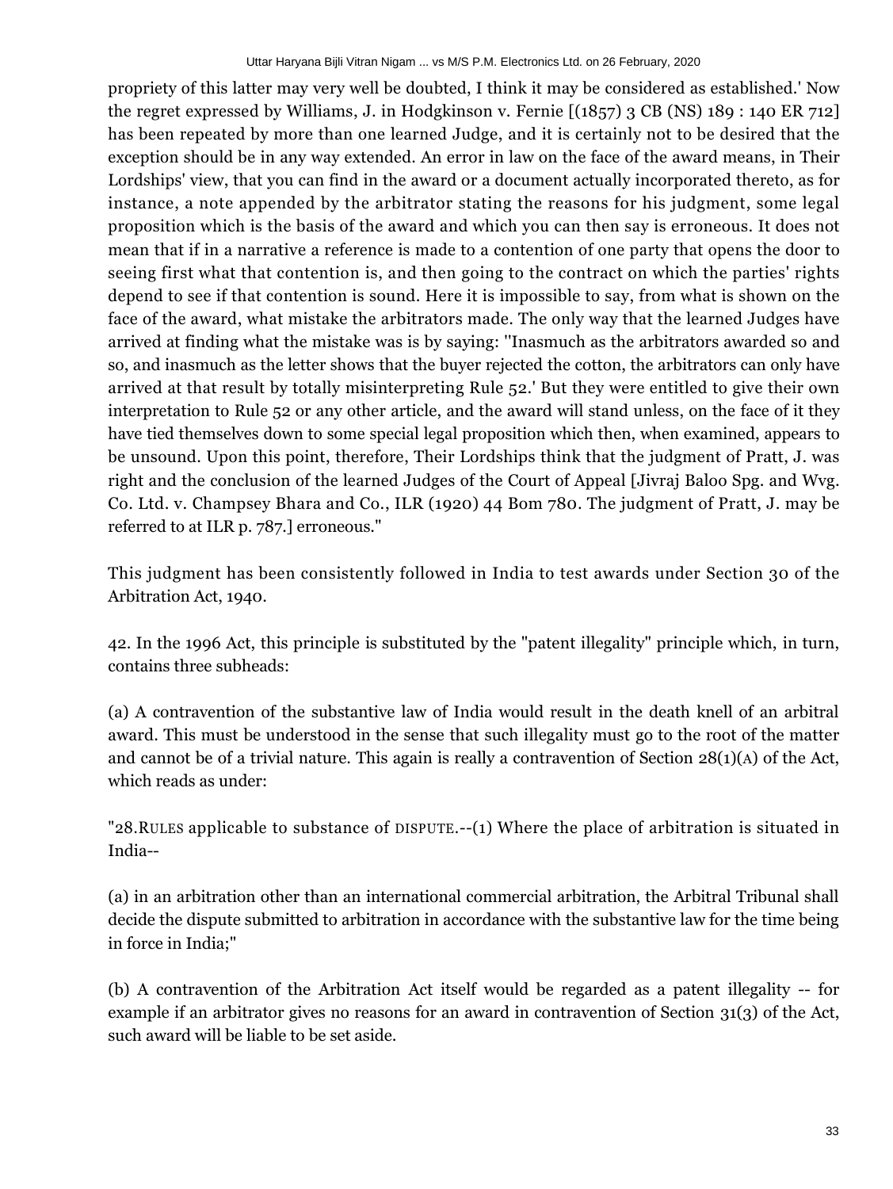propriety of this latter may very well be doubted, I think it may be considered as established.' Now the regret expressed by Williams, J. in Hodgkinson v. Fernie [(1857) 3 CB (NS) 189 : 140 ER 712] has been repeated by more than one learned Judge, and it is certainly not to be desired that the exception should be in any way extended. An error in law on the face of the award means, in Their Lordships' view, that you can find in the award or a document actually incorporated thereto, as for instance, a note appended by the arbitrator stating the reasons for his judgment, some legal proposition which is the basis of the award and which you can then say is erroneous. It does not mean that if in a narrative a reference is made to a contention of one party that opens the door to seeing first what that contention is, and then going to the contract on which the parties' rights depend to see if that contention is sound. Here it is impossible to say, from what is shown on the face of the award, what mistake the arbitrators made. The only way that the learned Judges have arrived at finding what the mistake was is by saying: ''Inasmuch as the arbitrators awarded so and so, and inasmuch as the letter shows that the buyer rejected the cotton, the arbitrators can only have arrived at that result by totally misinterpreting Rule 52.' But they were entitled to give their own interpretation to Rule 52 or any other article, and the award will stand unless, on the face of it they have tied themselves down to some special legal proposition which then, when examined, appears to be unsound. Upon this point, therefore, Their Lordships think that the judgment of Pratt, J. was right and the conclusion of the learned Judges of the Court of Appeal [Jivraj Baloo Spg. and Wvg. Co. Ltd. v. Champsey Bhara and Co., ILR (1920) 44 Bom 780. The judgment of Pratt, J. may be referred to at ILR p. 787.] erroneous."

This judgment has been consistently followed in India to test awards under Section 30 of the Arbitration Act, 1940.

42. In the 1996 Act, this principle is substituted by the "patent illegality" principle which, in turn, contains three subheads:

(a) A contravention of the substantive law of India would result in the death knell of an arbitral award. This must be understood in the sense that such illegality must go to the root of the matter and cannot be of a trivial nature. This again is really a contravention of Section 28(1)(A) of the Act, which reads as under:

"28.RULES applicable to substance of DISPUTE.--(1) Where the place of arbitration is situated in India--

(a) in an arbitration other than an international commercial arbitration, the Arbitral Tribunal shall decide the dispute submitted to arbitration in accordance with the substantive law for the time being in force in India;"

(b) A contravention of the Arbitration Act itself would be regarded as a patent illegality -- for example if an arbitrator gives no reasons for an award in contravention of Section 31(3) of the Act, such award will be liable to be set aside.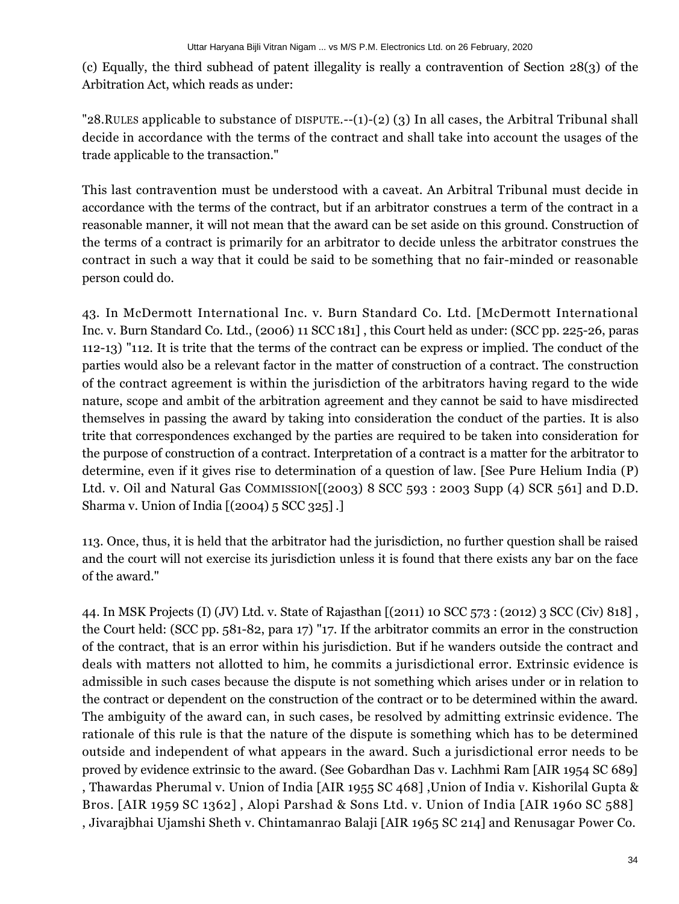(c) Equally, the third subhead of patent illegality is really a contravention of Section 28(3) of the Arbitration Act, which reads as under:

"28.RULES applicable to substance of DISPUTE.--(1)-(2) (3) In all cases, the Arbitral Tribunal shall decide in accordance with the terms of the contract and shall take into account the usages of the trade applicable to the transaction."

This last contravention must be understood with a caveat. An Arbitral Tribunal must decide in accordance with the terms of the contract, but if an arbitrator construes a term of the contract in a reasonable manner, it will not mean that the award can be set aside on this ground. Construction of the terms of a contract is primarily for an arbitrator to decide unless the arbitrator construes the contract in such a way that it could be said to be something that no fair-minded or reasonable person could do.

43. In McDermott International Inc. v. Burn Standard Co. Ltd. [McDermott International Inc. v. Burn Standard Co. Ltd., (2006) 11 SCC 181] , this Court held as under: (SCC pp. 225-26, paras 112-13) "112. It is trite that the terms of the contract can be express or implied. The conduct of the parties would also be a relevant factor in the matter of construction of a contract. The construction of the contract agreement is within the jurisdiction of the arbitrators having regard to the wide nature, scope and ambit of the arbitration agreement and they cannot be said to have misdirected themselves in passing the award by taking into consideration the conduct of the parties. It is also trite that correspondences exchanged by the parties are required to be taken into consideration for the purpose of construction of a contract. Interpretation of a contract is a matter for the arbitrator to determine, even if it gives rise to determination of a question of law. [See Pure Helium India (P) Ltd. v. Oil and Natural Gas COMMISSION[(2003) 8 SCC 593 : 2003 Supp (4) SCR 561] and D.D. Sharma v. Union of India [(2004) 5 SCC 325] .]

113. Once, thus, it is held that the arbitrator had the jurisdiction, no further question shall be raised and the court will not exercise its jurisdiction unless it is found that there exists any bar on the face of the award."

44. In MSK Projects (I) (JV) Ltd. v. State of Rajasthan [(2011) 10 SCC 573 : (2012) 3 SCC (Civ) 818] , the Court held: (SCC pp. 581-82, para 17) "17. If the arbitrator commits an error in the construction of the contract, that is an error within his jurisdiction. But if he wanders outside the contract and deals with matters not allotted to him, he commits a jurisdictional error. Extrinsic evidence is admissible in such cases because the dispute is not something which arises under or in relation to the contract or dependent on the construction of the contract or to be determined within the award. The ambiguity of the award can, in such cases, be resolved by admitting extrinsic evidence. The rationale of this rule is that the nature of the dispute is something which has to be determined outside and independent of what appears in the award. Such a jurisdictional error needs to be proved by evidence extrinsic to the award. (See Gobardhan Das v. Lachhmi Ram [AIR 1954 SC 689] , Thawardas Pherumal v. Union of India [AIR 1955 SC 468] ,Union of India v. Kishorilal Gupta & Bros. [AIR 1959 SC 1362] , Alopi Parshad & Sons Ltd. v. Union of India [AIR 1960 SC 588] , Jivarajbhai Ujamshi Sheth v. Chintamanrao Balaji [AIR 1965 SC 214] and Renusagar Power Co.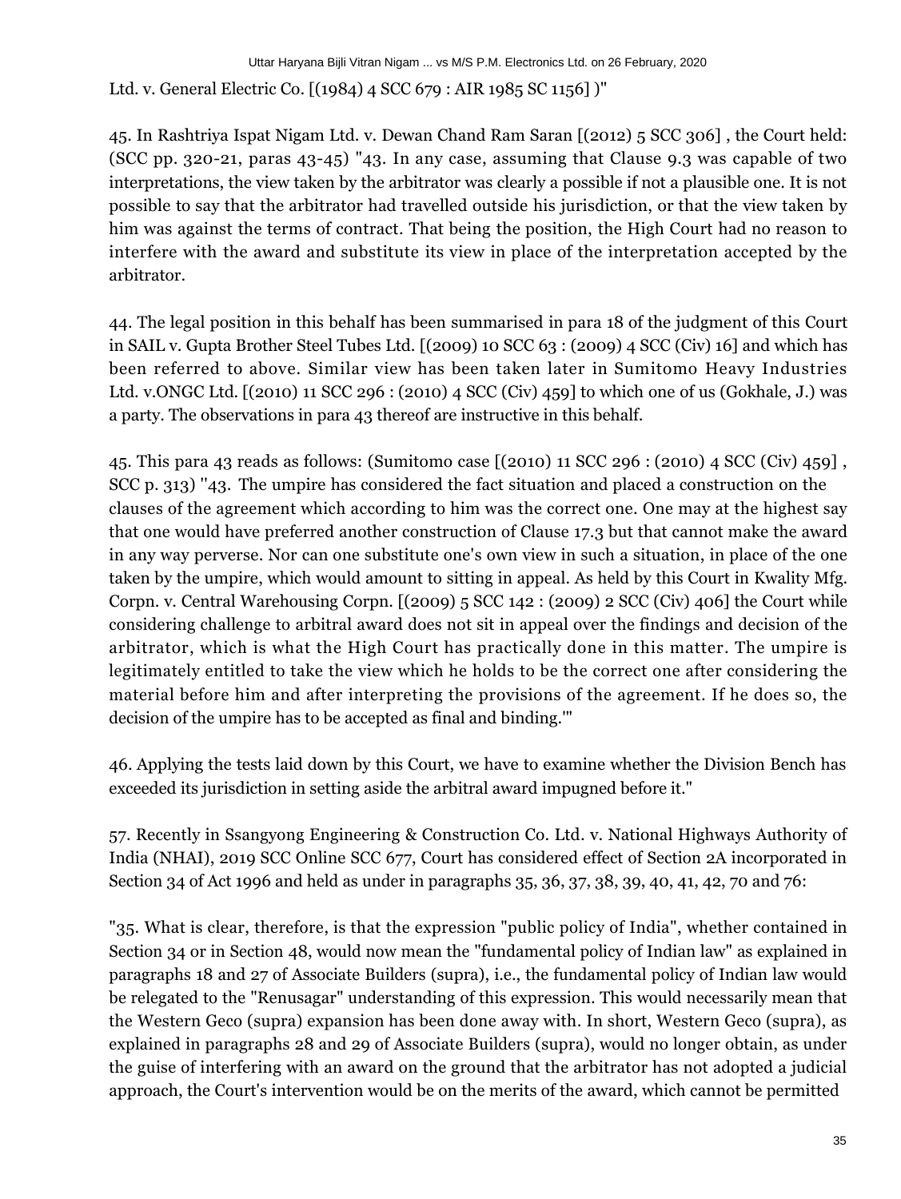Ltd. v. General Electric Co. [(1984) 4 SCC 679 : AIR 1985 SC 1156] )"

45. In Rashtriya Ispat Nigam Ltd. v. Dewan Chand Ram Saran [(2012) 5 SCC 306] , the Court held: (SCC pp. 320-21, paras 43-45) "43. In any case, assuming that Clause 9.3 was capable of two interpretations, the view taken by the arbitrator was clearly a possible if not a plausible one. It is not possible to say that the arbitrator had travelled outside his jurisdiction, or that the view taken by him was against the terms of contract. That being the position, the High Court had no reason to interfere with the award and substitute its view in place of the interpretation accepted by the arbitrator.

44. The legal position in this behalf has been summarised in para 18 of the judgment of this Court in SAIL v. Gupta Brother Steel Tubes Ltd. [(2009) 10 SCC 63 : (2009) 4 SCC (Civ) 16] and which has been referred to above. Similar view has been taken later in Sumitomo Heavy Industries Ltd. v.ONGC Ltd. [(2010) 11 SCC 296 : (2010) 4 SCC (Civ) 459] to which one of us (Gokhale, J.) was a party. The observations in para 43 thereof are instructive in this behalf.

45. This para 43 reads as follows: (Sumitomo case [(2010) 11 SCC 296 : (2010) 4 SCC (Civ) 459] , SCC p. 313) "43. The umpire has considered the fact situation and placed a construction on the clauses of the agreement which according to him was the correct one. One may at the highest say that one would have preferred another construction of Clause 17.3 but that cannot make the award in any way perverse. Nor can one substitute one's own view in such a situation, in place of the one taken by the umpire, which would amount to sitting in appeal. As held by this Court in Kwality Mfg. Corpn. v. Central Warehousing Corpn. [(2009) 5 SCC 142 : (2009) 2 SCC (Civ) 406] the Court while considering challenge to arbitral award does not sit in appeal over the findings and decision of the arbitrator, which is what the High Court has practically done in this matter. The umpire is legitimately entitled to take the view which he holds to be the correct one after considering the material before him and after interpreting the provisions of the agreement. If he does so, the decision of the umpire has to be accepted as final and binding.'"

46. Applying the tests laid down by this Court, we have to examine whether the Division Bench has exceeded its jurisdiction in setting aside the arbitral award impugned before it."

57. Recently in Ssangyong Engineering & Construction Co. Ltd. v. National Highways Authority of India (NHAI), 2019 SCC Online SCC 677, Court has considered effect of Section 2A incorporated in Section 34 of Act 1996 and held as under in paragraphs 35, 36, 37, 38, 39, 40, 41, 42, 70 and 76:

"35. What is clear, therefore, is that the expression "public policy of India", whether contained in Section 34 or in Section 48, would now mean the "fundamental policy of Indian law" as explained in paragraphs 18 and 27 of Associate Builders (supra), i.e., the fundamental policy of Indian law would be relegated to the "Renusagar" understanding of this expression. This would necessarily mean that the Western Geco (supra) expansion has been done away with. In short, Western Geco (supra), as explained in paragraphs 28 and 29 of Associate Builders (supra), would no longer obtain, as under the guise of interfering with an award on the ground that the arbitrator has not adopted a judicial approach, the Court's intervention would be on the merits of the award, which cannot be permitted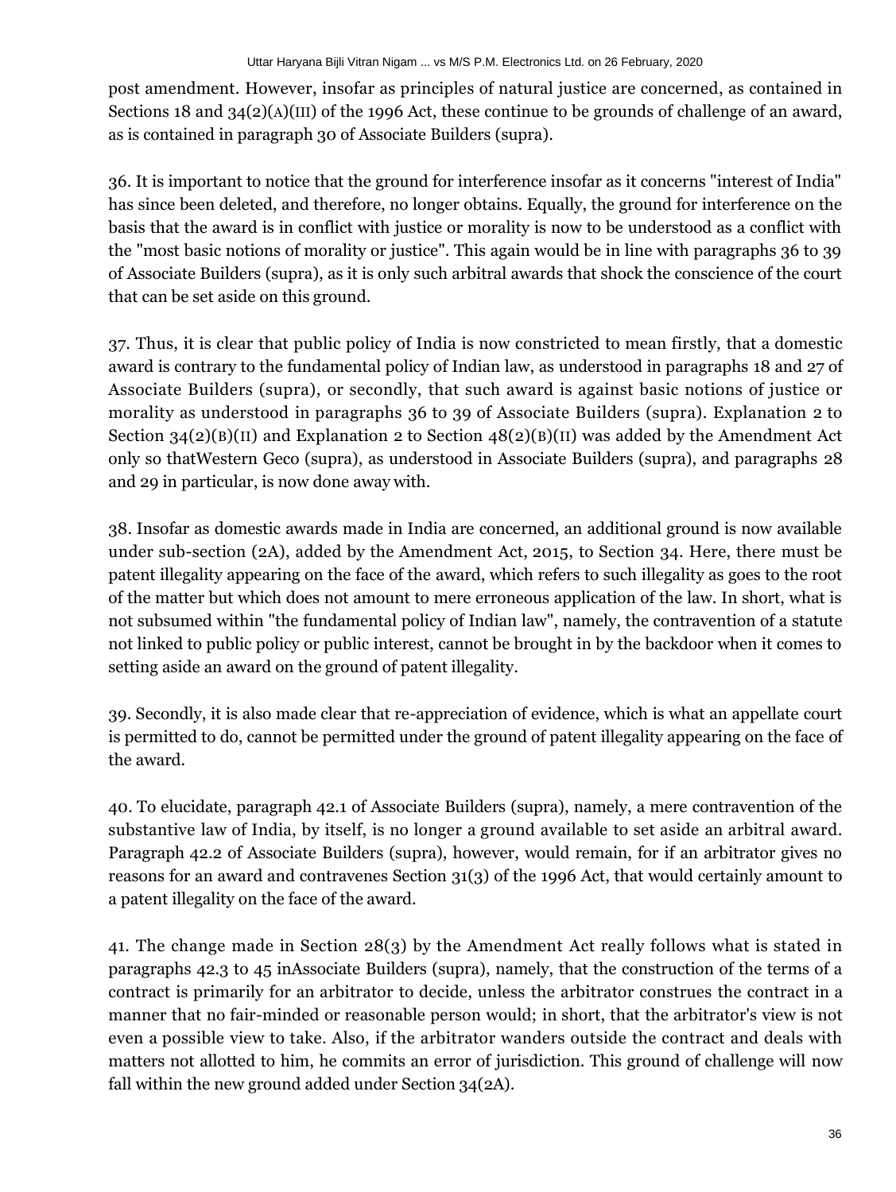post amendment. However, insofar as principles of natural justice are concerned, as contained in Sections 18 and 34(2)(A)(III) of the 1996 Act, these continue to be grounds of challenge of an award, as is contained in paragraph 30 of Associate Builders (supra).

36. It is important to notice that the ground for interference insofar as it concerns "interest of India" has since been deleted, and therefore, no longer obtains. Equally, the ground for interference on the basis that the award is in conflict with justice or morality is now to be understood as a conflict with the "most basic notions of morality or justice". This again would be in line with paragraphs 36 to 39 of Associate Builders (supra), as it is only such arbitral awards that shock the conscience of the court that can be set aside on this ground.

37. Thus, it is clear that public policy of India is now constricted to mean firstly, that a domestic award is contrary to the fundamental policy of Indian law, as understood in paragraphs 18 and 27 of Associate Builders (supra), or secondly, that such award is against basic notions of justice or morality as understood in paragraphs 36 to 39 of Associate Builders (supra). Explanation 2 to Section 34(2)(B)(II) and Explanation 2 to Section 48(2)(B)(II) was added by the Amendment Act only so thatWestern Geco (supra), as understood in Associate Builders (supra), and paragraphs 28 and 29 in particular, is now done away with.

38. Insofar as domestic awards made in India are concerned, an additional ground is now available under sub-section (2A), added by the Amendment Act, 2015, to Section 34. Here, there must be patent illegality appearing on the face of the award, which refers to such illegality as goes to the root of the matter but which does not amount to mere erroneous application of the law. In short, what is not subsumed within "the fundamental policy of Indian law", namely, the contravention of a statute not linked to public policy or public interest, cannot be brought in by the backdoor when it comes to setting aside an award on the ground of patent illegality.

39. Secondly, it is also made clear that re-appreciation of evidence, which is what an appellate court is permitted to do, cannot be permitted under the ground of patent illegality appearing on the face of the award.

40. To elucidate, paragraph 42.1 of Associate Builders (supra), namely, a mere contravention of the substantive law of India, by itself, is no longer a ground available to set aside an arbitral award. Paragraph 42.2 of Associate Builders (supra), however, would remain, for if an arbitrator gives no reasons for an award and contravenes Section 31(3) of the 1996 Act, that would certainly amount to a patent illegality on the face of the award.

41. The change made in Section 28(3) by the Amendment Act really follows what is stated in paragraphs 42.3 to 45 inAssociate Builders (supra), namely, that the construction of the terms of a contract is primarily for an arbitrator to decide, unless the arbitrator construes the contract in a manner that no fair-minded or reasonable person would; in short, that the arbitrator's view is not even a possible view to take. Also, if the arbitrator wanders outside the contract and deals with matters not allotted to him, he commits an error of jurisdiction. This ground of challenge will now fall within the new ground added under Section 34(2A).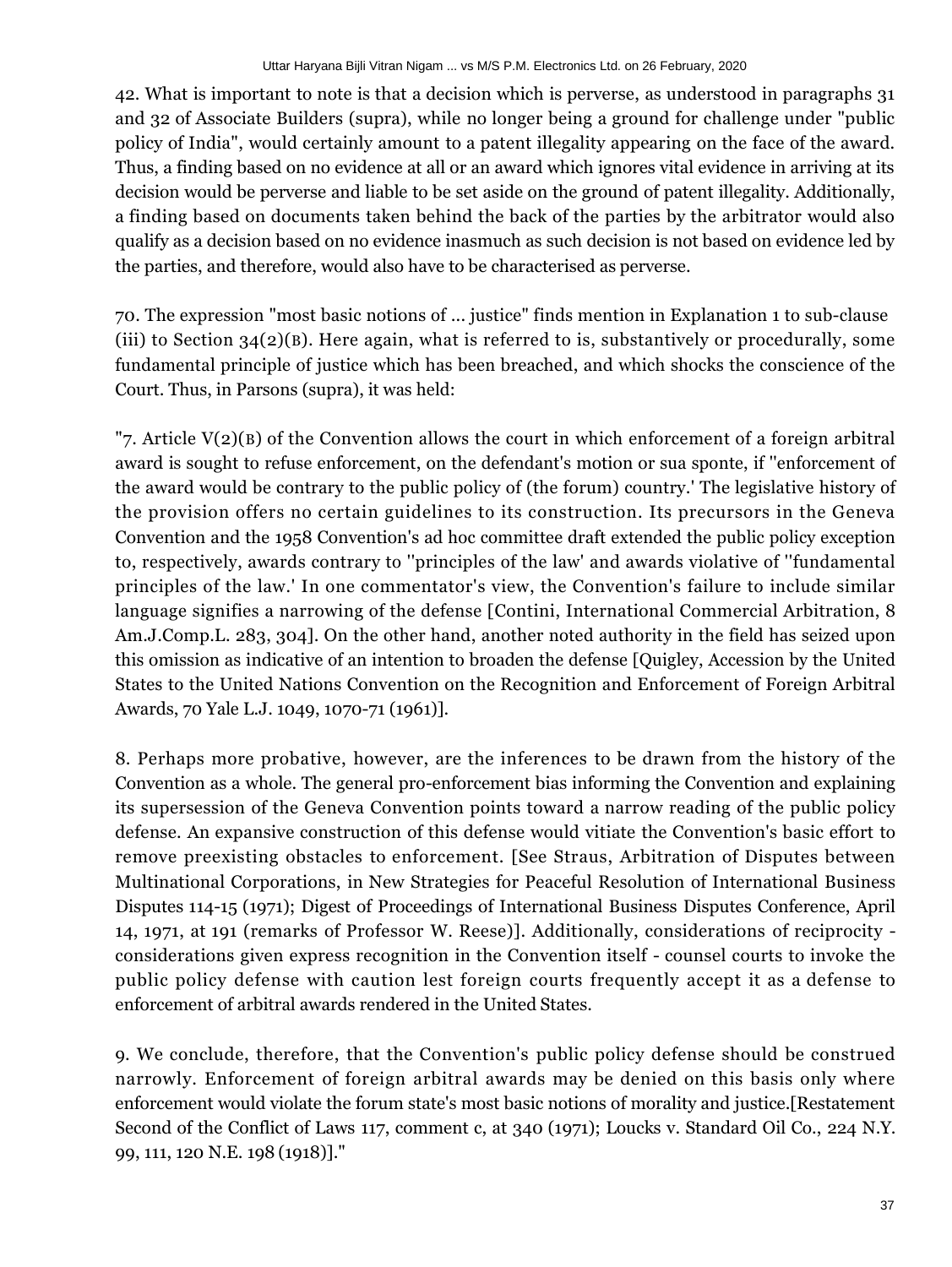42. What is important to note is that a decision which is perverse, as understood in paragraphs 31 and 32 of Associate Builders (supra), while no longer being a ground for challenge under "public policy of India", would certainly amount to a patent illegality appearing on the face of the award. Thus, a finding based on no evidence at all or an award which ignores vital evidence in arriving at its decision would be perverse and liable to be set aside on the ground of patent illegality. Additionally, a finding based on documents taken behind the back of the parties by the arbitrator would also qualify as a decision based on no evidence inasmuch as such decision is not based on evidence led by the parties, and therefore, would also have to be characterised as perverse.

70. The expression "most basic notions of ... justice" finds mention in Explanation 1 to sub-clause (iii) to Section 34(2)(B). Here again, what is referred to is, substantively or procedurally, some fundamental principle of justice which has been breached, and which shocks the conscience of the Court. Thus, in Parsons (supra), it was held:

"7. Article V(2)(B) of the Convention allows the court in which enforcement of a foreign arbitral award is sought to refuse enforcement, on the defendant's motion or sua sponte, if ''enforcement of the award would be contrary to the public policy of (the forum) country.' The legislative history of the provision offers no certain guidelines to its construction. Its precursors in the Geneva Convention and the 1958 Convention's ad hoc committee draft extended the public policy exception to, respectively, awards contrary to ''principles of the law' and awards violative of ''fundamental principles of the law.' In one commentator's view, the Convention's failure to include similar language signifies a narrowing of the defense [Contini, International Commercial Arbitration, 8 Am.J.Comp.L. 283, 304]. On the other hand, another noted authority in the field has seized upon this omission as indicative of an intention to broaden the defense [Quigley, Accession by the United States to the United Nations Convention on the Recognition and Enforcement of Foreign Arbitral Awards, 70 Yale L.J. 1049, 1070-71 (1961)].

8. Perhaps more probative, however, are the inferences to be drawn from the history of the Convention as a whole. The general pro-enforcement bias informing the Convention and explaining its supersession of the Geneva Convention points toward a narrow reading of the public policy defense. An expansive construction of this defense would vitiate the Convention's basic effort to remove preexisting obstacles to enforcement. [See Straus, Arbitration of Disputes between Multinational Corporations, in New Strategies for Peaceful Resolution of International Business Disputes 114-15 (1971); Digest of Proceedings of International Business Disputes Conference, April 14, 1971, at 191 (remarks of Professor W. Reese)]. Additionally, considerations of reciprocity - considerations given express recognition in the Convention itself - counsel courts to invoke the public policy defense with caution lest foreign courts frequently accept it as a defense to enforcement of arbitral awards rendered in the United States.

9. We conclude, therefore, that the Convention's public policy defense should be construed narrowly. Enforcement of foreign arbitral awards may be denied on this basis only where enforcement would violate the forum state's most basic notions of morality and justice.[Restatement Second of the Conflict of Laws 117, comment c, at 340 (1971); Loucks v. Standard Oil Co., 224 N.Y. 99, 111, 120 N.E. 198 (1918)]."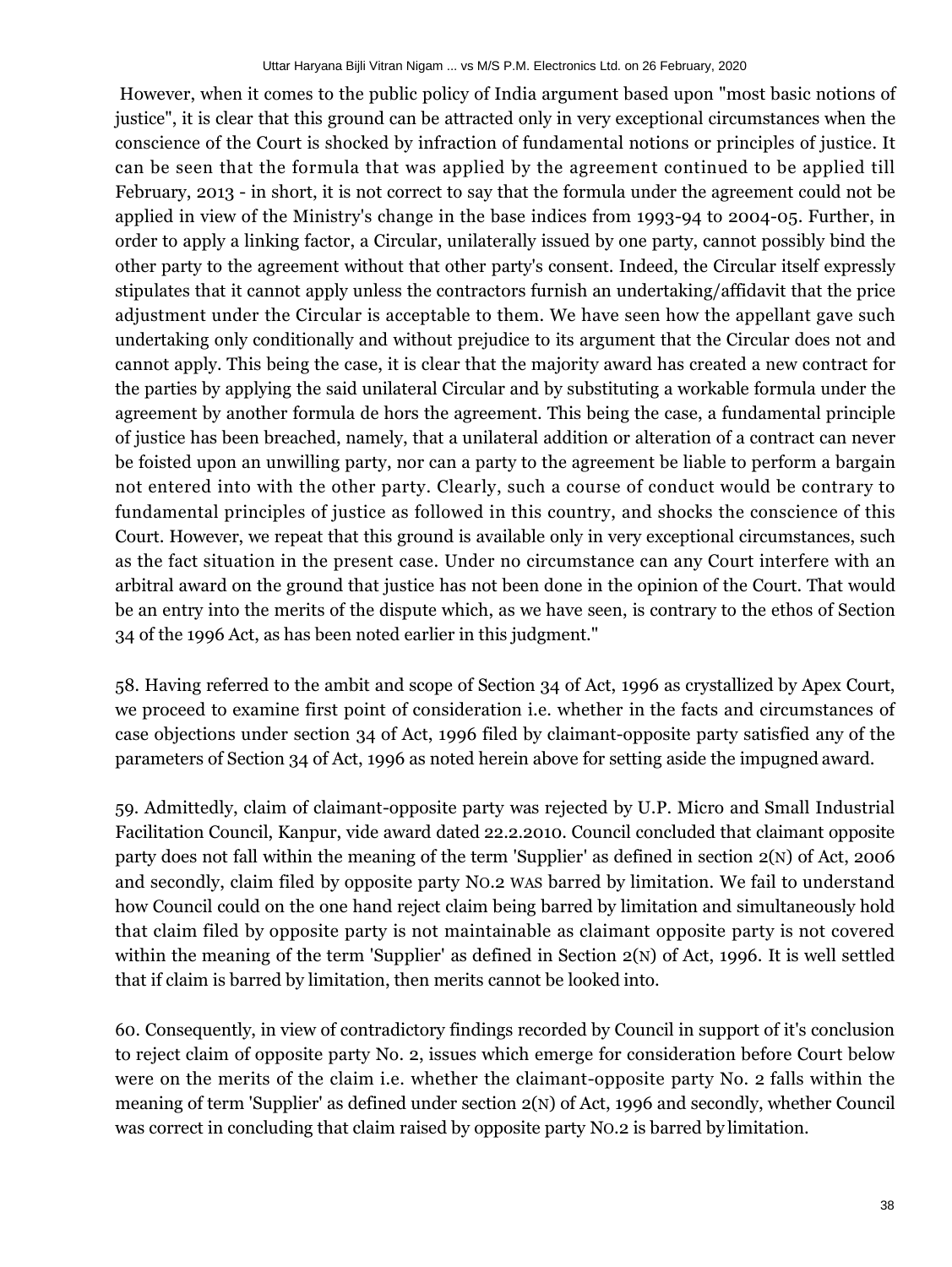However, when it comes to the public policy of India argument based upon "most basic notions of justice", it is clear that this ground can be attracted only in very exceptional circumstances when the conscience of the Court is shocked by infraction of fundamental notions or principles of justice. It can be seen that the formula that was applied by the agreement continued to be applied till February, 2013 - in short, it is not correct to say that the formula under the agreement could not be applied in view of the Ministry's change in the base indices from 1993-94 to 2004-05. Further, in order to apply a linking factor, a Circular, unilaterally issued by one party, cannot possibly bind the other party to the agreement without that other party's consent. Indeed, the Circular itself expressly stipulates that it cannot apply unless the contractors furnish an undertaking/affidavit that the price adjustment under the Circular is acceptable to them. We have seen how the appellant gave such undertaking only conditionally and without prejudice to its argument that the Circular does not and cannot apply. This being the case, it is clear that the majority award has created a new contract for the parties by applying the said unilateral Circular and by substituting a workable formula under the agreement by another formula de hors the agreement. This being the case, a fundamental principle of justice has been breached, namely, that a unilateral addition or alteration of a contract can never be foisted upon an unwilling party, nor can a party to the agreement be liable to perform a bargain not entered into with the other party. Clearly, such a course of conduct would be contrary to fundamental principles of justice as followed in this country, and shocks the conscience of this Court. However, we repeat that this ground is available only in very exceptional circumstances, such as the fact situation in the present case. Under no circumstance can any Court interfere with an arbitral award on the ground that justice has not been done in the opinion of the Court. That would be an entry into the merits of the dispute which, as we have seen, is contrary to the ethos of Section 34 of the 1996 Act, as has been noted earlier in this judgment."

58. Having referred to the ambit and scope of Section 34 of Act, 1996 as crystallized by Apex Court, we proceed to examine first point of consideration i.e. whether in the facts and circumstances of case objections under section 34 of Act, 1996 filed by claimant-opposite party satisfied any of the parameters of Section 34 of Act, 1996 as noted herein above for setting aside the impugned award.

59. Admittedly, claim of claimant-opposite party was rejected by U.P. Micro and Small Industrial Facilitation Council, Kanpur, vide award dated 22.2.2010. Council concluded that claimant opposite party does not fall within the meaning of the term 'Supplier' as defined in section 2(N) of Act, 2006 and secondly, claim filed by opposite party NO.2 WAS barred by limitation. We fail to understand how Council could on the one hand reject claim being barred by limitation and simultaneously hold that claim filed by opposite party is not maintainable as claimant opposite party is not covered within the meaning of the term 'Supplier' as defined in Section 2(N) of Act, 1996. It is well settled that if claim is barred by limitation, then merits cannot be looked into.

60. Consequently, in view of contradictory findings recorded by Council in support of it's conclusion to reject claim of opposite party No. 2, issues which emerge for consideration before Court below were on the merits of the claim i.e. whether the claimant-opposite party No. 2 falls within the meaning of term 'Supplier' as defined under section 2(N) of Act, 1996 and secondly, whether Council was correct in concluding that claim raised by opposite party NO.2 is barred by limitation.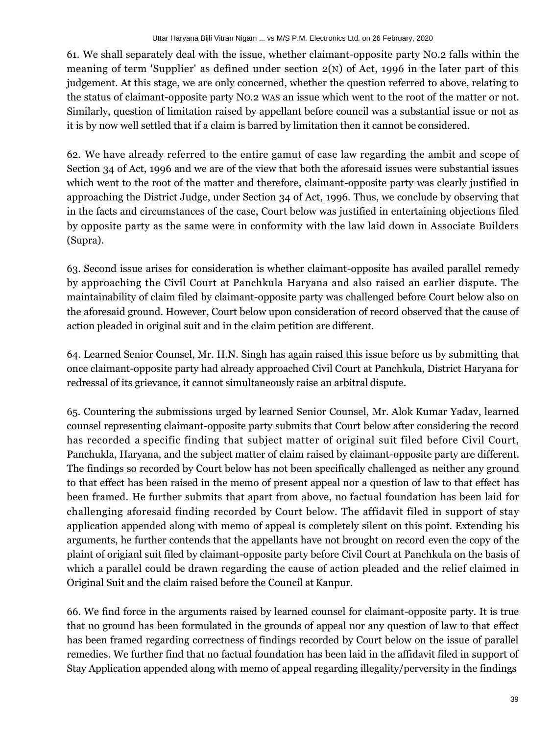61. We shall separately deal with the issue, whether claimant-opposite party NO.2 falls within the meaning of term 'Supplier' as defined under section 2(N) of Act, 1996 in the later part of this judgement. At this stage, we are only concerned, whether the question referred to above, relating to the status of claimant-opposite party NO.2 WAS an issue which went to the root of the matter or not. Similarly, question of limitation raised by appellant before council was a substantial issue or not as it is by now well settled that if a claim is barred by limitation then it cannot be considered.

62. We have already referred to the entire gamut of case law regarding the ambit and scope of Section 34 of Act, 1996 and we are of the view that both the aforesaid issues were substantial issues which went to the root of the matter and therefore, claimant-opposite party was clearly justified in approaching the District Judge, under Section 34 of Act, 1996. Thus, we conclude by observing that in the facts and circumstances of the case, Court below was justified in entertaining objections filed by opposite party as the same were in conformity with the law laid down in Associate Builders (Supra).

63. Second issue arises for consideration is whether claimant-opposite has availed parallel remedy by approaching the Civil Court at Panchkula Haryana and also raised an earlier dispute. The maintainability of claim filed by claimant-opposite party was challenged before Court below also on the aforesaid ground. However, Court below upon consideration of record observed that the cause of action pleaded in original suit and in the claim petition are different.

64. Learned Senior Counsel, Mr. H.N. Singh has again raised this issue before us by submitting that once claimant-opposite party had already approached Civil Court at Panchkula, District Haryana for redressal of its grievance, it cannot simultaneously raise an arbitral dispute.

65. Countering the submissions urged by learned Senior Counsel, Mr. Alok Kumar Yadav, learned counsel representing claimant-opposite party submits that Court below after considering the record has recorded a specific finding that subject matter of original suit filed before Civil Court, Panchukla, Haryana, and the subject matter of claim raised by claimant-opposite party are different. The findings so recorded by Court below has not been specifically challenged as neither any ground to that effect has been raised in the memo of present appeal nor a question of law to that effect has been framed. He further submits that apart from above, no factual foundation has been laid for challenging aforesaid finding recorded by Court below. The affidavit filed in support of stay application appended along with memo of appeal is completely silent on this point. Extending his arguments, he further contends that the appellants have not brought on record even the copy of the plaint of origianl suit filed by claimant-opposite party before Civil Court at Panchkula on the basis of which a parallel could be drawn regarding the cause of action pleaded and the relief claimed in Original Suit and the claim raised before the Council at Kanpur.

66. We find force in the arguments raised by learned counsel for claimant-opposite party. It is true that no ground has been formulated in the grounds of appeal nor any question of law to that effect has been framed regarding correctness of findings recorded by Court below on the issue of parallel remedies. We further find that no factual foundation has been laid in the affidavit filed in support of Stay Application appended along with memo of appeal regarding illegality/perversity in the findings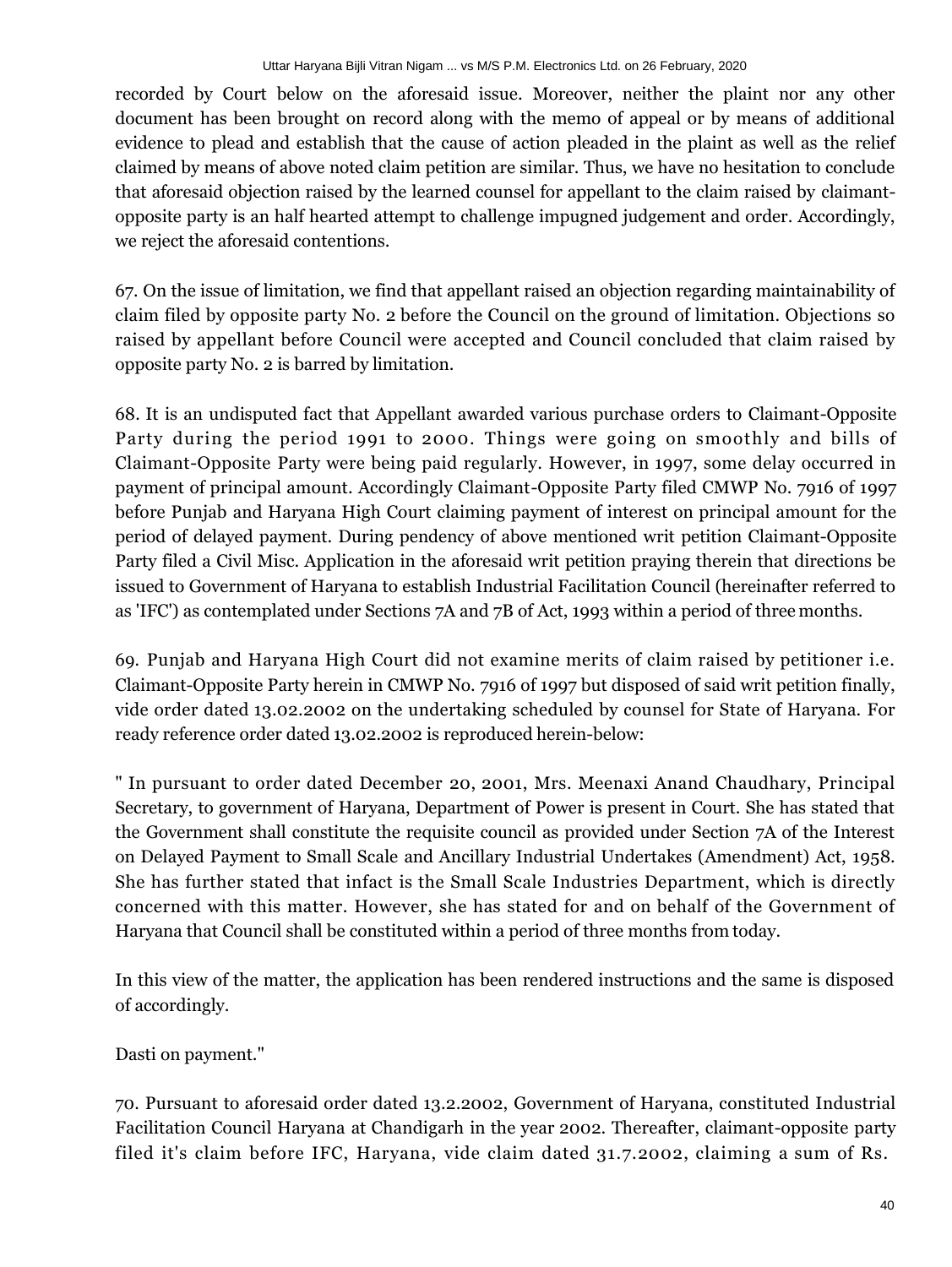recorded by Court below on the aforesaid issue. Moreover, neither the plaint nor any other document has been brought on record along with the memo of appeal or by means of additional evidence to plead and establish that the cause of action pleaded in the plaint as well as the relief claimed by means of above noted claim petition are similar. Thus, we have no hesitation to conclude that aforesaid objection raised by the learned counsel for appellant to the claim raised by claimant-opposite party is an half hearted attempt to challenge impugned judgement and order. Accordingly, we reject the aforesaid contentions.

67. On the issue of limitation, we find that appellant raised an objection regarding maintainability of claim filed by opposite party No. 2 before the Council on the ground of limitation. Objections so raised by appellant before Council were accepted and Council concluded that claim raised by opposite party No. 2 is barred by limitation.

68. It is an undisputed fact that Appellant awarded various purchase orders to Claimant-Opposite Party during the period 1991 to 2000. Things were going on smoothly and bills of Claimant-Opposite Party were being paid regularly. However, in 1997, some delay occurred in payment of principal amount. Accordingly Claimant-Opposite Party filed CMWP No. 7916 of 1997 before Punjab and Haryana High Court claiming payment of interest on principal amount for the period of delayed payment. During pendency of above mentioned writ petition Claimant-Opposite Party filed a Civil Misc. Application in the aforesaid writ petition praying therein that directions be issued to Government of Haryana to establish Industrial Facilitation Council (hereinafter referred to as 'IFC') as contemplated under Sections 7A and 7B of Act, 1993 within a period of three months.

69. Punjab and Haryana High Court did not examine merits of claim raised by petitioner i.e. Claimant-Opposite Party herein in CMWP No. 7916 of 1997 but disposed of said writ petition finally, vide order dated 13.02.2002 on the undertaking scheduled by counsel for State of Haryana. For ready reference order dated 13.02.2002 is reproduced herein-below:

" In pursuant to order dated December 20, 2001, Mrs. Meenaxi Anand Chaudhary, Principal Secretary, to government of Haryana, Department of Power is present in Court. She has stated that the Government shall constitute the requisite council as provided under Section 7A of the Interest on Delayed Payment to Small Scale and Ancillary Industrial Undertakes (Amendment) Act, 1958. She has further stated that infact is the Small Scale Industries Department, which is directly concerned with this matter. However, she has stated for and on behalf of the Government of Haryana that Council shall be constituted within a period of three months from today.

In this view of the matter, the application has been rendered instructions and the same is disposed of accordingly.

Dasti on payment."

70. Pursuant to aforesaid order dated 13.2.2002, Government of Haryana, constituted Industrial Facilitation Council Haryana at Chandigarh in the year 2002. Thereafter, claimant-opposite party filed it's claim before IFC, Haryana, vide claim dated 31.7.2002, claiming a sum of Rs.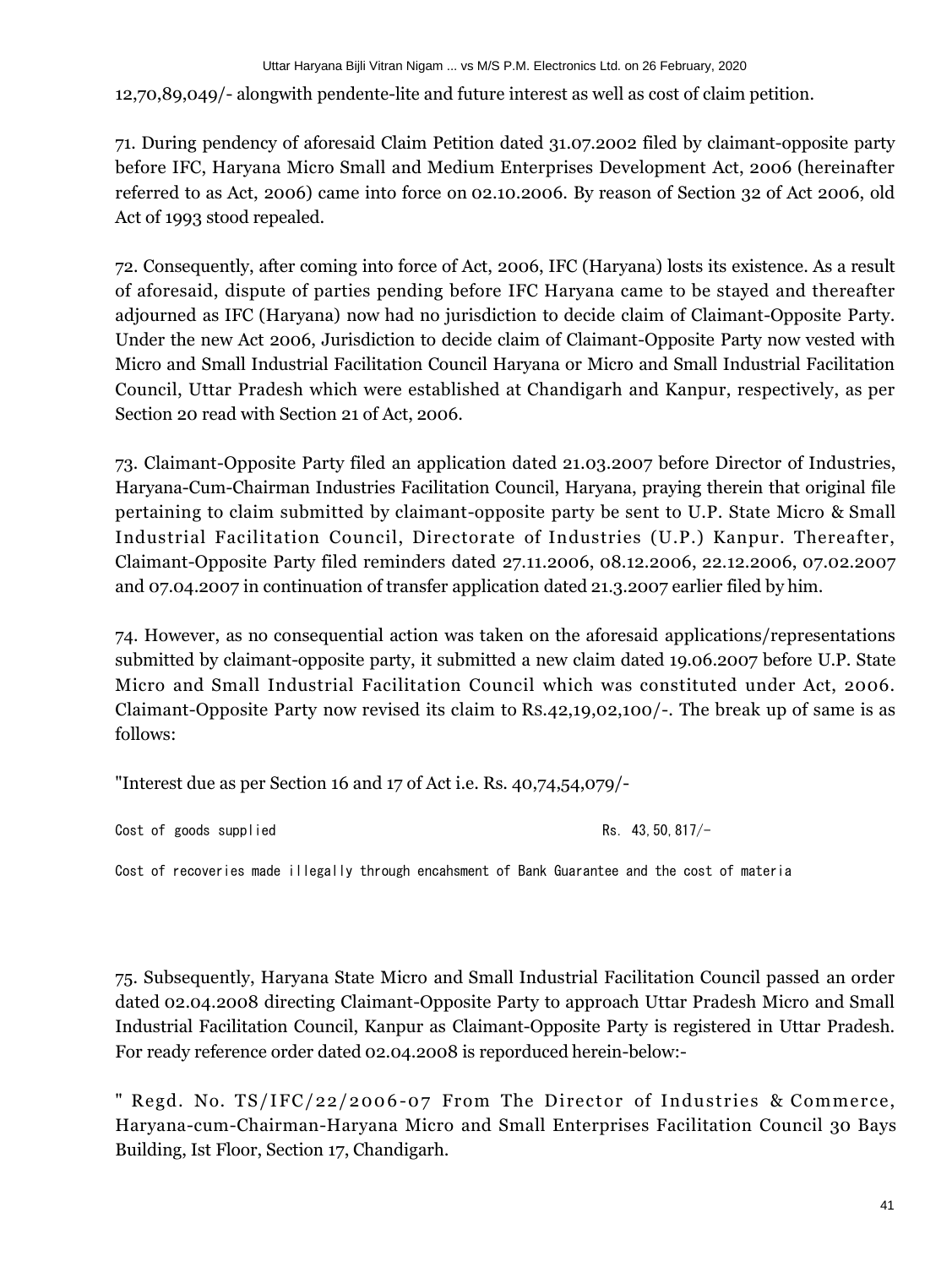12,70,89,049/- alongwith pendente-lite and future interest as well as cost of claim petition.

71. During pendency of aforesaid Claim Petition dated 31.07.2002 filed by claimant-opposite party before IFC, Haryana Micro Small and Medium Enterprises Development Act, 2006 (hereinafter referred to as Act, 2006) came into force on 02.10.2006. By reason of Section 32 of Act 2006, old Act of 1993 stood repealed.

72. Consequently, after coming into force of Act, 2006, IFC (Haryana) losts its existence. As a result of aforesaid, dispute of parties pending before IFC Haryana came to be stayed and thereafter adjourned as IFC (Haryana) now had no jurisdiction to decide claim of Claimant-Opposite Party. Under the new Act 2006, Jurisdiction to decide claim of Claimant-Opposite Party now vested with Micro and Small Industrial Facilitation Council Haryana or Micro and Small Industrial Facilitation Council, Uttar Pradesh which were established at Chandigarh and Kanpur, respectively, as per Section 20 read with Section 21 of Act, 2006.

73. Claimant-Opposite Party filed an application dated 21.03.2007 before Director of Industries, Haryana-Cum-Chairman Industries Facilitation Council, Haryana, praying therein that original file pertaining to claim submitted by claimant-opposite party be sent to U.P. State Micro & Small Industrial Facilitation Council, Directorate of Industries (U.P.) Kanpur. Thereafter, Claimant-Opposite Party filed reminders dated 27.11.2006, 08.12.2006, 22.12.2006, 07.02.2007 and 07.04.2007 in continuation of transfer application dated 21.3.2007 earlier filed by him.

74. However, as no consequential action was taken on the aforesaid applications/representations submitted by claimant-opposite party, it submitted a new claim dated 19.06.2007 before U.P. State Micro and Small Industrial Facilitation Council which was constituted under Act, 2006. Claimant-Opposite Party now revised its claim to RS.42,19,02,100/-. The break up of same is as follows:

"Interest due as per Section 16 and 17 of Act i.e. Rs. 40,74,54,079/-

```
Cost of goods supplied                                              Rs. 43,50,817/-

Cost of recoveries made illegally through encahsment of Bank Guarantee and the cost of materia
```

75. Subsequently, Haryana State Micro and Small Industrial Facilitation Council passed an order dated 02.04.2008 directing Claimant-Opposite Party to approach Uttar Pradesh Micro and Small Industrial Facilitation Council, Kanpur as Claimant-Opposite Party is registered in Uttar Pradesh. For ready reference order dated 02.04.2008 is reporduced herein-below:-

" Regd. No. TS/IFC/22/2006-07 From The Director of Industries & Commerce, Haryana-cum-Chairman-Haryana Micro and Small Enterprises Facilitation Council 30 Bays Building, Ist Floor, Section 17, Chandigarh.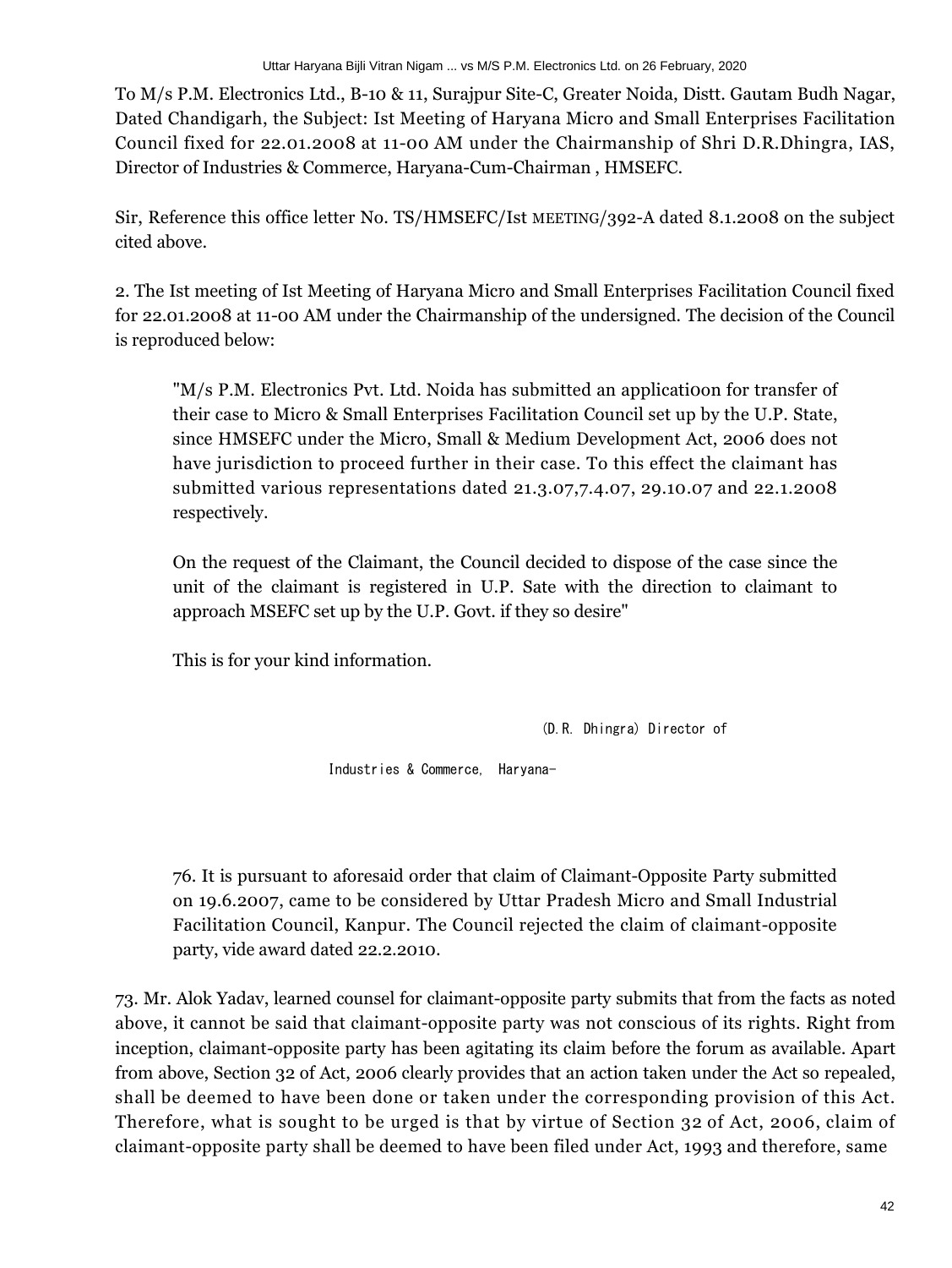To M/s P.M. Electronics Ltd., B-10 & 11, Surajpur Site-C, Greater Noida, Distt. Gautam Budh Nagar, Dated Chandigarh, the Subject: Ist Meeting of Haryana Micro and Small Enterprises Facilitation Council fixed for 22.01.2008 at 11-00 AM under the Chairmanship of Shri D.R.Dhingra, IAS, Director of Industries & Commerce, Haryana-Cum-Chairman , HMSEFC.

Sir, Reference this office letter No. TS/HMSEFC/Ist MEETING/392-A dated 8.1.2008 on the subject cited above.

2. The Ist meeting of Ist Meeting of Haryana Micro and Small Enterprises Facilitation Council fixed for 22.01.2008 at 11-00 AM under the Chairmanship of the undersigned. The decision of the Council is reproduced below:

> "M/s P.M. Electronics Pvt. Ltd. Noida has submitted an applicatioon for transfer of their case to Micro & Small Enterprises Facilitation Council set up by the U.P. State, since HMSEFC under the Micro, Small & Medium Development Act, 2006 does not have jurisdiction to proceed further in their case. To this effect the claimant has submitted various representations dated 21.3.07,7.4.07, 29.10.07 and 22.1.2008 respectively.
>
> On the request of the Claimant, the Council decided to dispose of the case since the unit of the claimant is registered in U.P. Sate with the direction to claimant to approach MSEFC set up by the U.P. Govt. if they so desire"
>
> This is for your kind information.

(D.R. Dhingra) Director of

Industries & Commerce, Haryana-

> 76. It is pursuant to aforesaid order that claim of Claimant-Opposite Party submitted on 19.6.2007, came to be considered by Uttar Pradesh Micro and Small Industrial Facilitation Council, Kanpur. The Council rejected the claim of claimant-opposite party, vide award dated 22.2.2010.

73. Mr. Alok Yadav, learned counsel for claimant-opposite party submits that from the facts as noted above, it cannot be said that claimant-opposite party was not conscious of its rights. Right from inception, claimant-opposite party has been agitating its claim before the forum as available. Apart from above, Section 32 of Act, 2006 clearly provides that an action taken under the Act so repealed, shall be deemed to have been done or taken under the corresponding provision of this Act. Therefore, what is sought to be urged is that by virtue of Section 32 of Act, 2006, claim of claimant-opposite party shall be deemed to have been filed under Act, 1993 and therefore, same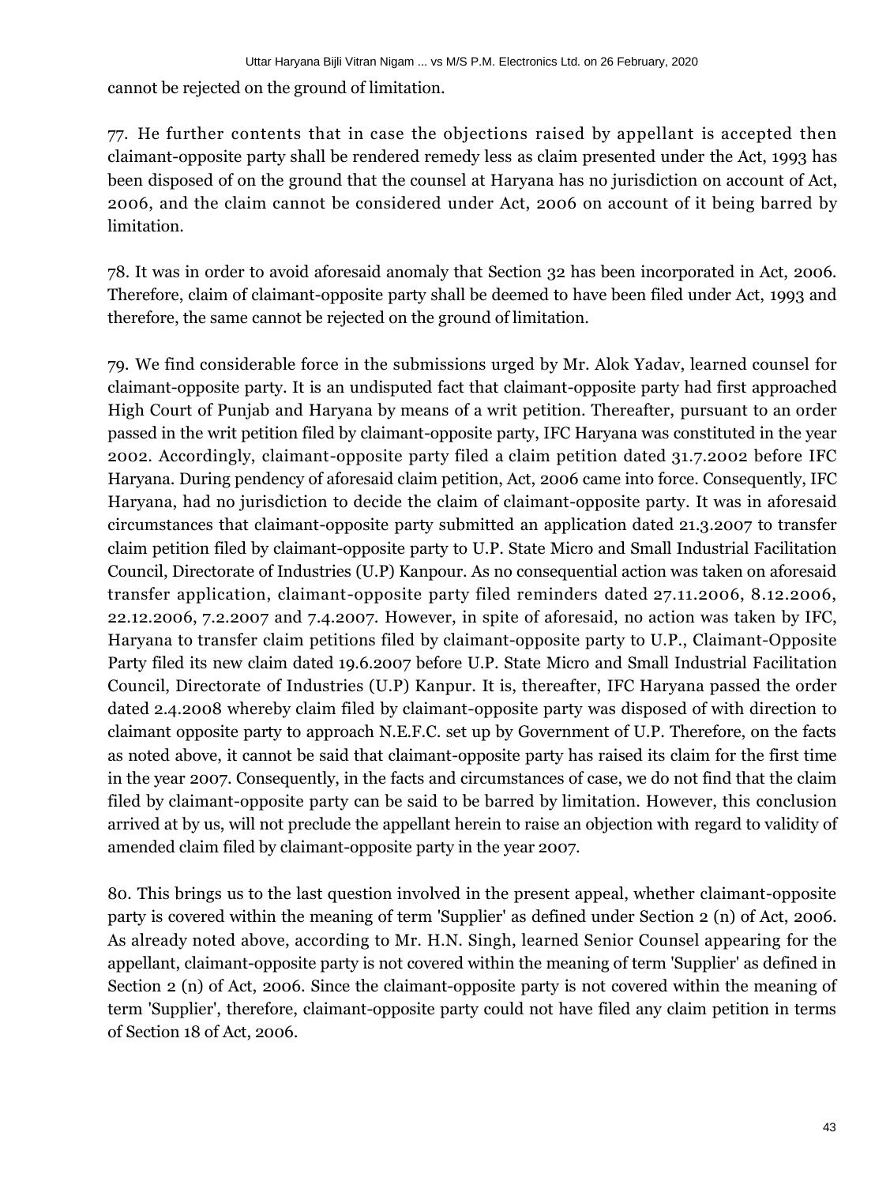cannot be rejected on the ground of limitation.

77. He further contents that in case the objections raised by appellant is accepted then claimant-opposite party shall be rendered remedy less as claim presented under the Act, 1993 has been disposed of on the ground that the counsel at Haryana has no jurisdiction on account of Act, 2006, and the claim cannot be considered under Act, 2006 on account of it being barred by limitation.

78. It was in order to avoid aforesaid anomaly that Section 32 has been incorporated in Act, 2006. Therefore, claim of claimant-opposite party shall be deemed to have been filed under Act, 1993 and therefore, the same cannot be rejected on the ground of limitation.

79. We find considerable force in the submissions urged by Mr. Alok Yadav, learned counsel for claimant-opposite party. It is an undisputed fact that claimant-opposite party had first approached High Court of Punjab and Haryana by means of a writ petition. Thereafter, pursuant to an order passed in the writ petition filed by claimant-opposite party, IFC Haryana was constituted in the year 2002. Accordingly, claimant-opposite party filed a claim petition dated 31.7.2002 before IFC Haryana. During pendency of aforesaid claim petition, Act, 2006 came into force. Consequently, IFC Haryana, had no jurisdiction to decide the claim of claimant-opposite party. It was in aforesaid circumstances that claimant-opposite party submitted an application dated 21.3.2007 to transfer claim petition filed by claimant-opposite party to U.P. State Micro and Small Industrial Facilitation Council, Directorate of Industries (U.P) Kanpour. As no consequential action was taken on aforesaid transfer application, claimant-opposite party filed reminders dated 27.11.2006, 8.12.2006, 22.12.2006, 7.2.2007 and 7.4.2007. However, in spite of aforesaid, no action was taken by IFC, Haryana to transfer claim petitions filed by claimant-opposite party to U.P., Claimant-Opposite Party filed its new claim dated 19.6.2007 before U.P. State Micro and Small Industrial Facilitation Council, Directorate of Industries (U.P) Kanpur. It is, thereafter, IFC Haryana passed the order dated 2.4.2008 whereby claim filed by claimant-opposite party was disposed of with direction to claimant opposite party to approach N.E.F.C. set up by Government of U.P. Therefore, on the facts as noted above, it cannot be said that claimant-opposite party has raised its claim for the first time in the year 2007. Consequently, in the facts and circumstances of case, we do not find that the claim filed by claimant-opposite party can be said to be barred by limitation. However, this conclusion arrived at by us, will not preclude the appellant herein to raise an objection with regard to validity of amended claim filed by claimant-opposite party in the year 2007.

80. This brings us to the last question involved in the present appeal, whether claimant-opposite party is covered within the meaning of term 'Supplier' as defined under Section 2 (n) of Act, 2006. As already noted above, according to Mr. H.N. Singh, learned Senior Counsel appearing for the appellant, claimant-opposite party is not covered within the meaning of term 'Supplier' as defined in Section 2 (n) of Act, 2006. Since the claimant-opposite party is not covered within the meaning of term 'Supplier', therefore, claimant-opposite party could not have filed any claim petition in terms of Section 18 of Act, 2006.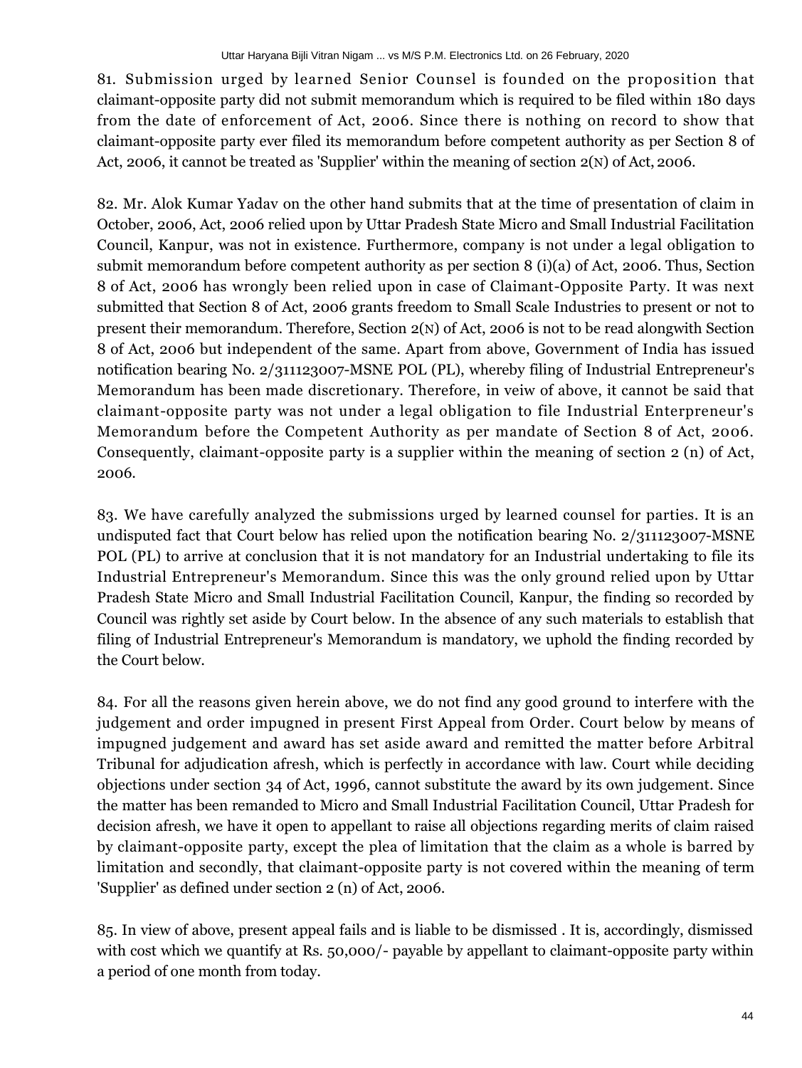81. Submission urged by learned Senior Counsel is founded on the proposition that claimant-opposite party did not submit memorandum which is required to be filed within 180 days from the date of enforcement of Act, 2006. Since there is nothing on record to show that claimant-opposite party ever filed its memorandum before competent authority as per Section 8 of Act, 2006, it cannot be treated as 'Supplier' within the meaning of section 2(N) of Act, 2006.

82. Mr. Alok Kumar Yadav on the other hand submits that at the time of presentation of claim in October, 2006, Act, 2006 relied upon by Uttar Pradesh State Micro and Small Industrial Facilitation Council, Kanpur, was not in existence. Furthermore, company is not under a legal obligation to submit memorandum before competent authority as per section 8 (i)(a) of Act, 2006. Thus, Section 8 of Act, 2006 has wrongly been relied upon in case of Claimant-Opposite Party. It was next submitted that Section 8 of Act, 2006 grants freedom to Small Scale Industries to present or not to present their memorandum. Therefore, Section 2(N) of Act, 2006 is not to be read alongwith Section 8 of Act, 2006 but independent of the same. Apart from above, Government of India has issued notification bearing No. 2/311123007-MSNE POL (PL), whereby filing of Industrial Entrepreneur's Memorandum has been made discretionary. Therefore, in veiw of above, it cannot be said that claimant-opposite party was not under a legal obligation to file Industrial Enterpreneur's Memorandum before the Competent Authority as per mandate of Section 8 of Act, 2006. Consequently, claimant-opposite party is a supplier within the meaning of section 2 (n) of Act, 2006.

83. We have carefully analyzed the submissions urged by learned counsel for parties. It is an undisputed fact that Court below has relied upon the notification bearing No. 2/311123007-MSNE POL (PL) to arrive at conclusion that it is not mandatory for an Industrial undertaking to file its Industrial Entrepreneur's Memorandum. Since this was the only ground relied upon by Uttar Pradesh State Micro and Small Industrial Facilitation Council, Kanpur, the finding so recorded by Council was rightly set aside by Court below. In the absence of any such materials to establish that filing of Industrial Entrepreneur's Memorandum is mandatory, we uphold the finding recorded by the Court below.

84. For all the reasons given herein above, we do not find any good ground to interfere with the judgement and order impugned in present First Appeal from Order. Court below by means of impugned judgement and award has set aside award and remitted the matter before Arbitral Tribunal for adjudication afresh, which is perfectly in accordance with law. Court while deciding objections under section 34 of Act, 1996, cannot substitute the award by its own judgement. Since the matter has been remanded to Micro and Small Industrial Facilitation Council, Uttar Pradesh for decision afresh, we have it open to appellant to raise all objections regarding merits of claim raised by claimant-opposite party, except the plea of limitation that the claim as a whole is barred by limitation and secondly, that claimant-opposite party is not covered within the meaning of term 'Supplier' as defined under section 2 (n) of Act, 2006.

85. In view of above, present appeal fails and is liable to be dismissed . It is, accordingly, dismissed with cost which we quantify at Rs. 50,000/- payable by appellant to claimant-opposite party within a period of one month from today.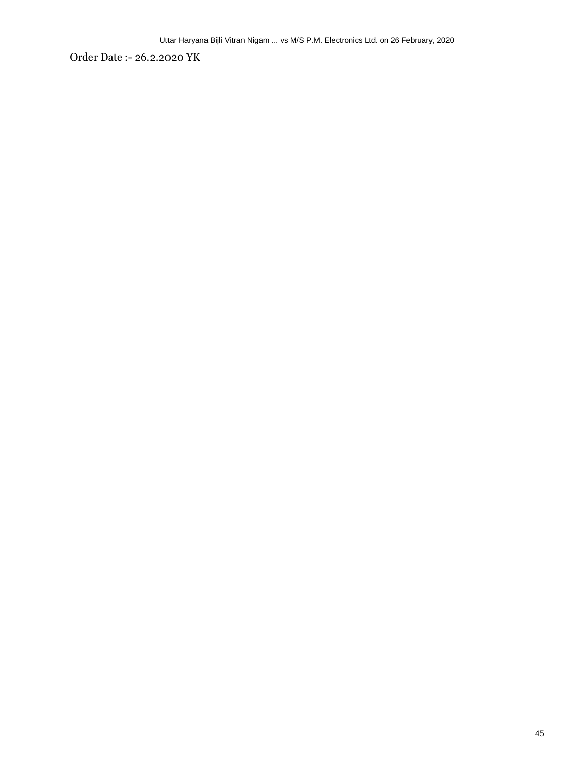Order Date :- 26.2.2020 YK